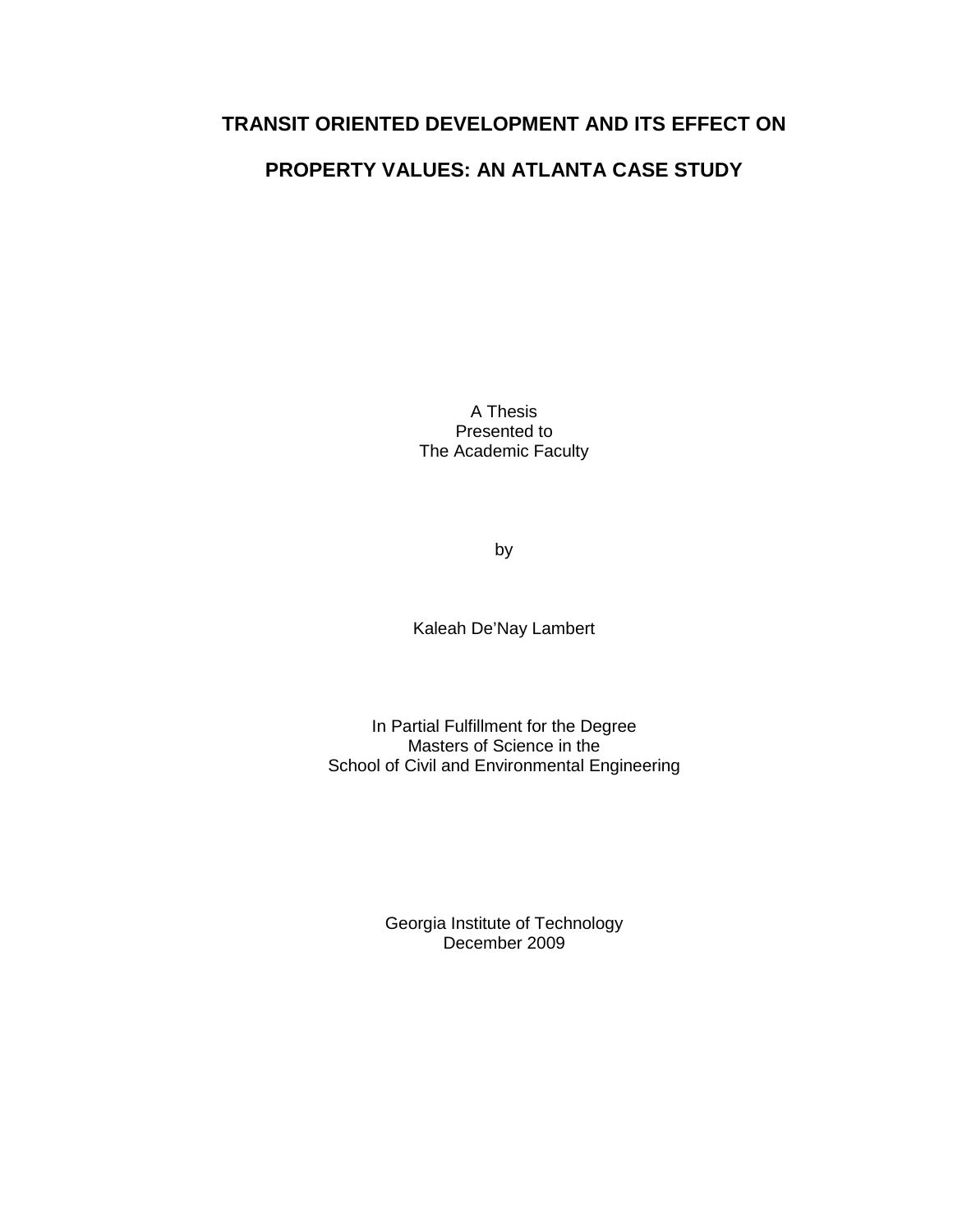# TRANSIT ORIENTED DEVELOPMENT AND ITS EFFECT ON PROPERTY VALUES: AN ATLANTA CASE STUDY

A Thesis
Presented to
The Academic Faculty

by

Kaleah De'Nay Lambert

In Partial Fulfillment for the Degree
Masters of Science in the
School of Civil and Environmental Engineering

Georgia Institute of Technology
December 2009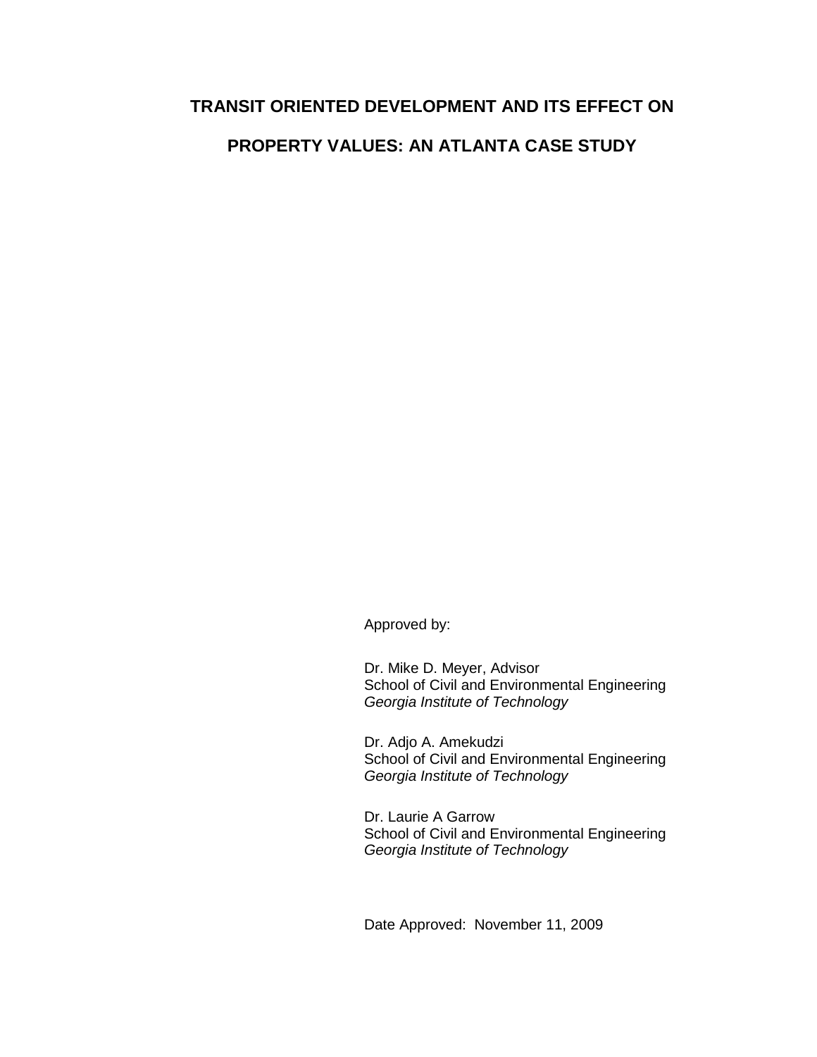# TRANSIT ORIENTED DEVELOPMENT AND ITS EFFECT ON PROPERTY VALUES: AN ATLANTA CASE STUDY

Approved by:

Dr. Mike D. Meyer, Advisor
School of Civil and Environmental Engineering
*Georgia Institute of Technology*

Dr. Adjo A. Amekudzi
School of Civil and Environmental Engineering
*Georgia Institute of Technology*

Dr. Laurie A Garrow
School of Civil and Environmental Engineering
*Georgia Institute of Technology*

Date Approved: November 11, 2009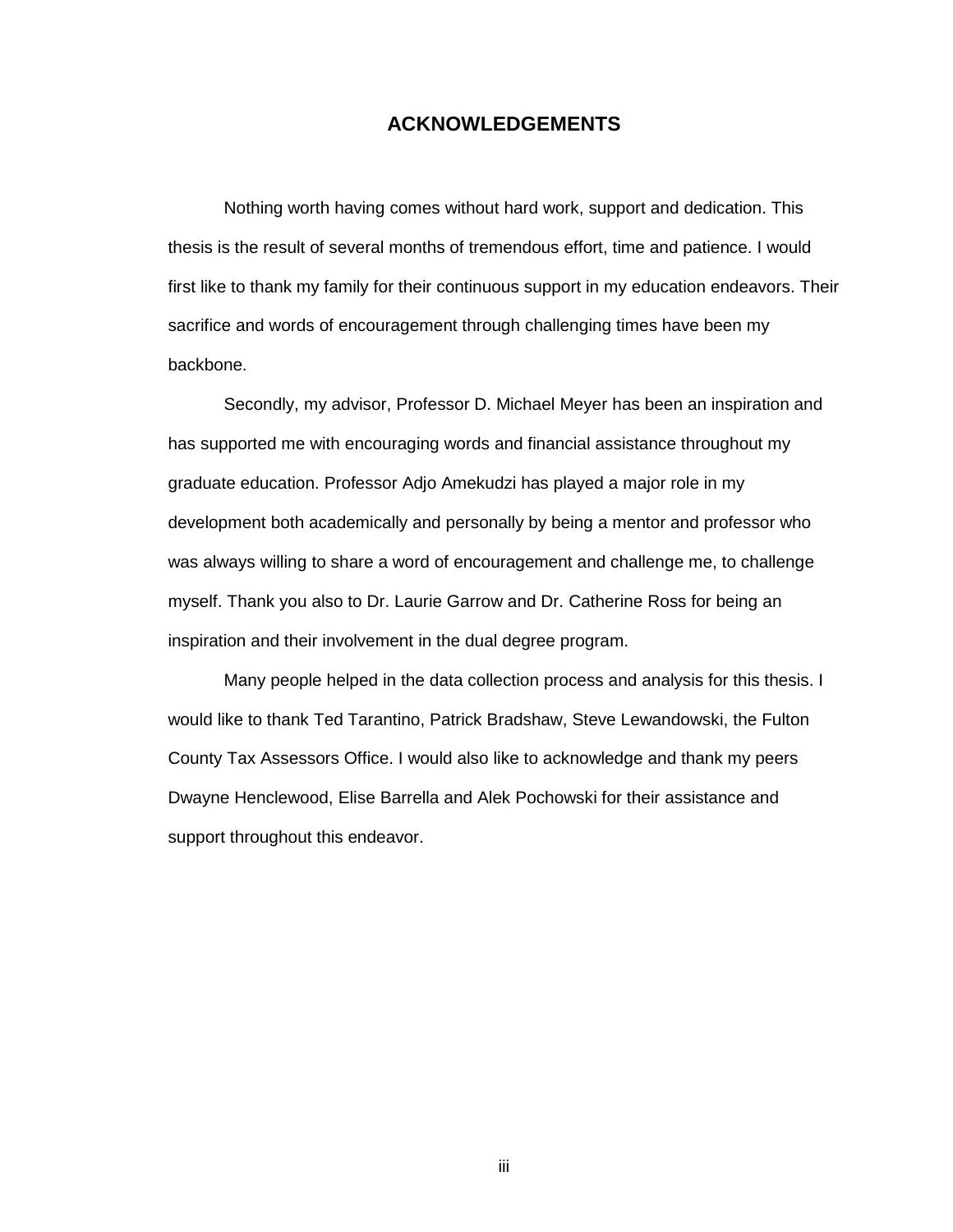# ACKNOWLEDGEMENTS

Nothing worth having comes without hard work, support and dedication. This thesis is the result of several months of tremendous effort, time and patience. I would first like to thank my family for their continuous support in my education endeavors. Their sacrifice and words of encouragement through challenging times have been my backbone.

Secondly, my advisor, Professor D. Michael Meyer has been an inspiration and has supported me with encouraging words and financial assistance throughout my graduate education. Professor Adjo Amekudzi has played a major role in my development both academically and personally by being a mentor and professor who was always willing to share a word of encouragement and challenge me, to challenge myself. Thank you also to Dr. Laurie Garrow and Dr. Catherine Ross for being an inspiration and their involvement in the dual degree program.

Many people helped in the data collection process and analysis for this thesis. I would like to thank Ted Tarantino, Patrick Bradshaw, Steve Lewandowski, the Fulton County Tax Assessors Office. I would also like to acknowledge and thank my peers Dwayne Henclewood, Elise Barrella and Alek Pochowski for their assistance and support throughout this endeavor.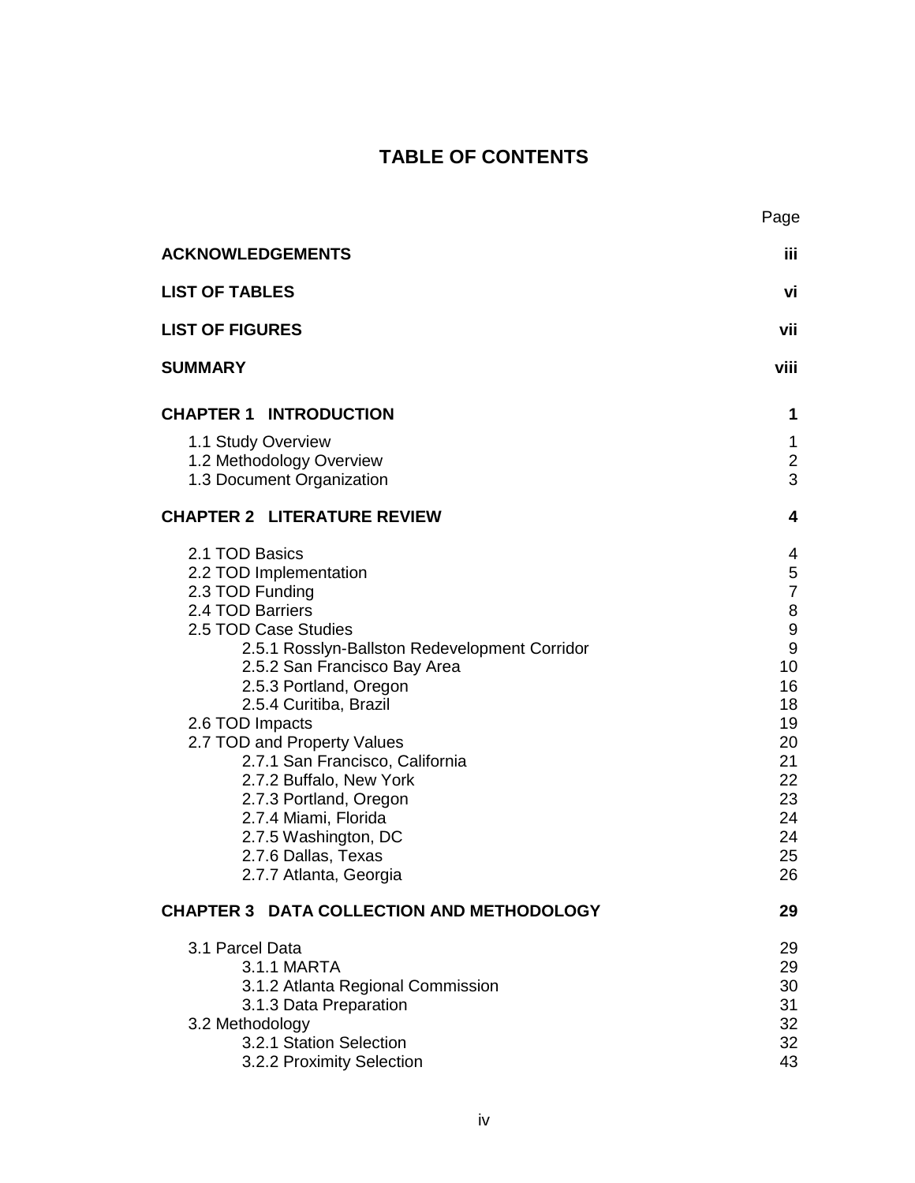# TABLE OF CONTENTS

| | Page |
|---|---|
| **ACKNOWLEDGEMENTS** | **iii** |
| **LIST OF TABLES** | **vi** |
| **LIST OF FIGURES** | **vii** |
| **SUMMARY** | **viii** |
| **CHAPTER 1 INTRODUCTION** | **1** |
| 1.1 Study Overview | 1 |
| 1.2 Methodology Overview | 2 |
| 1.3 Document Organization | 3 |
| **CHAPTER 2 LITERATURE REVIEW** | **4** |
| 2.1 TOD Basics | 4 |
| 2.2 TOD Implementation | 5 |
| 2.3 TOD Funding | 7 |
| 2.4 TOD Barriers | 8 |
| 2.5 TOD Case Studies | 9 |
| 2.5.1 Rosslyn-Ballston Redevelopment Corridor | 9 |
| 2.5.2 San Francisco Bay Area | 10 |
| 2.5.3 Portland, Oregon | 16 |
| 2.5.4 Curitiba, Brazil | 18 |
| 2.6 TOD Impacts | 19 |
| 2.7 TOD and Property Values | 20 |
| 2.7.1 San Francisco, California | 21 |
| 2.7.2 Buffalo, New York | 22 |
| 2.7.3 Portland, Oregon | 23 |
| 2.7.4 Miami, Florida | 24 |
| 2.7.5 Washington, DC | 24 |
| 2.7.6 Dallas, Texas | 25 |
| 2.7.7 Atlanta, Georgia | 26 |
| **CHAPTER 3 DATA COLLECTION AND METHODOLOGY** | **29** |
| 3.1 Parcel Data | 29 |
| 3.1.1 MARTA | 29 |
| 3.1.2 Atlanta Regional Commission | 30 |
| 3.1.3 Data Preparation | 31 |
| 3.2 Methodology | 32 |
| 3.2.1 Station Selection | 32 |
| 3.2.2 Proximity Selection | 43 |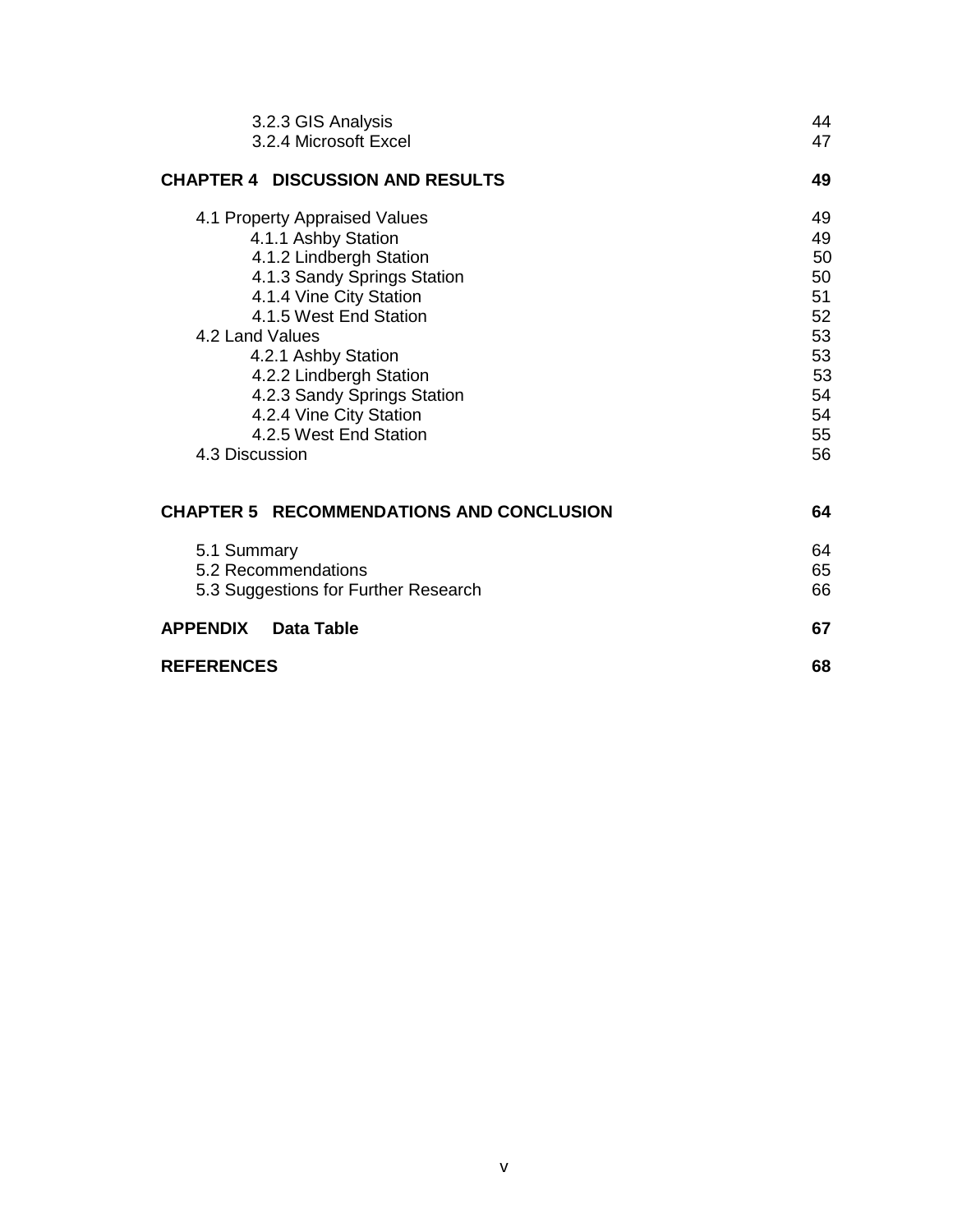| | |
|---|---|
| 3.2.3 GIS Analysis | 44 |
| 3.2.4 Microsoft Excel | 47 |
| **CHAPTER 4 DISCUSSION AND RESULTS** | **49** |
| 4.1 Property Appraised Values | 49 |
| 4.1.1 Ashby Station | 49 |
| 4.1.2 Lindbergh Station | 50 |
| 4.1.3 Sandy Springs Station | 50 |
| 4.1.4 Vine City Station | 51 |
| 4.1.5 West End Station | 52 |
| 4.2 Land Values | 53 |
| 4.2.1 Ashby Station | 53 |
| 4.2.2 Lindbergh Station | 53 |
| 4.2.3 Sandy Springs Station | 54 |
| 4.2.4 Vine City Station | 54 |
| 4.2.5 West End Station | 55 |
| 4.3 Discussion | 56 |
| **CHAPTER 5 RECOMMENDATIONS AND CONCLUSION** | **64** |
| 5.1 Summary | 64 |
| 5.2 Recommendations | 65 |
| 5.3 Suggestions for Further Research | 66 |
| **APPENDIX Data Table** | **67** |
| **REFERENCES** | **68** |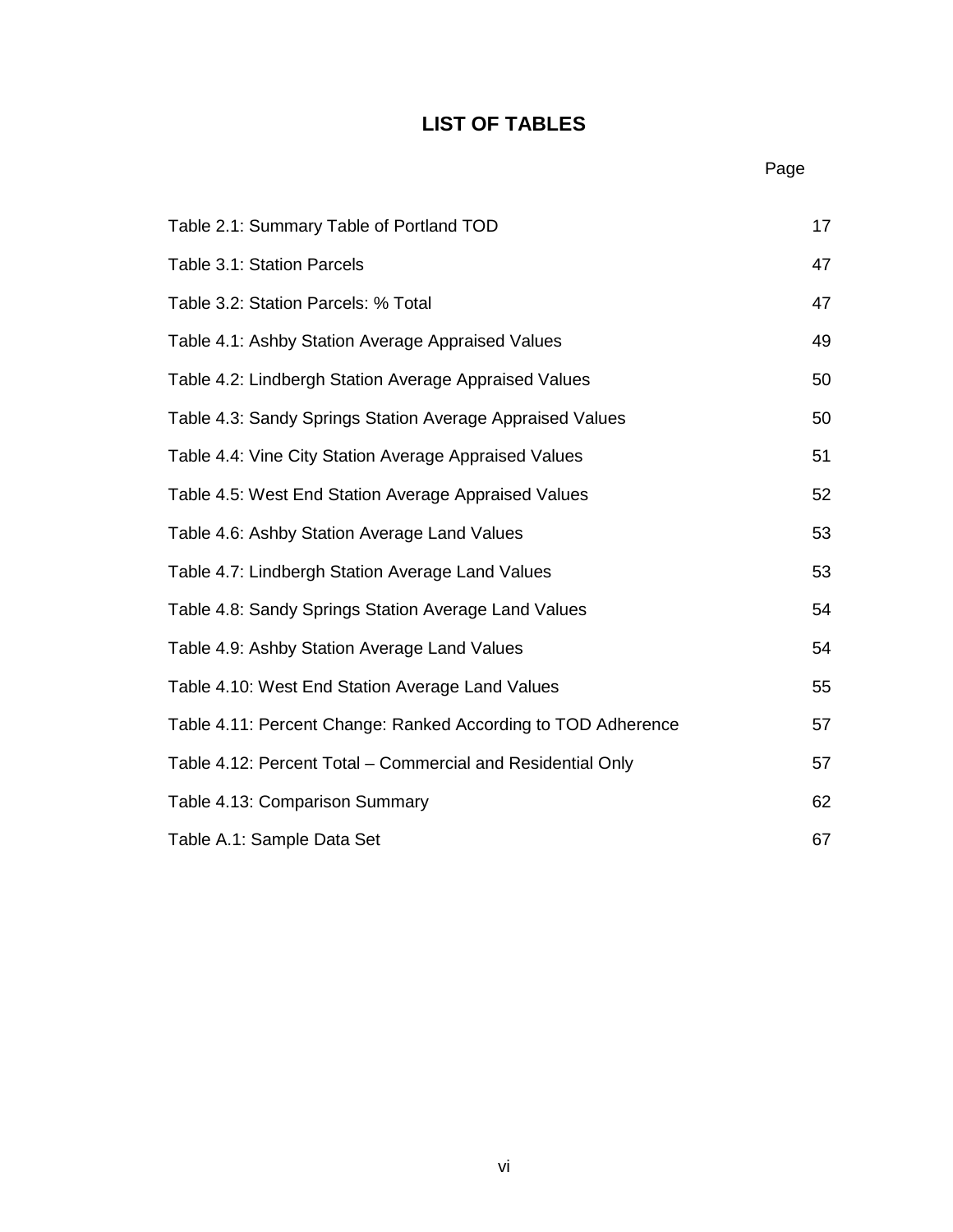# LIST OF TABLES

| | Page |
|---|---|
| Table 2.1: Summary Table of Portland TOD | 17 |
| Table 3.1: Station Parcels | 47 |
| Table 3.2: Station Parcels: % Total | 47 |
| Table 4.1: Ashby Station Average Appraised Values | 49 |
| Table 4.2: Lindbergh Station Average Appraised Values | 50 |
| Table 4.3: Sandy Springs Station Average Appraised Values | 50 |
| Table 4.4: Vine City Station Average Appraised Values | 51 |
| Table 4.5: West End Station Average Appraised Values | 52 |
| Table 4.6: Ashby Station Average Land Values | 53 |
| Table 4.7: Lindbergh Station Average Land Values | 53 |
| Table 4.8: Sandy Springs Station Average Land Values | 54 |
| Table 4.9: Ashby Station Average Land Values | 54 |
| Table 4.10: West End Station Average Land Values | 55 |
| Table 4.11: Percent Change: Ranked According to TOD Adherence | 57 |
| Table 4.12: Percent Total – Commercial and Residential Only | 57 |
| Table 4.13: Comparison Summary | 62 |
| Table A.1: Sample Data Set | 67 |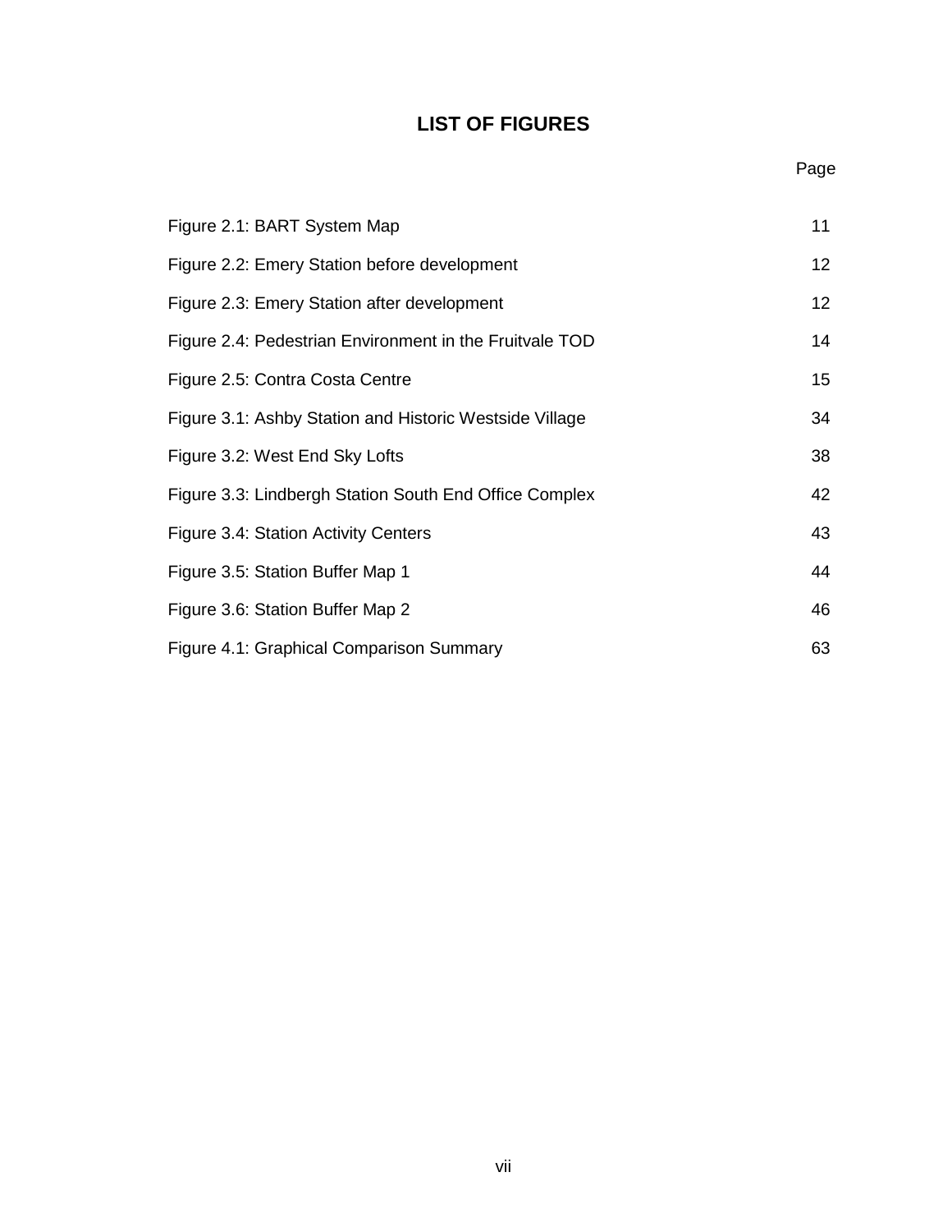# LIST OF FIGURES

| | Page |
|---|---|
| Figure 2.1: BART System Map | 11 |
| Figure 2.2: Emery Station before development | 12 |
| Figure 2.3: Emery Station after development | 12 |
| Figure 2.4: Pedestrian Environment in the Fruitvale TOD | 14 |
| Figure 2.5: Contra Costa Centre | 15 |
| Figure 3.1: Ashby Station and Historic Westside Village | 34 |
| Figure 3.2: West End Sky Lofts | 38 |
| Figure 3.3: Lindbergh Station South End Office Complex | 42 |
| Figure 3.4: Station Activity Centers | 43 |
| Figure 3.5: Station Buffer Map 1 | 44 |
| Figure 3.6: Station Buffer Map 2 | 46 |
| Figure 4.1: Graphical Comparison Summary | 63 |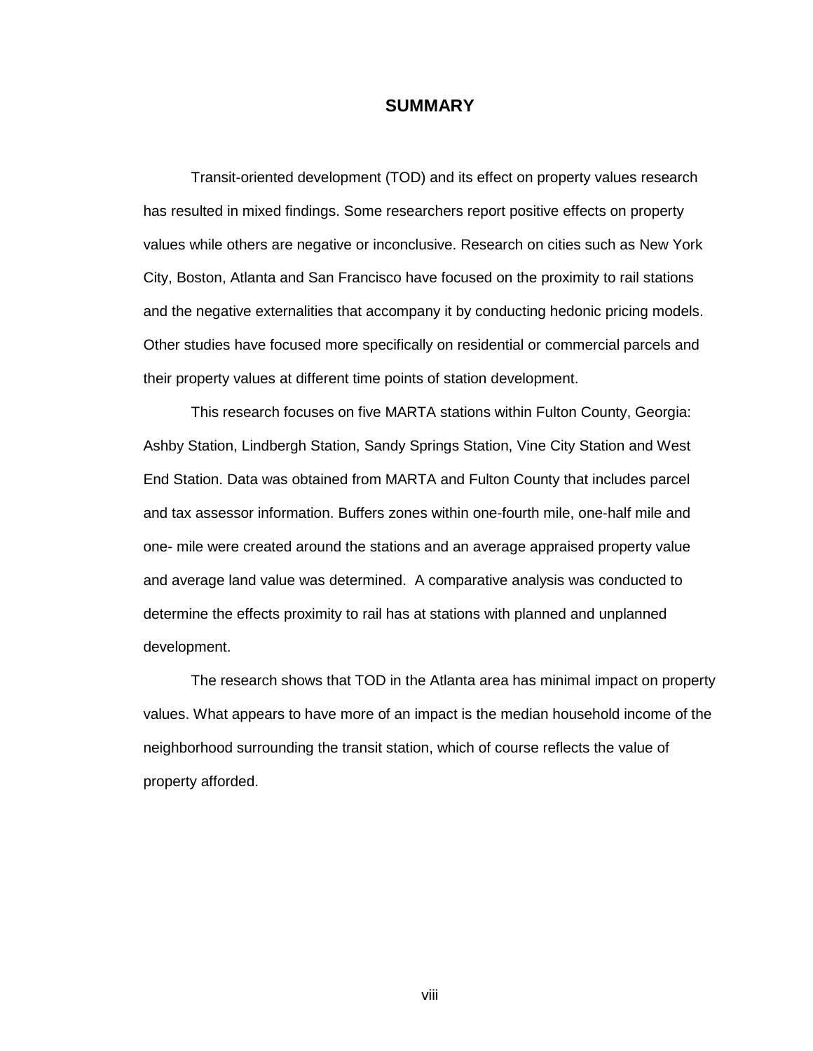# SUMMARY

Transit-oriented development (TOD) and its effect on property values research has resulted in mixed findings. Some researchers report positive effects on property values while others are negative or inconclusive. Research on cities such as New York City, Boston, Atlanta and San Francisco have focused on the proximity to rail stations and the negative externalities that accompany it by conducting hedonic pricing models. Other studies have focused more specifically on residential or commercial parcels and their property values at different time points of station development.

This research focuses on five MARTA stations within Fulton County, Georgia: Ashby Station, Lindbergh Station, Sandy Springs Station, Vine City Station and West End Station. Data was obtained from MARTA and Fulton County that includes parcel and tax assessor information. Buffers zones within one-fourth mile, one-half mile and one- mile were created around the stations and an average appraised property value and average land value was determined. A comparative analysis was conducted to determine the effects proximity to rail has at stations with planned and unplanned development.

The research shows that TOD in the Atlanta area has minimal impact on property values. What appears to have more of an impact is the median household income of the neighborhood surrounding the transit station, which of course reflects the value of property afforded.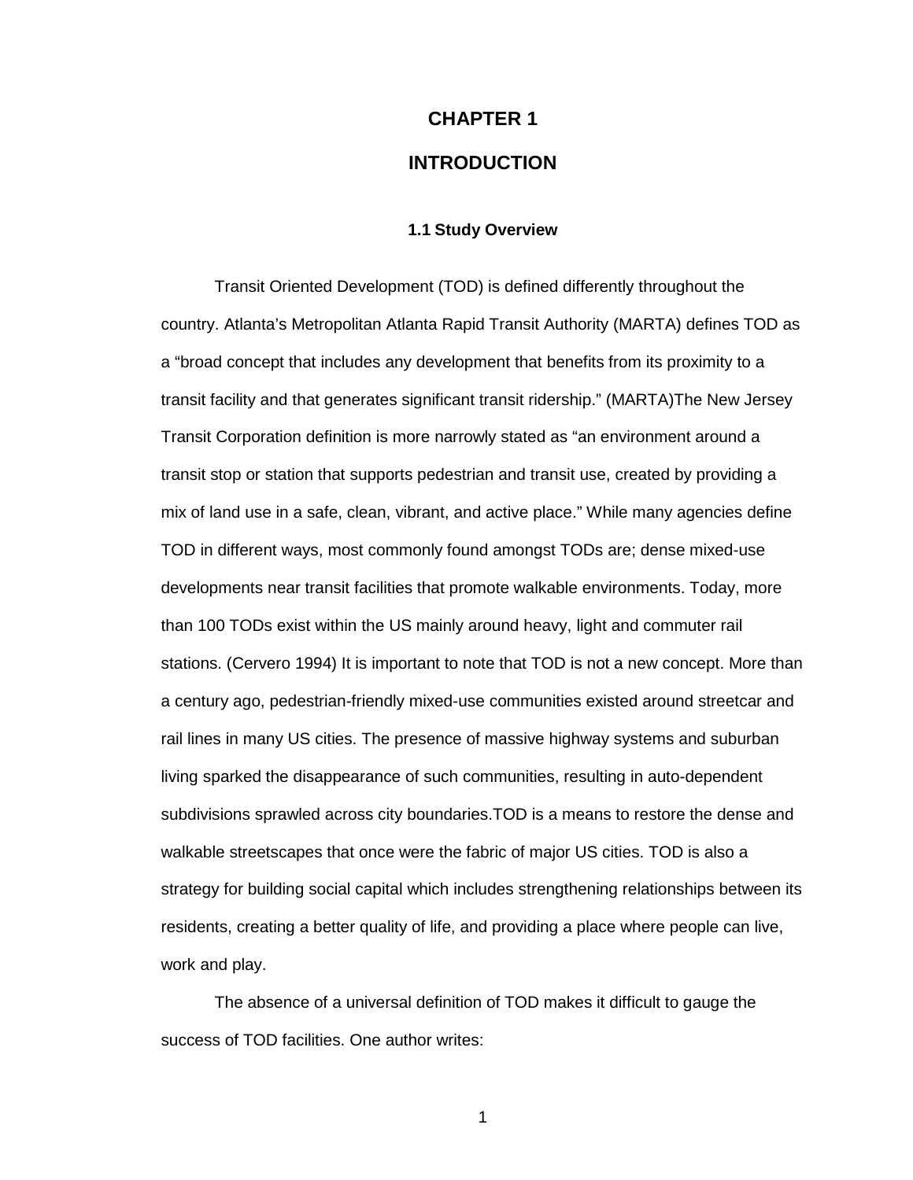# CHAPTER 1

# INTRODUCTION

### 1.1 Study Overview

Transit Oriented Development (TOD) is defined differently throughout the country. Atlanta's Metropolitan Atlanta Rapid Transit Authority (MARTA) defines TOD as a "broad concept that includes any development that benefits from its proximity to a transit facility and that generates significant transit ridership." (MARTA)The New Jersey Transit Corporation definition is more narrowly stated as "an environment around a transit stop or station that supports pedestrian and transit use, created by providing a mix of land use in a safe, clean, vibrant, and active place." While many agencies define TOD in different ways, most commonly found amongst TODs are; dense mixed-use developments near transit facilities that promote walkable environments. Today, more than 100 TODs exist within the US mainly around heavy, light and commuter rail stations. (Cervero 1994) It is important to note that TOD is not a new concept. More than a century ago, pedestrian-friendly mixed-use communities existed around streetcar and rail lines in many US cities. The presence of massive highway systems and suburban living sparked the disappearance of such communities, resulting in auto-dependent subdivisions sprawled across city boundaries.TOD is a means to restore the dense and walkable streetscapes that once were the fabric of major US cities. TOD is also a strategy for building social capital which includes strengthening relationships between its residents, creating a better quality of life, and providing a place where people can live, work and play.

The absence of a universal definition of TOD makes it difficult to gauge the success of TOD facilities. One author writes: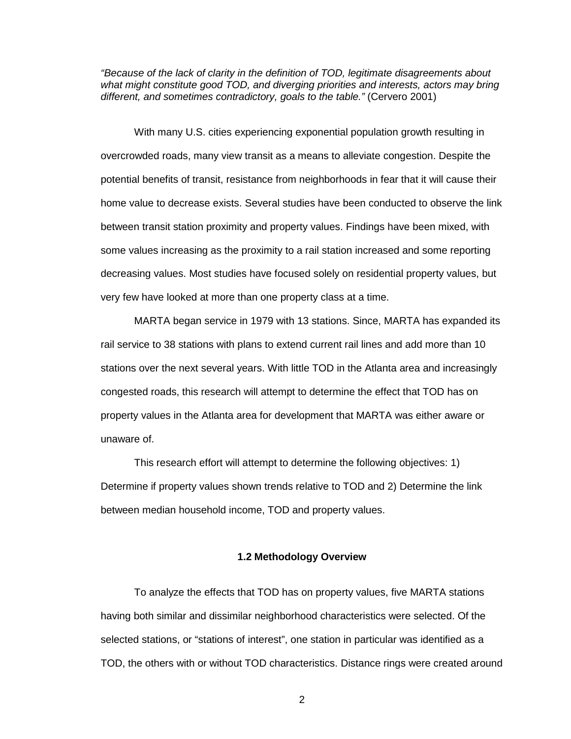*"Because of the lack of clarity in the definition of TOD, legitimate disagreements about what might constitute good TOD, and diverging priorities and interests, actors may bring different, and sometimes contradictory, goals to the table."* (Cervero 2001)

With many U.S. cities experiencing exponential population growth resulting in overcrowded roads, many view transit as a means to alleviate congestion. Despite the potential benefits of transit, resistance from neighborhoods in fear that it will cause their home value to decrease exists. Several studies have been conducted to observe the link between transit station proximity and property values. Findings have been mixed, with some values increasing as the proximity to a rail station increased and some reporting decreasing values. Most studies have focused solely on residential property values, but very few have looked at more than one property class at a time.

MARTA began service in 1979 with 13 stations. Since, MARTA has expanded its rail service to 38 stations with plans to extend current rail lines and add more than 10 stations over the next several years. With little TOD in the Atlanta area and increasingly congested roads, this research will attempt to determine the effect that TOD has on property values in the Atlanta area for development that MARTA was either aware or unaware of.

This research effort will attempt to determine the following objectives: 1) Determine if property values shown trends relative to TOD and 2) Determine the link between median household income, TOD and property values.

### 1.2 Methodology Overview

To analyze the effects that TOD has on property values, five MARTA stations having both similar and dissimilar neighborhood characteristics were selected. Of the selected stations, or "stations of interest", one station in particular was identified as a TOD, the others with or without TOD characteristics. Distance rings were created around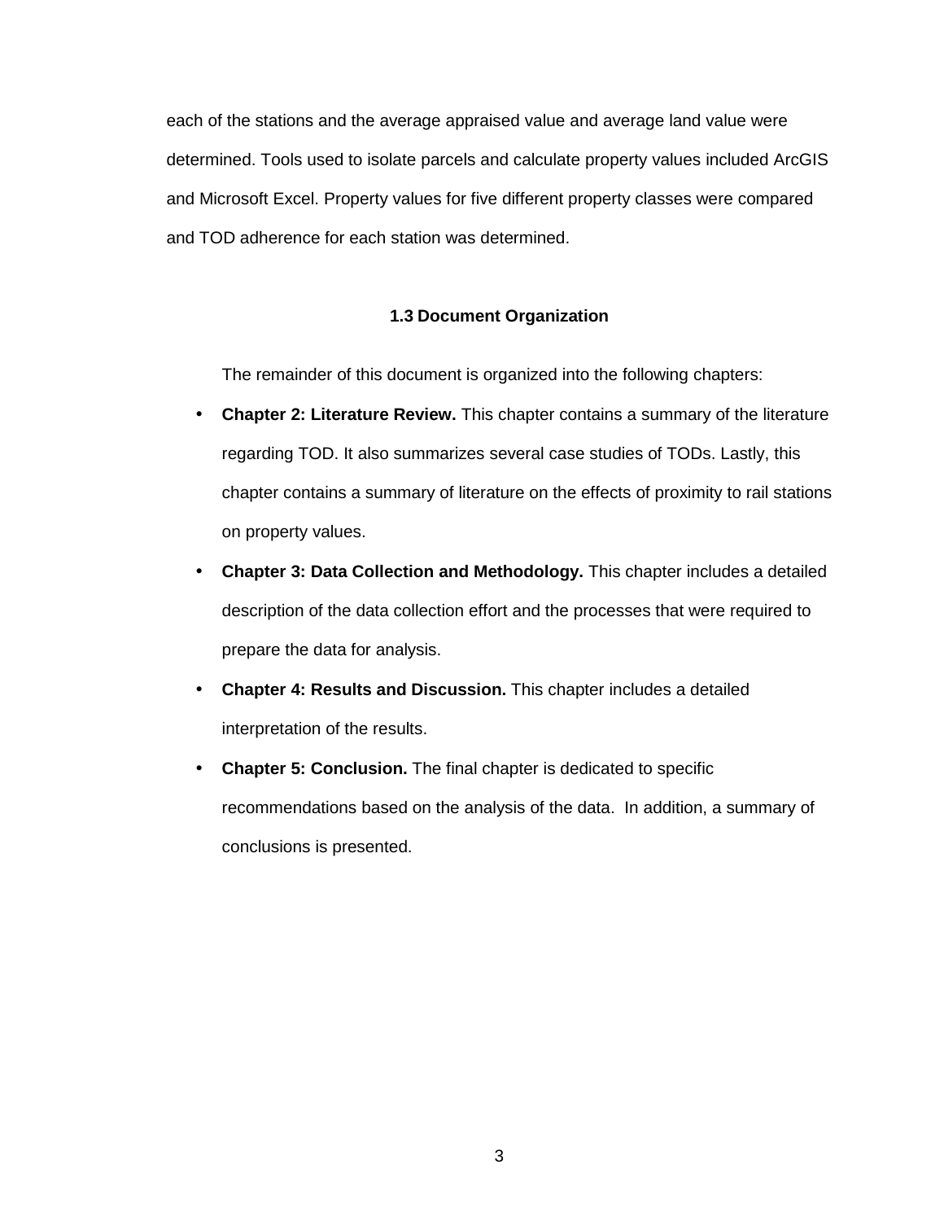each of the stations and the average appraised value and average land value were determined. Tools used to isolate parcels and calculate property values included ArcGIS and Microsoft Excel. Property values for five different property classes were compared and TOD adherence for each station was determined.

### 1.3 Document Organization

The remainder of this document is organized into the following chapters:

- **Chapter 2: Literature Review.** This chapter contains a summary of the literature regarding TOD. It also summarizes several case studies of TODs. Lastly, this chapter contains a summary of literature on the effects of proximity to rail stations on property values.
- **Chapter 3: Data Collection and Methodology.** This chapter includes a detailed description of the data collection effort and the processes that were required to prepare the data for analysis.
- **Chapter 4: Results and Discussion.** This chapter includes a detailed interpretation of the results.
- **Chapter 5: Conclusion.** The final chapter is dedicated to specific recommendations based on the analysis of the data. In addition, a summary of conclusions is presented.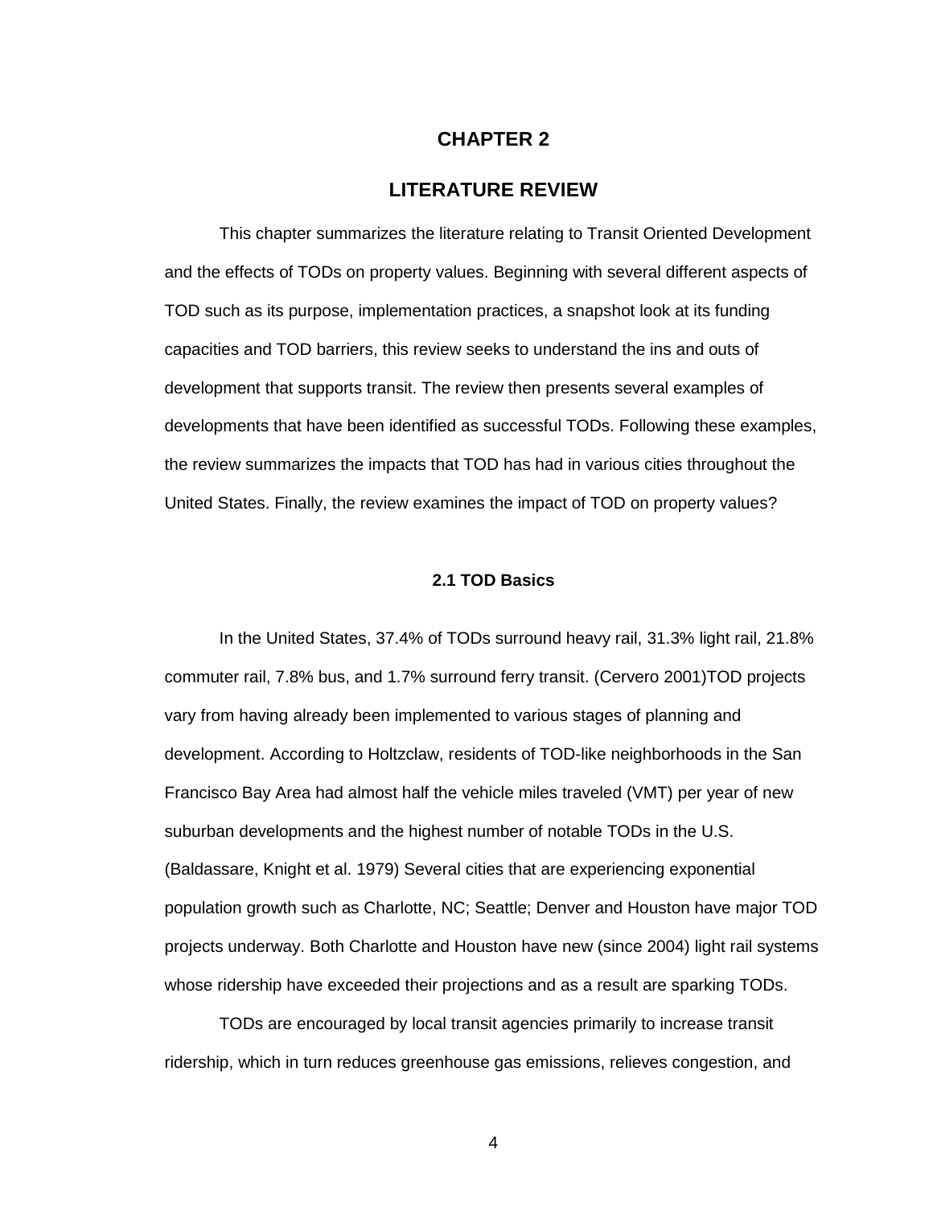# CHAPTER 2

# LITERATURE REVIEW

This chapter summarizes the literature relating to Transit Oriented Development and the effects of TODs on property values. Beginning with several different aspects of TOD such as its purpose, implementation practices, a snapshot look at its funding capacities and TOD barriers, this review seeks to understand the ins and outs of development that supports transit. The review then presents several examples of developments that have been identified as successful TODs. Following these examples, the review summarizes the impacts that TOD has had in various cities throughout the United States. Finally, the review examines the impact of TOD on property values?

### 2.1 TOD Basics

In the United States, 37.4% of TODs surround heavy rail, 31.3% light rail, 21.8% commuter rail, 7.8% bus, and 1.7% surround ferry transit. (Cervero 2001)TOD projects vary from having already been implemented to various stages of planning and development. According to Holtzclaw, residents of TOD-like neighborhoods in the San Francisco Bay Area had almost half the vehicle miles traveled (VMT) per year of new suburban developments and the highest number of notable TODs in the U.S. (Baldassare, Knight et al. 1979) Several cities that are experiencing exponential population growth such as Charlotte, NC; Seattle; Denver and Houston have major TOD projects underway. Both Charlotte and Houston have new (since 2004) light rail systems whose ridership have exceeded their projections and as a result are sparking TODs.

TODs are encouraged by local transit agencies primarily to increase transit ridership, which in turn reduces greenhouse gas emissions, relieves congestion, and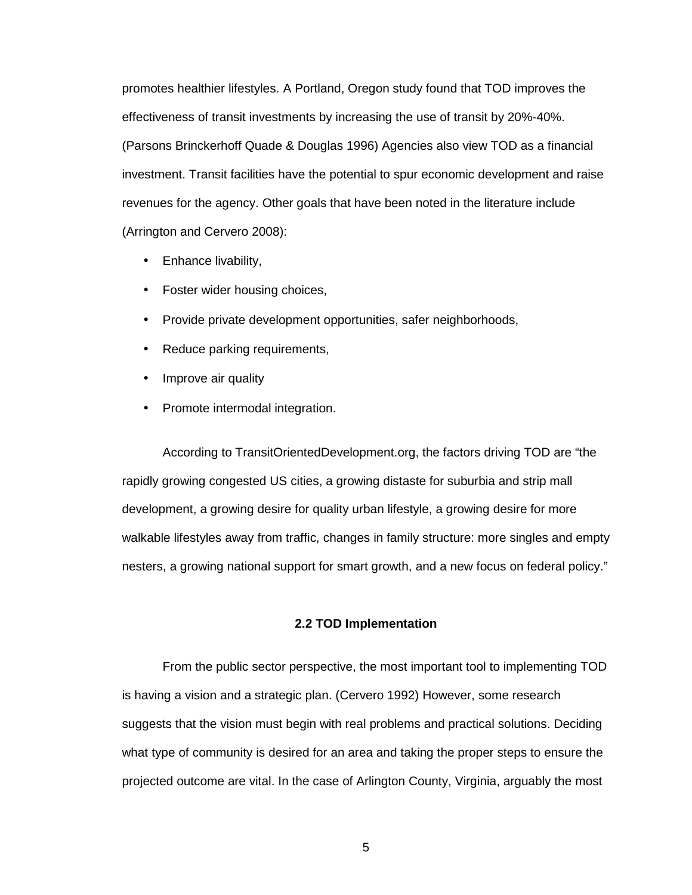promotes healthier lifestyles. A Portland, Oregon study found that TOD improves the effectiveness of transit investments by increasing the use of transit by 20%-40%. (Parsons Brinckerhoff Quade & Douglas 1996) Agencies also view TOD as a financial investment. Transit facilities have the potential to spur economic development and raise revenues for the agency. Other goals that have been noted in the literature include (Arrington and Cervero 2008):

- Enhance livability,
- Foster wider housing choices,
- Provide private development opportunities, safer neighborhoods,
- Reduce parking requirements,
- Improve air quality
- Promote intermodal integration.

According to TransitOrientedDevelopment.org, the factors driving TOD are "the rapidly growing congested US cities, a growing distaste for suburbia and strip mall development, a growing desire for quality urban lifestyle, a growing desire for more walkable lifestyles away from traffic, changes in family structure: more singles and empty nesters, a growing national support for smart growth, and a new focus on federal policy."

### 2.2 TOD Implementation

From the public sector perspective, the most important tool to implementing TOD is having a vision and a strategic plan. (Cervero 1992) However, some research suggests that the vision must begin with real problems and practical solutions. Deciding what type of community is desired for an area and taking the proper steps to ensure the projected outcome are vital. In the case of Arlington County, Virginia, arguably the most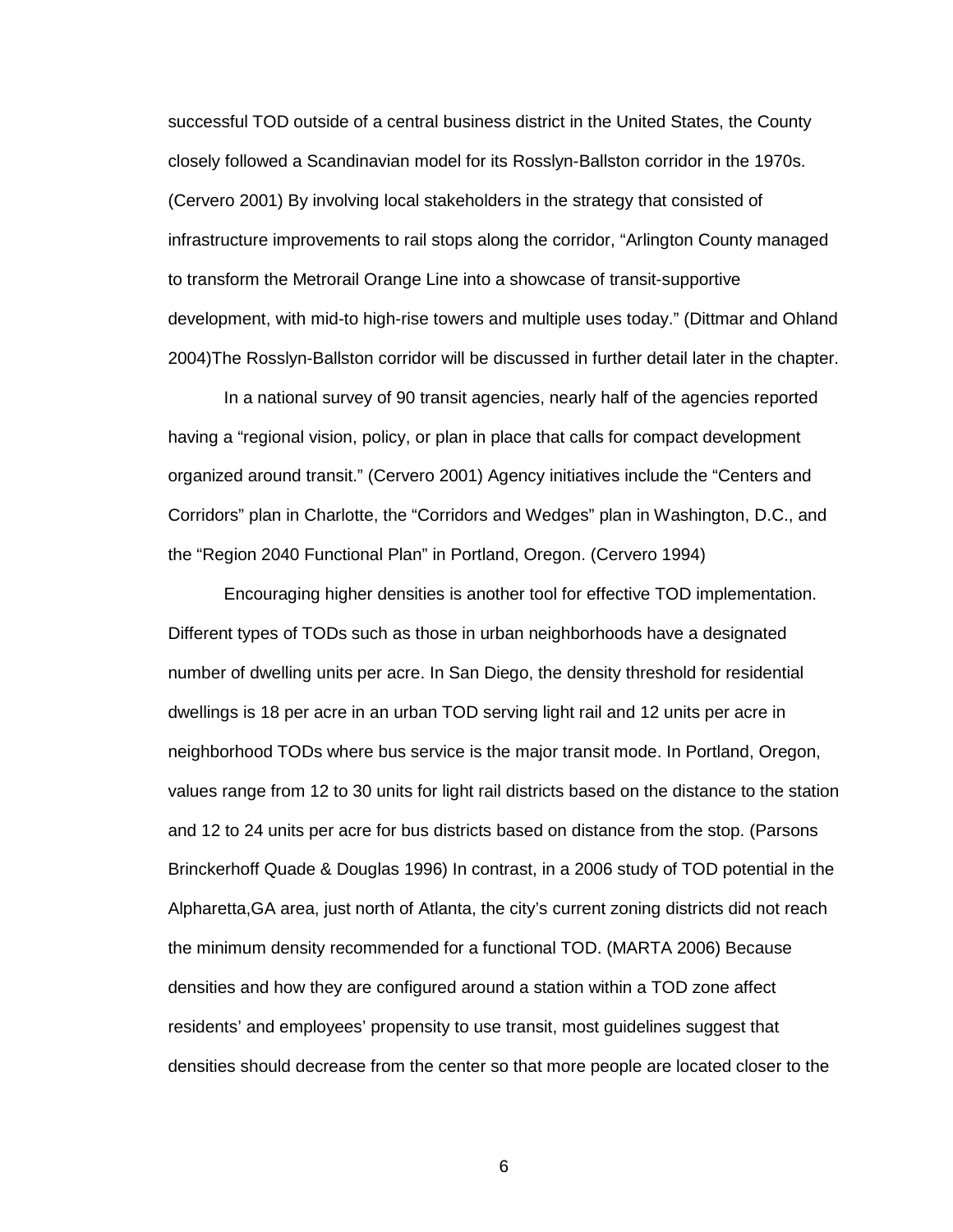successful TOD outside of a central business district in the United States, the County closely followed a Scandinavian model for its Rosslyn-Ballston corridor in the 1970s. (Cervero 2001) By involving local stakeholders in the strategy that consisted of infrastructure improvements to rail stops along the corridor, "Arlington County managed to transform the Metrorail Orange Line into a showcase of transit-supportive development, with mid-to high-rise towers and multiple uses today." (Dittmar and Ohland 2004)The Rosslyn-Ballston corridor will be discussed in further detail later in the chapter.

In a national survey of 90 transit agencies, nearly half of the agencies reported having a "regional vision, policy, or plan in place that calls for compact development organized around transit." (Cervero 2001) Agency initiatives include the "Centers and Corridors" plan in Charlotte, the "Corridors and Wedges" plan in Washington, D.C., and the "Region 2040 Functional Plan" in Portland, Oregon. (Cervero 1994)

Encouraging higher densities is another tool for effective TOD implementation. Different types of TODs such as those in urban neighborhoods have a designated number of dwelling units per acre. In San Diego, the density threshold for residential dwellings is 18 per acre in an urban TOD serving light rail and 12 units per acre in neighborhood TODs where bus service is the major transit mode. In Portland, Oregon, values range from 12 to 30 units for light rail districts based on the distance to the station and 12 to 24 units per acre for bus districts based on distance from the stop. (Parsons Brinckerhoff Quade & Douglas 1996) In contrast, in a 2006 study of TOD potential in the Alpharetta,GA area, just north of Atlanta, the city's current zoning districts did not reach the minimum density recommended for a functional TOD. (MARTA 2006) Because densities and how they are configured around a station within a TOD zone affect residents' and employees' propensity to use transit, most guidelines suggest that densities should decrease from the center so that more people are located closer to the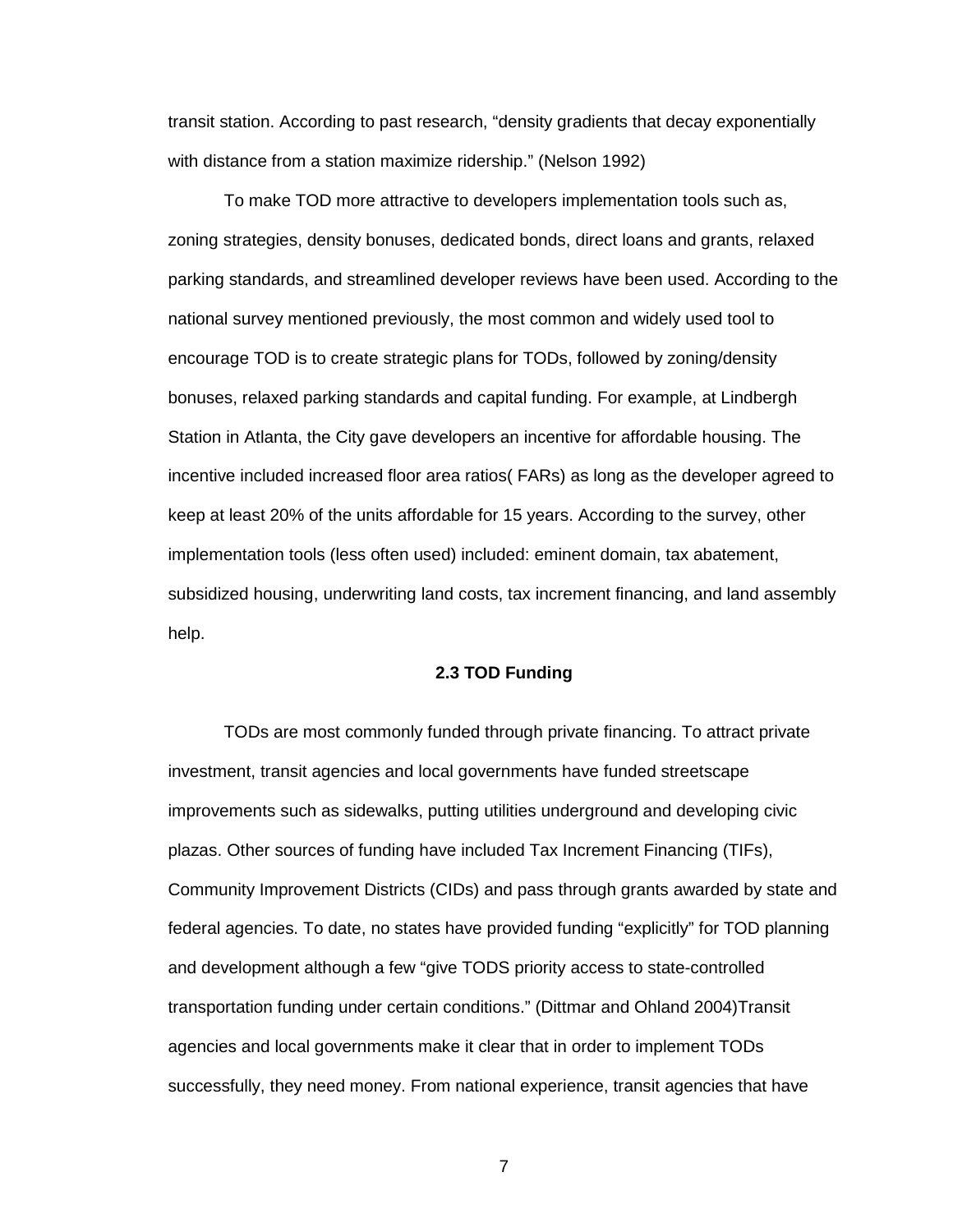transit station. According to past research, “density gradients that decay exponentially with distance from a station maximize ridership.” (Nelson 1992)

To make TOD more attractive to developers implementation tools such as, zoning strategies, density bonuses, dedicated bonds, direct loans and grants, relaxed parking standards, and streamlined developer reviews have been used. According to the national survey mentioned previously, the most common and widely used tool to encourage TOD is to create strategic plans for TODs, followed by zoning/density bonuses, relaxed parking standards and capital funding. For example, at Lindbergh Station in Atlanta, the City gave developers an incentive for affordable housing. The incentive included increased floor area ratios( FARs) as long as the developer agreed to keep at least 20% of the units affordable for 15 years. According to the survey, other implementation tools (less often used) included: eminent domain, tax abatement, subsidized housing, underwriting land costs, tax increment financing, and land assembly help.

### 2.3 TOD Funding

TODs are most commonly funded through private financing. To attract private investment, transit agencies and local governments have funded streetscape improvements such as sidewalks, putting utilities underground and developing civic plazas. Other sources of funding have included Tax Increment Financing (TIFs), Community Improvement Districts (CIDs) and pass through grants awarded by state and federal agencies. To date, no states have provided funding “explicitly” for TOD planning and development although a few “give TODS priority access to state-controlled transportation funding under certain conditions.” (Dittmar and Ohland 2004)Transit agencies and local governments make it clear that in order to implement TODs successfully, they need money. From national experience, transit agencies that have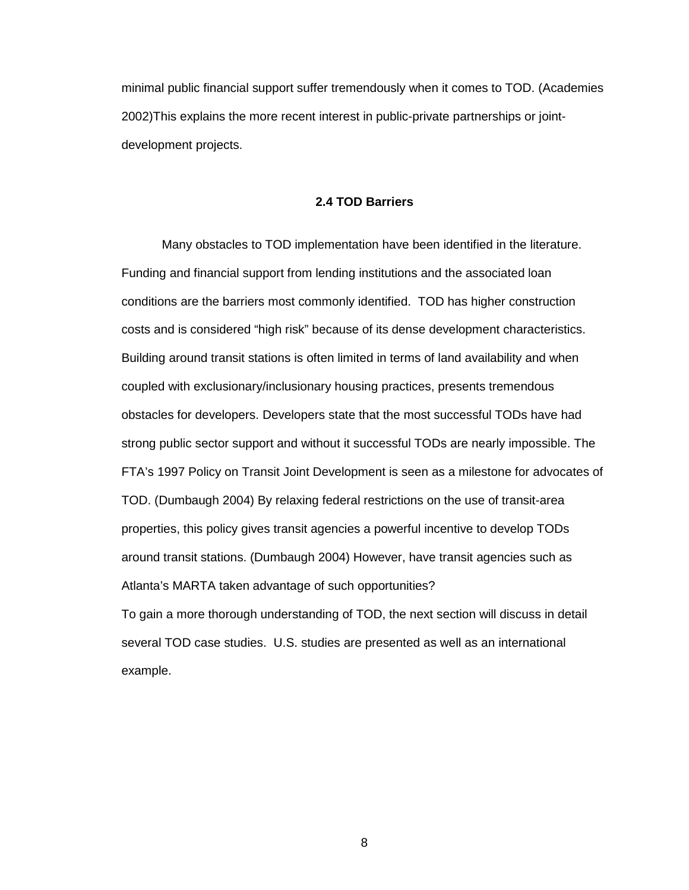minimal public financial support suffer tremendously when it comes to TOD. (Academies 2002)This explains the more recent interest in public-private partnerships or joint-development projects.

### 2.4 TOD Barriers

Many obstacles to TOD implementation have been identified in the literature. Funding and financial support from lending institutions and the associated loan conditions are the barriers most commonly identified. TOD has higher construction costs and is considered "high risk" because of its dense development characteristics. Building around transit stations is often limited in terms of land availability and when coupled with exclusionary/inclusionary housing practices, presents tremendous obstacles for developers. Developers state that the most successful TODs have had strong public sector support and without it successful TODs are nearly impossible. The FTA's 1997 Policy on Transit Joint Development is seen as a milestone for advocates of TOD. (Dumbaugh 2004) By relaxing federal restrictions on the use of transit-area properties, this policy gives transit agencies a powerful incentive to develop TODs around transit stations. (Dumbaugh 2004) However, have transit agencies such as Atlanta's MARTA taken advantage of such opportunities?

To gain a more thorough understanding of TOD, the next section will discuss in detail several TOD case studies. U.S. studies are presented as well as an international example.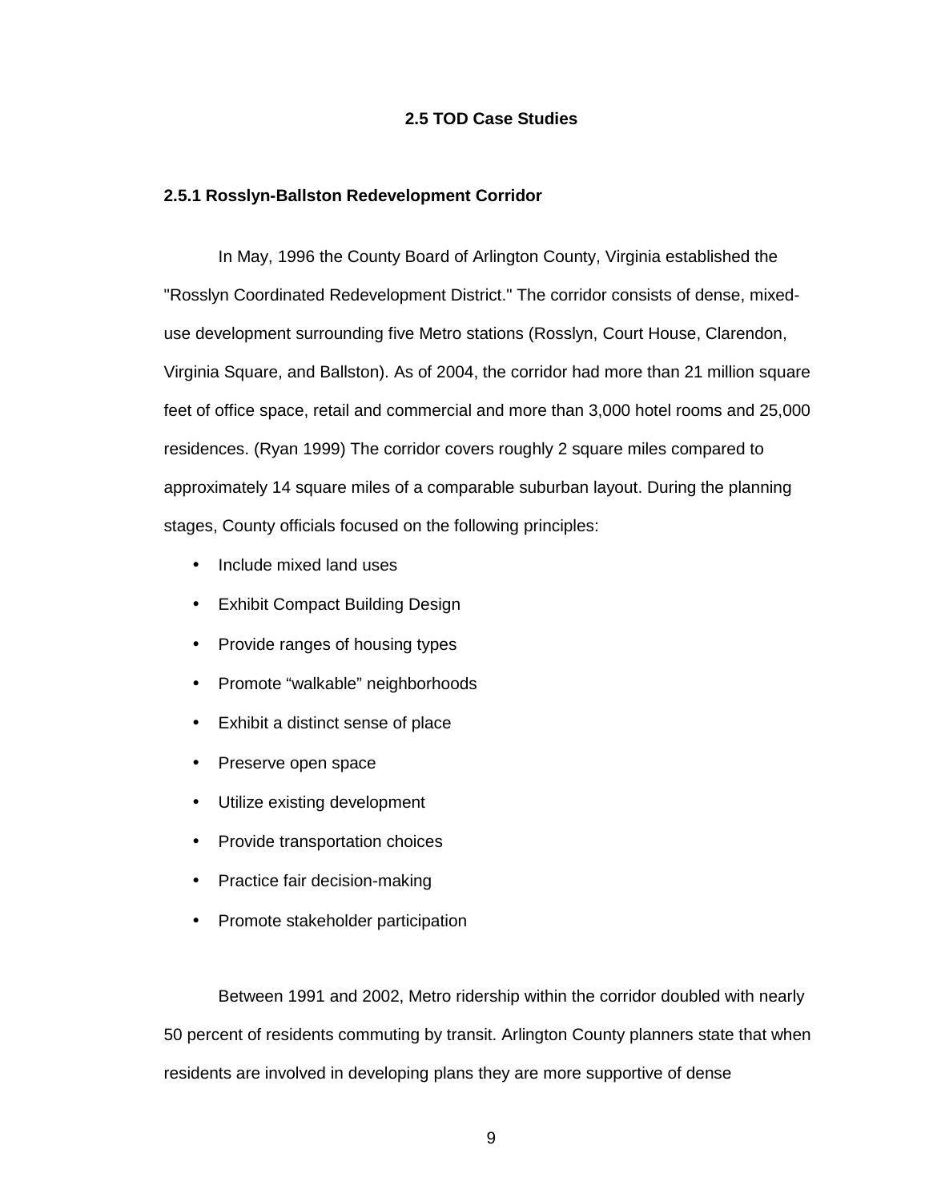## 2.5 TOD Case Studies

### 2.5.1 Rosslyn-Ballston Redevelopment Corridor

In May, 1996 the County Board of Arlington County, Virginia established the "Rosslyn Coordinated Redevelopment District." The corridor consists of dense, mixed-use development surrounding five Metro stations (Rosslyn, Court House, Clarendon, Virginia Square, and Ballston). As of 2004, the corridor had more than 21 million square feet of office space, retail and commercial and more than 3,000 hotel rooms and 25,000 residences. (Ryan 1999) The corridor covers roughly 2 square miles compared to approximately 14 square miles of a comparable suburban layout. During the planning stages, County officials focused on the following principles:

- Include mixed land uses
- Exhibit Compact Building Design
- Provide ranges of housing types
- Promote “walkable” neighborhoods
- Exhibit a distinct sense of place
- Preserve open space
- Utilize existing development
- Provide transportation choices
- Practice fair decision-making
- Promote stakeholder participation

Between 1991 and 2002, Metro ridership within the corridor doubled with nearly 50 percent of residents commuting by transit. Arlington County planners state that when residents are involved in developing plans they are more supportive of dense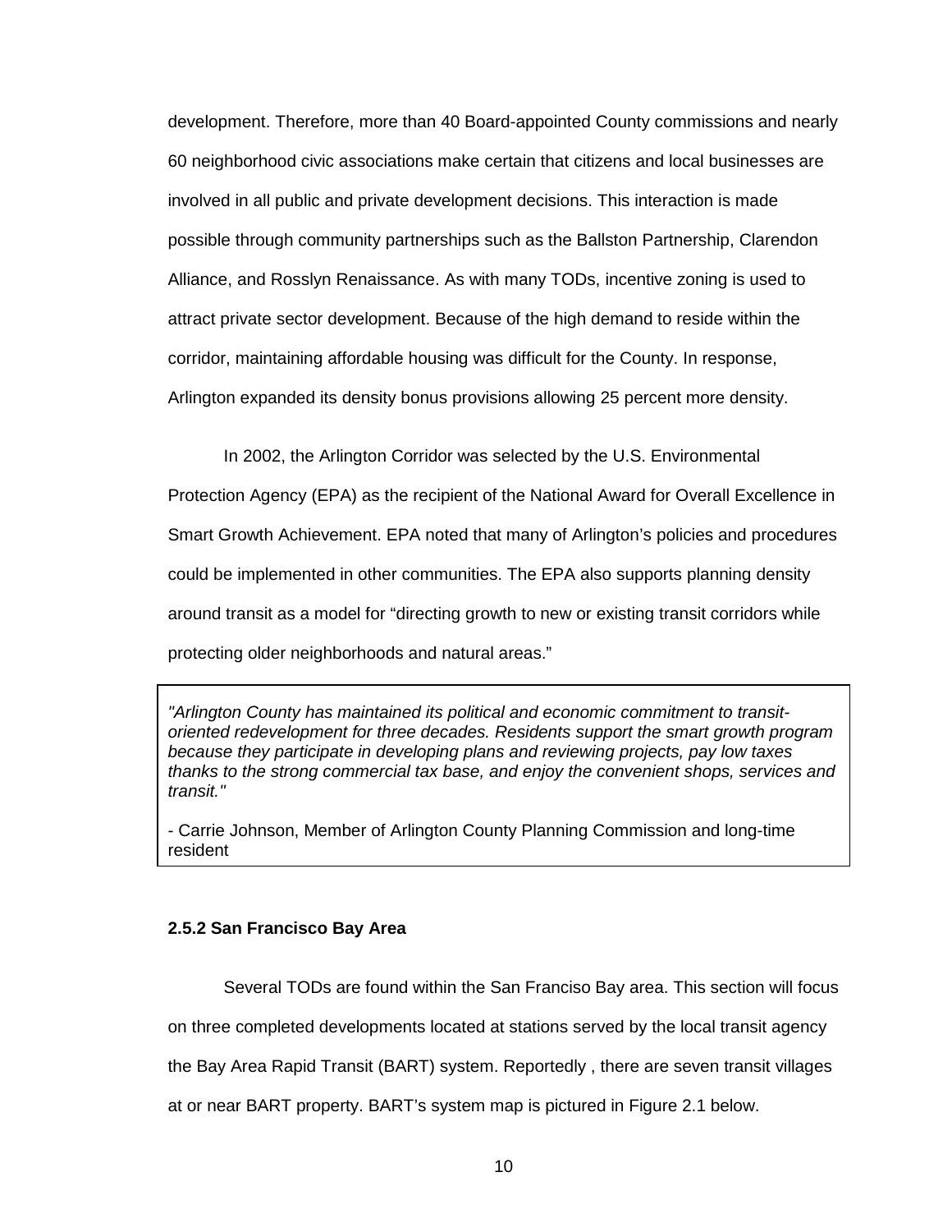development. Therefore, more than 40 Board-appointed County commissions and nearly 60 neighborhood civic associations make certain that citizens and local businesses are involved in all public and private development decisions. This interaction is made possible through community partnerships such as the Ballston Partnership, Clarendon Alliance, and Rosslyn Renaissance. As with many TODs, incentive zoning is used to attract private sector development. Because of the high demand to reside within the corridor, maintaining affordable housing was difficult for the County. In response, Arlington expanded its density bonus provisions allowing 25 percent more density.

In 2002, the Arlington Corridor was selected by the U.S. Environmental Protection Agency (EPA) as the recipient of the National Award for Overall Excellence in Smart Growth Achievement. EPA noted that many of Arlington's policies and procedures could be implemented in other communities. The EPA also supports planning density around transit as a model for "directing growth to new or existing transit corridors while protecting older neighborhoods and natural areas."

> *"Arlington County has maintained its political and economic commitment to transit-oriented redevelopment for three decades. Residents support the smart growth program because they participate in developing plans and reviewing projects, pay low taxes thanks to the strong commercial tax base, and enjoy the convenient shops, services and transit."*
>
> - Carrie Johnson, Member of Arlington County Planning Commission and long-time resident

### 2.5.2 San Francisco Bay Area

Several TODs are found within the San Francisco Bay area. This section will focus on three completed developments located at stations served by the local transit agency the Bay Area Rapid Transit (BART) system. Reportedly , there are seven transit villages at or near BART property. BART's system map is pictured in Figure 2.1 below.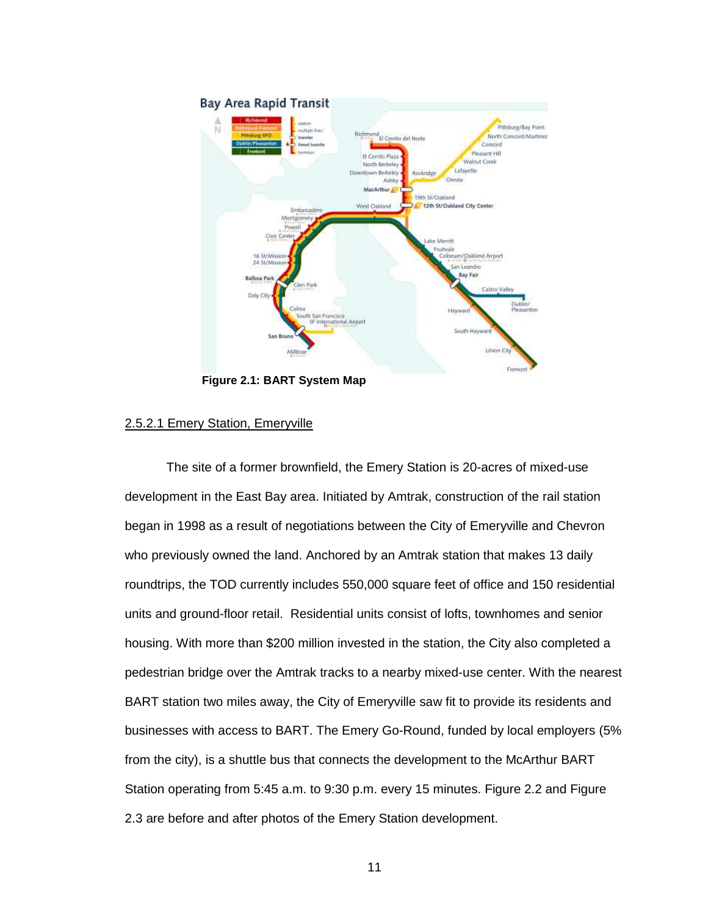Figure 2.1: BART System Map

2.5.2.1 Emery Station, Emeryville

The site of a former brownfield, the Emery Station is 20-acres of mixed-use development in the East Bay area. Initiated by Amtrak, construction of the rail station began in 1998 as a result of negotiations between the City of Emeryville and Chevron who previously owned the land. Anchored by an Amtrak station that makes 13 daily roundtrips, the TOD currently includes 550,000 square feet of office and 150 residential units and ground-floor retail. Residential units consist of lofts, townhomes and senior housing. With more than $200 million invested in the station, the City also completed a pedestrian bridge over the Amtrak tracks to a nearby mixed-use center. With the nearest BART station two miles away, the City of Emeryville saw fit to provide its residents and businesses with access to BART. The Emery Go-Round, funded by local employers (5% from the city), is a shuttle bus that connects the development to the McArthur BART Station operating from 5:45 a.m. to 9:30 p.m. every 15 minutes. Figure 2.2 and Figure 2.3 are before and after photos of the Emery Station development.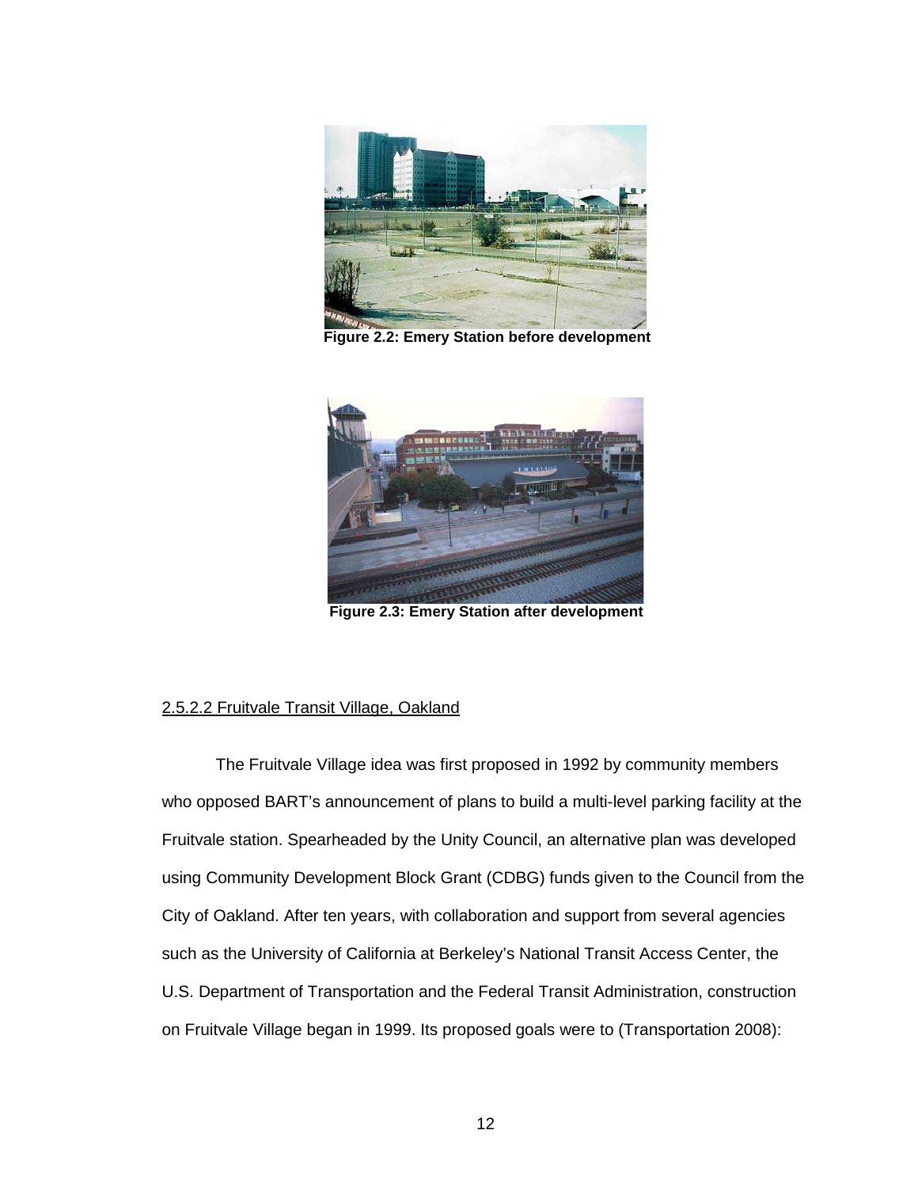Figure 2.2: Emery Station before development

Figure 2.3: Emery Station after development

2.5.2.2 Fruitvale Transit Village, Oakland

The Fruitvale Village idea was first proposed in 1992 by community members who opposed BART's announcement of plans to build a multi-level parking facility at the Fruitvale station. Spearheaded by the Unity Council, an alternative plan was developed using Community Development Block Grant (CDBG) funds given to the Council from the City of Oakland. After ten years, with collaboration and support from several agencies such as the University of California at Berkeley's National Transit Access Center, the U.S. Department of Transportation and the Federal Transit Administration, construction on Fruitvale Village began in 1999. Its proposed goals were to (Transportation 2008):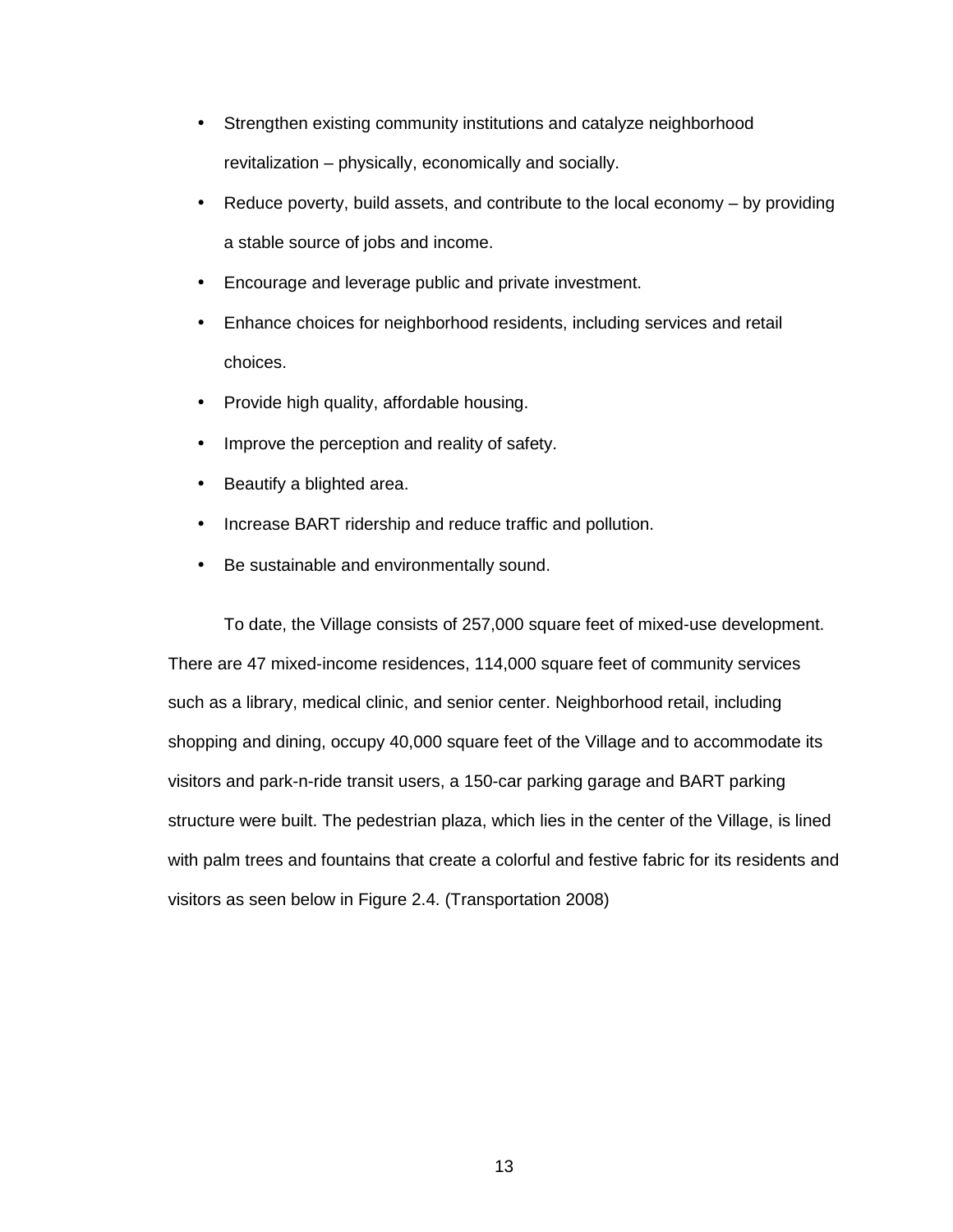- Strengthen existing community institutions and catalyze neighborhood revitalization – physically, economically and socially.
- Reduce poverty, build assets, and contribute to the local economy – by providing a stable source of jobs and income.
- Encourage and leverage public and private investment.
- Enhance choices for neighborhood residents, including services and retail choices.
- Provide high quality, affordable housing.
- Improve the perception and reality of safety.
- Beautify a blighted area.
- Increase BART ridership and reduce traffic and pollution.
- Be sustainable and environmentally sound.

To date, the Village consists of 257,000 square feet of mixed-use development. There are 47 mixed-income residences, 114,000 square feet of community services such as a library, medical clinic, and senior center. Neighborhood retail, including shopping and dining, occupy 40,000 square feet of the Village and to accommodate its visitors and park-n-ride transit users, a 150-car parking garage and BART parking structure were built. The pedestrian plaza, which lies in the center of the Village, is lined with palm trees and fountains that create a colorful and festive fabric for its residents and visitors as seen below in Figure 2.4. (Transportation 2008)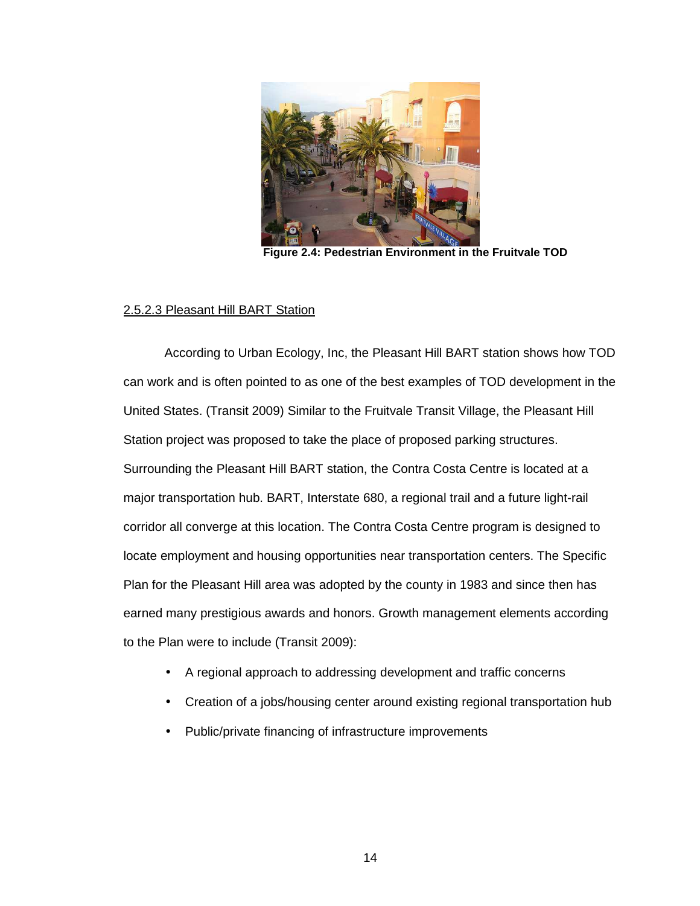Figure 2.4: Pedestrian Environment in the Fruitvale TOD

2.5.2.3 Pleasant Hill BART Station

According to Urban Ecology, Inc, the Pleasant Hill BART station shows how TOD can work and is often pointed to as one of the best examples of TOD development in the United States. (Transit 2009) Similar to the Fruitvale Transit Village, the Pleasant Hill Station project was proposed to take the place of proposed parking structures. Surrounding the Pleasant Hill BART station, the Contra Costa Centre is located at a major transportation hub. BART, Interstate 680, a regional trail and a future light-rail corridor all converge at this location. The Contra Costa Centre program is designed to locate employment and housing opportunities near transportation centers. The Specific Plan for the Pleasant Hill area was adopted by the county in 1983 and since then has earned many prestigious awards and honors. Growth management elements according to the Plan were to include (Transit 2009):

- A regional approach to addressing development and traffic concerns
- Creation of a jobs/housing center around existing regional transportation hub
- Public/private financing of infrastructure improvements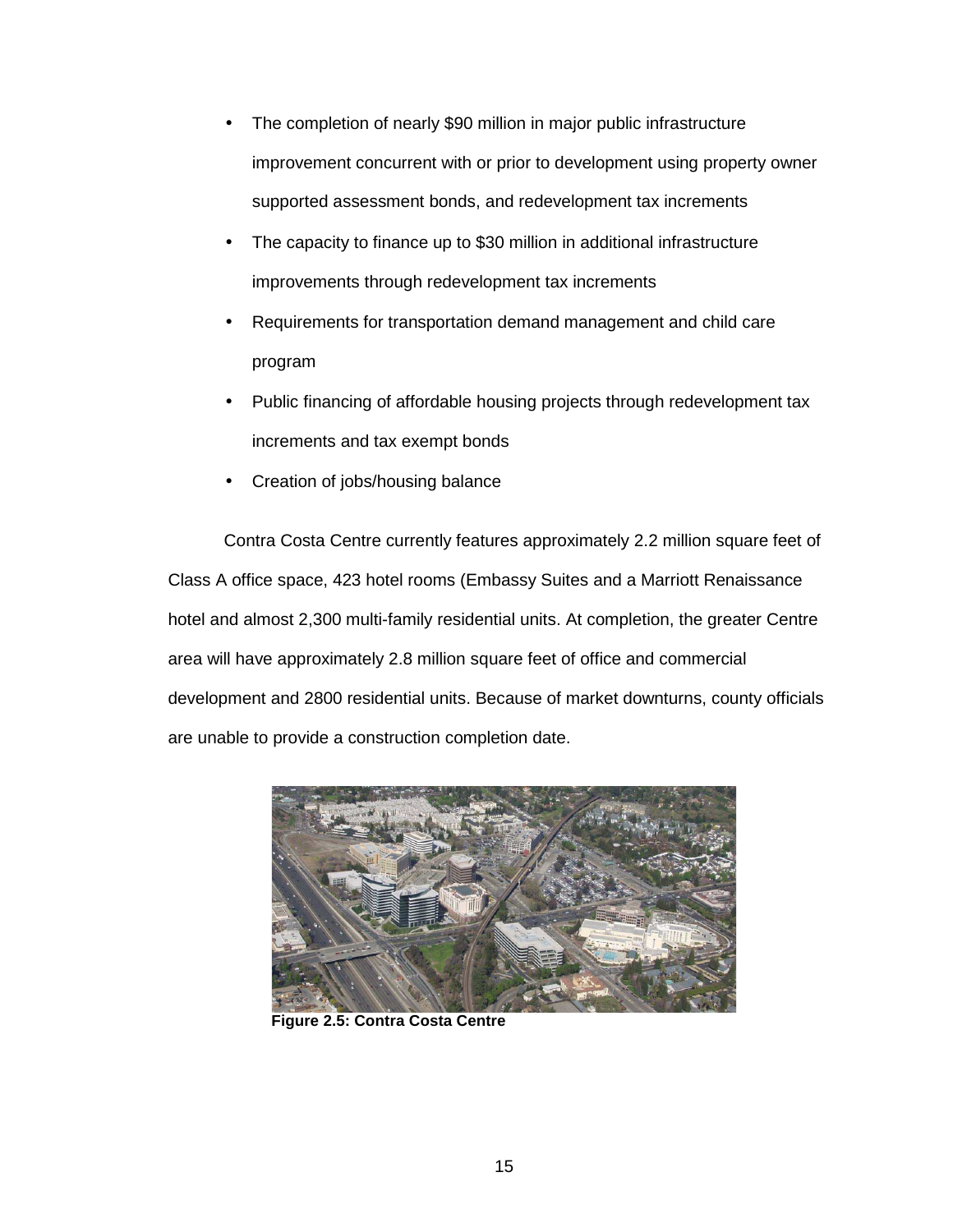- The completion of nearly $90 million in major public infrastructure improvement concurrent with or prior to development using property owner supported assessment bonds, and redevelopment tax increments
- The capacity to finance up to $30 million in additional infrastructure improvements through redevelopment tax increments
- Requirements for transportation demand management and child care program
- Public financing of affordable housing projects through redevelopment tax increments and tax exempt bonds
- Creation of jobs/housing balance

Contra Costa Centre currently features approximately 2.2 million square feet of Class A office space, 423 hotel rooms (Embassy Suites and a Marriott Renaissance hotel and almost 2,300 multi-family residential units. At completion, the greater Centre area will have approximately 2.8 million square feet of office and commercial development and 2800 residential units. Because of market downturns, county officials are unable to provide a construction completion date.

**Figure 2.5: Contra Costa Centre**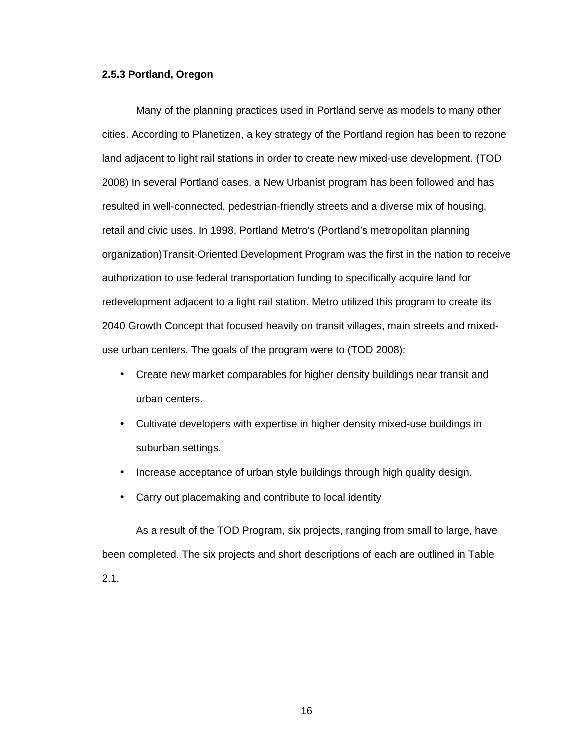### 2.5.3 Portland, Oregon

Many of the planning practices used in Portland serve as models to many other cities. According to Planetizen, a key strategy of the Portland region has been to rezone land adjacent to light rail stations in order to create new mixed-use development. (TOD 2008) In several Portland cases, a New Urbanist program has been followed and has resulted in well-connected, pedestrian-friendly streets and a diverse mix of housing, retail and civic uses. In 1998, Portland Metro's (Portland's metropolitan planning organization)Transit-Oriented Development Program was the first in the nation to receive authorization to use federal transportation funding to specifically acquire land for redevelopment adjacent to a light rail station. Metro utilized this program to create its 2040 Growth Concept that focused heavily on transit villages, main streets and mixed-use urban centers. The goals of the program were to (TOD 2008):

- Create new market comparables for higher density buildings near transit and urban centers.
- Cultivate developers with expertise in higher density mixed-use buildings in suburban settings.
- Increase acceptance of urban style buildings through high quality design.
- Carry out placemaking and contribute to local identity

As a result of the TOD Program, six projects, ranging from small to large, have been completed. The six projects and short descriptions of each are outlined in Table 2.1.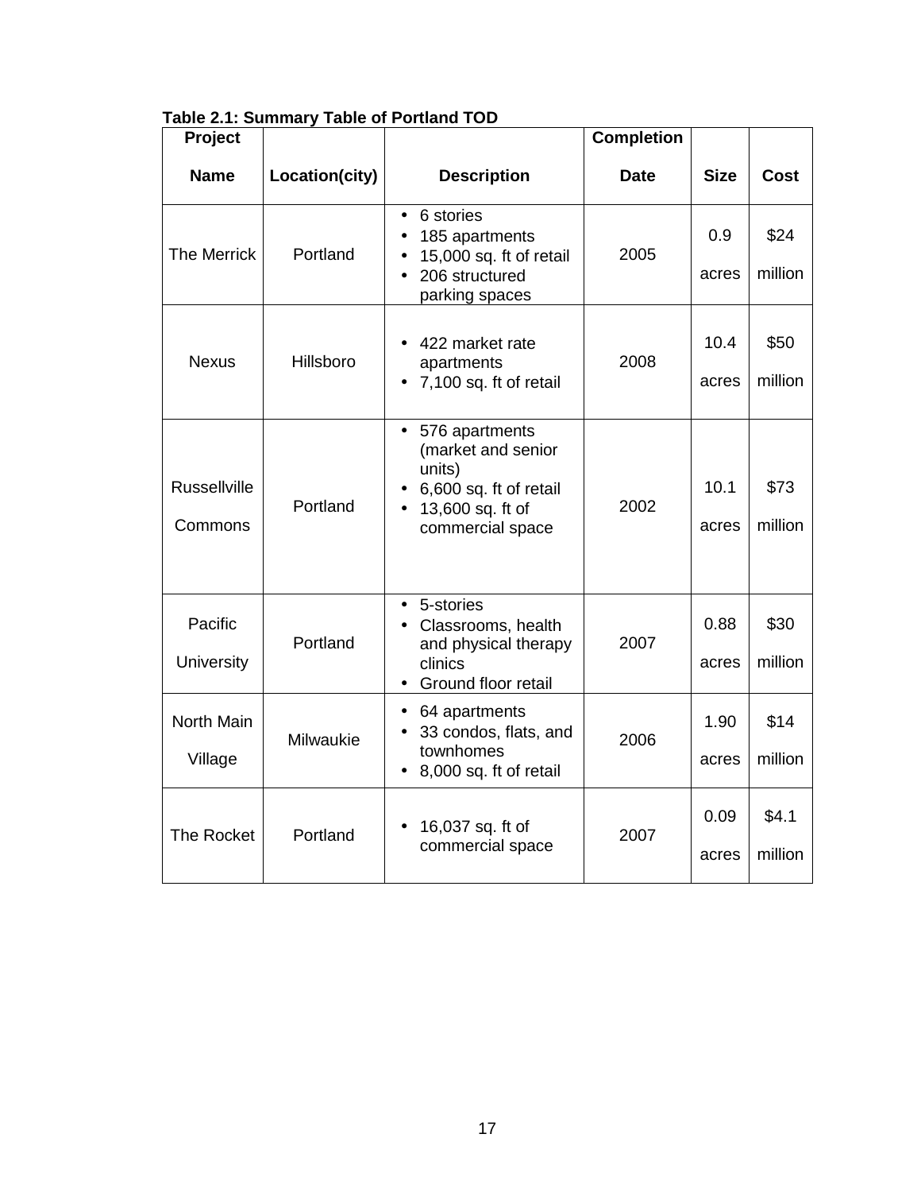**Table 2.1: Summary Table of Portland TOD**

| Project Name | Location(city) | Description | Completion Date | Size | Cost |
|---|---|---|---|---|---|
| The Merrick | Portland | • 6 stories<br>• 185 apartments<br>• 15,000 sq. ft of retail<br>• 206 structured parking spaces | 2005 | 0.9 acres | $24 million |
| Nexus | Hillsboro | • 422 market rate apartments<br>• 7,100 sq. ft of retail | 2008 | 10.4 acres | $50 million |
| Russellville Commons | Portland | • 576 apartments (market and senior units)<br>• 6,600 sq. ft of retail<br>• 13,600 sq. ft of commercial space | 2002 | 10.1 acres | $73 million |
| Pacific University | Portland | • 5-stories<br>• Classrooms, health and physical therapy clinics<br>• Ground floor retail | 2007 | 0.88 acres | $30 million |
| North Main Village | Milwaukie | • 64 apartments<br>• 33 condos, flats, and townhomes<br>• 8,000 sq. ft of retail | 2006 | 1.90 acres | $14 million |
| The Rocket | Portland | • 16,037 sq. ft of commercial space | 2007 | 0.09 acres | $4.1 million |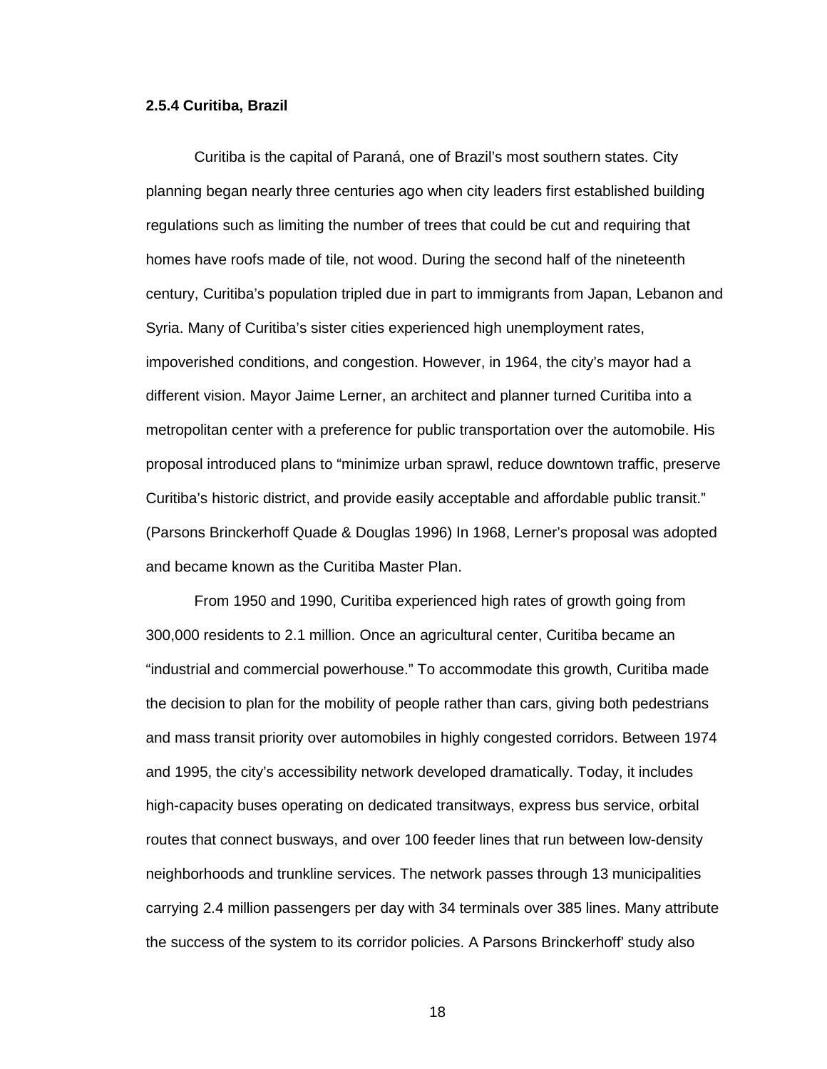### 2.5.4 Curitiba, Brazil

Curitiba is the capital of Paraná, one of Brazil's most southern states. City planning began nearly three centuries ago when city leaders first established building regulations such as limiting the number of trees that could be cut and requiring that homes have roofs made of tile, not wood. During the second half of the nineteenth century, Curitiba's population tripled due in part to immigrants from Japan, Lebanon and Syria. Many of Curitiba's sister cities experienced high unemployment rates, impoverished conditions, and congestion. However, in 1964, the city's mayor had a different vision. Mayor Jaime Lerner, an architect and planner turned Curitiba into a metropolitan center with a preference for public transportation over the automobile. His proposal introduced plans to "minimize urban sprawl, reduce downtown traffic, preserve Curitiba's historic district, and provide easily acceptable and affordable public transit." (Parsons Brinckerhoff Quade & Douglas 1996) In 1968, Lerner's proposal was adopted and became known as the Curitiba Master Plan.

From 1950 and 1990, Curitiba experienced high rates of growth going from 300,000 residents to 2.1 million. Once an agricultural center, Curitiba became an "industrial and commercial powerhouse." To accommodate this growth, Curitiba made the decision to plan for the mobility of people rather than cars, giving both pedestrians and mass transit priority over automobiles in highly congested corridors. Between 1974 and 1995, the city's accessibility network developed dramatically. Today, it includes high-capacity buses operating on dedicated transitways, express bus service, orbital routes that connect busways, and over 100 feeder lines that run between low-density neighborhoods and trunkline services. The network passes through 13 municipalities carrying 2.4 million passengers per day with 34 terminals over 385 lines. Many attribute the success of the system to its corridor policies. A Parsons Brinckerhoff' study also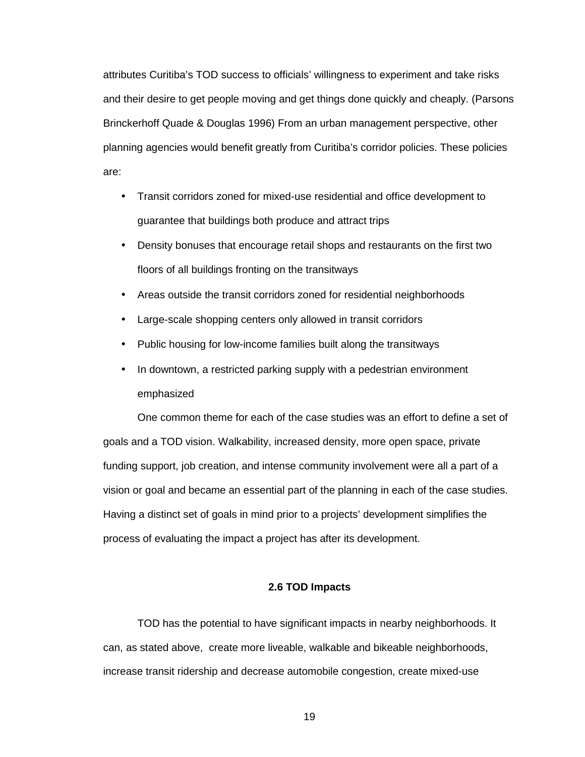attributes Curitiba's TOD success to officials' willingness to experiment and take risks and their desire to get people moving and get things done quickly and cheaply. (Parsons Brinckerhoff Quade & Douglas 1996) From an urban management perspective, other planning agencies would benefit greatly from Curitiba's corridor policies. These policies are:

- Transit corridors zoned for mixed-use residential and office development to guarantee that buildings both produce and attract trips
- Density bonuses that encourage retail shops and restaurants on the first two floors of all buildings fronting on the transitways
- Areas outside the transit corridors zoned for residential neighborhoods
- Large-scale shopping centers only allowed in transit corridors
- Public housing for low-income families built along the transitways
- In downtown, a restricted parking supply with a pedestrian environment emphasized

One common theme for each of the case studies was an effort to define a set of goals and a TOD vision. Walkability, increased density, more open space, private funding support, job creation, and intense community involvement were all a part of a vision or goal and became an essential part of the planning in each of the case studies. Having a distinct set of goals in mind prior to a projects' development simplifies the process of evaluating the impact a project has after its development.

## 2.6 TOD Impacts

TOD has the potential to have significant impacts in nearby neighborhoods. It can, as stated above, create more liveable, walkable and bikeable neighborhoods, increase transit ridership and decrease automobile congestion, create mixed-use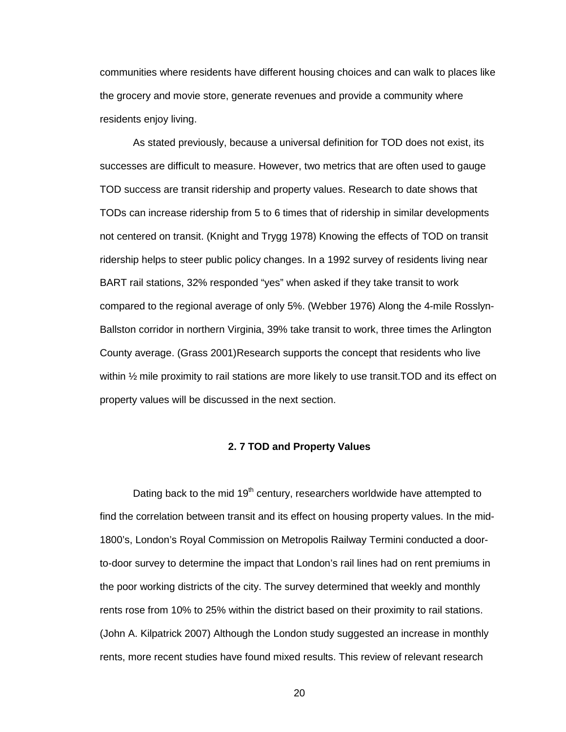communities where residents have different housing choices and can walk to places like the grocery and movie store, generate revenues and provide a community where residents enjoy living.

As stated previously, because a universal definition for TOD does not exist, its successes are difficult to measure. However, two metrics that are often used to gauge TOD success are transit ridership and property values. Research to date shows that TODs can increase ridership from 5 to 6 times that of ridership in similar developments not centered on transit. (Knight and Trygg 1978) Knowing the effects of TOD on transit ridership helps to steer public policy changes. In a 1992 survey of residents living near BART rail stations, 32% responded "yes" when asked if they take transit to work compared to the regional average of only 5%. (Webber 1976) Along the 4-mile Rosslyn-Ballston corridor in northern Virginia, 39% take transit to work, three times the Arlington County average. (Grass 2001)Research supports the concept that residents who live within ½ mile proximity to rail stations are more likely to use transit.TOD and its effect on property values will be discussed in the next section.

### 2. 7 TOD and Property Values

Dating back to the mid 19th century, researchers worldwide have attempted to find the correlation between transit and its effect on housing property values. In the mid-1800's, London's Royal Commission on Metropolis Railway Termini conducted a door-to-door survey to determine the impact that London's rail lines had on rent premiums in the poor working districts of the city. The survey determined that weekly and monthly rents rose from 10% to 25% within the district based on their proximity to rail stations. (John A. Kilpatrick 2007) Although the London study suggested an increase in monthly rents, more recent studies have found mixed results. This review of relevant research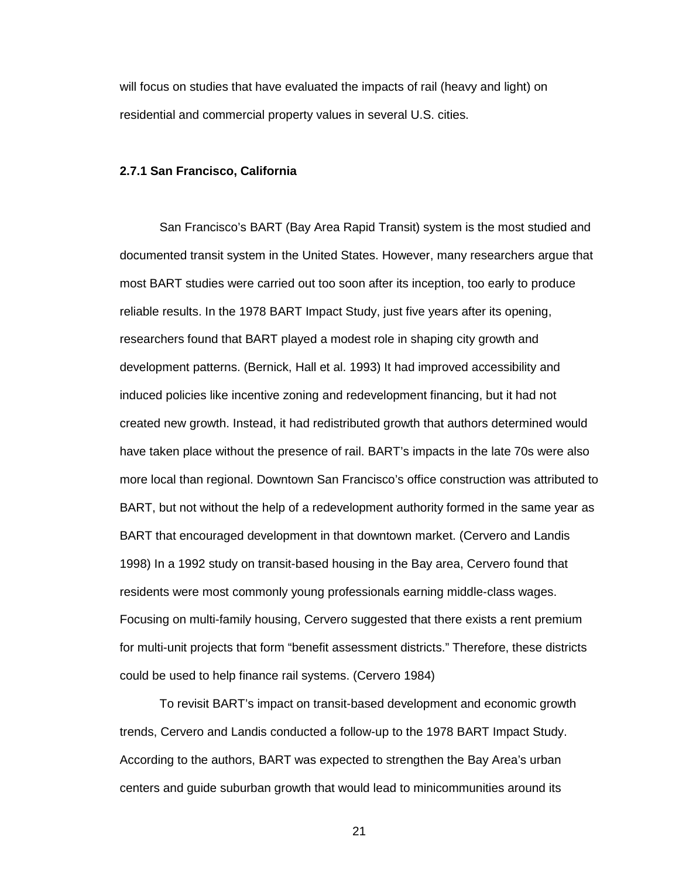will focus on studies that have evaluated the impacts of rail (heavy and light) on residential and commercial property values in several U.S. cities.

### 2.7.1 San Francisco, California

San Francisco's BART (Bay Area Rapid Transit) system is the most studied and documented transit system in the United States. However, many researchers argue that most BART studies were carried out too soon after its inception, too early to produce reliable results. In the 1978 BART Impact Study, just five years after its opening, researchers found that BART played a modest role in shaping city growth and development patterns. (Bernick, Hall et al. 1993) It had improved accessibility and induced policies like incentive zoning and redevelopment financing, but it had not created new growth. Instead, it had redistributed growth that authors determined would have taken place without the presence of rail. BART's impacts in the late 70s were also more local than regional. Downtown San Francisco's office construction was attributed to BART, but not without the help of a redevelopment authority formed in the same year as BART that encouraged development in that downtown market. (Cervero and Landis 1998) In a 1992 study on transit-based housing in the Bay area, Cervero found that residents were most commonly young professionals earning middle-class wages. Focusing on multi-family housing, Cervero suggested that there exists a rent premium for multi-unit projects that form "benefit assessment districts." Therefore, these districts could be used to help finance rail systems. (Cervero 1984)

To revisit BART's impact on transit-based development and economic growth trends, Cervero and Landis conducted a follow-up to the 1978 BART Impact Study. According to the authors, BART was expected to strengthen the Bay Area's urban centers and guide suburban growth that would lead to minicommunities around its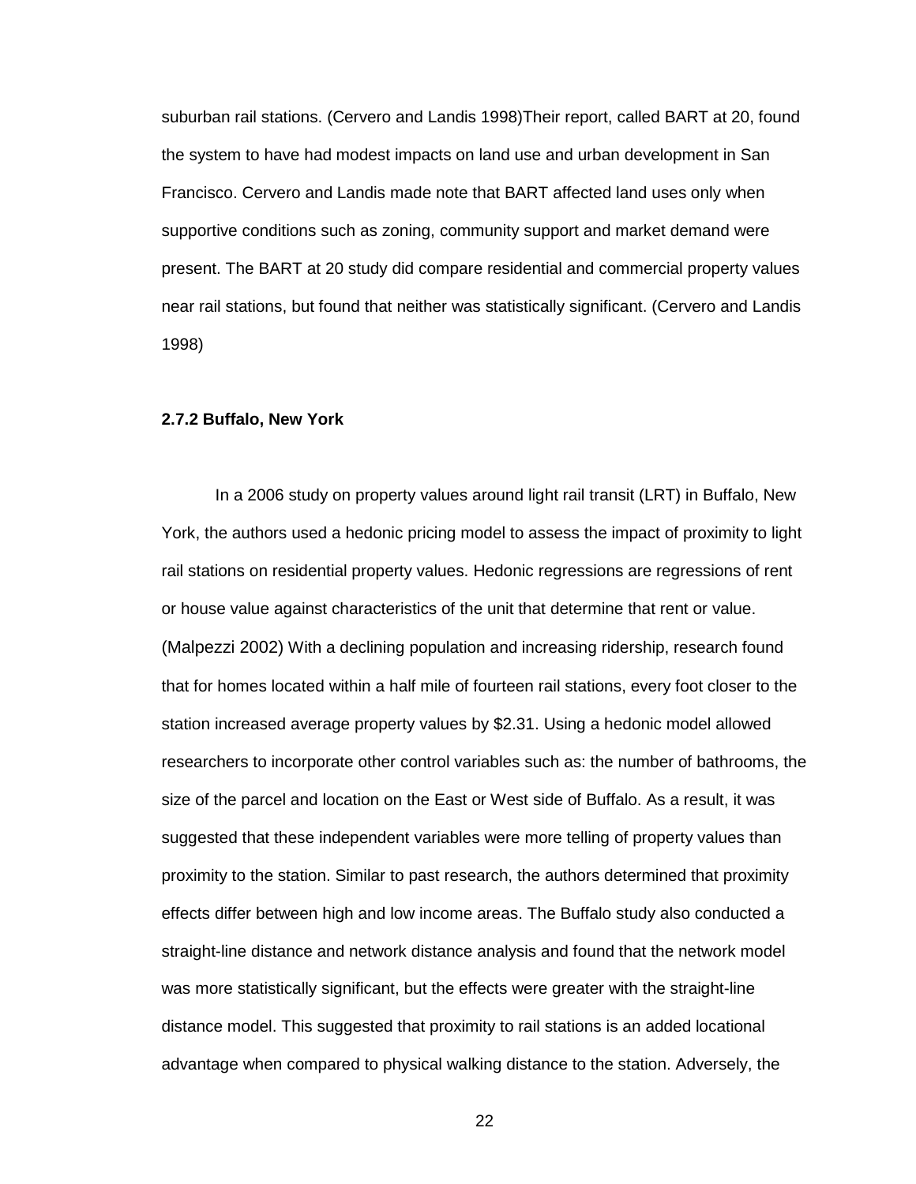suburban rail stations. (Cervero and Landis 1998)Their report, called BART at 20, found the system to have had modest impacts on land use and urban development in San Francisco. Cervero and Landis made note that BART affected land uses only when supportive conditions such as zoning, community support and market demand were present. The BART at 20 study did compare residential and commercial property values near rail stations, but found that neither was statistically significant. (Cervero and Landis 1998)

### 2.7.2 Buffalo, New York

In a 2006 study on property values around light rail transit (LRT) in Buffalo, New York, the authors used a hedonic pricing model to assess the impact of proximity to light rail stations on residential property values. Hedonic regressions are regressions of rent or house value against characteristics of the unit that determine that rent or value. (Malpezzi 2002) With a declining population and increasing ridership, research found that for homes located within a half mile of fourteen rail stations, every foot closer to the station increased average property values by $2.31. Using a hedonic model allowed researchers to incorporate other control variables such as: the number of bathrooms, the size of the parcel and location on the East or West side of Buffalo. As a result, it was suggested that these independent variables were more telling of property values than proximity to the station. Similar to past research, the authors determined that proximity effects differ between high and low income areas. The Buffalo study also conducted a straight-line distance and network distance analysis and found that the network model was more statistically significant, but the effects were greater with the straight-line distance model. This suggested that proximity to rail stations is an added locational advantage when compared to physical walking distance to the station. Adversely, the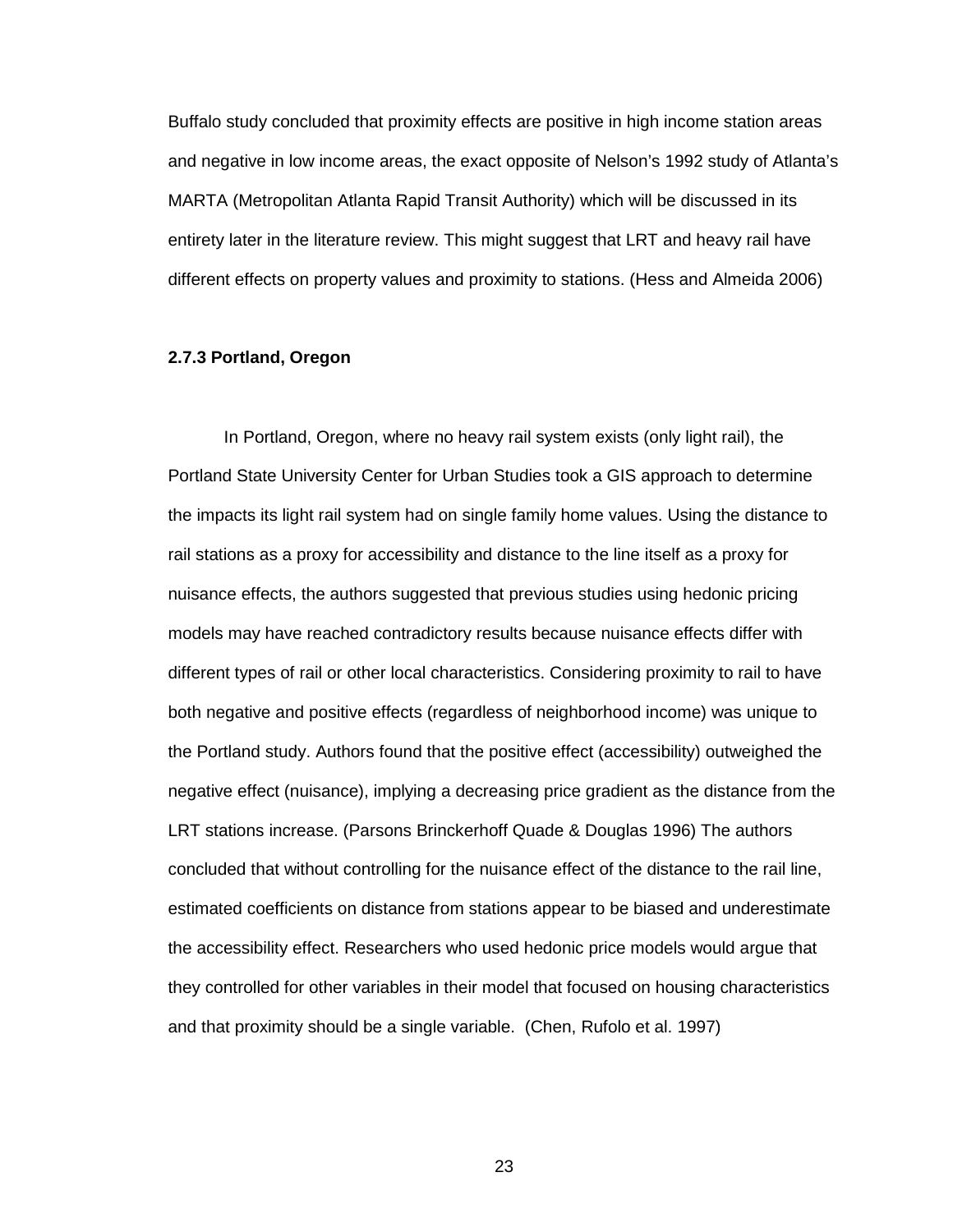Buffalo study concluded that proximity effects are positive in high income station areas and negative in low income areas, the exact opposite of Nelson's 1992 study of Atlanta's MARTA (Metropolitan Atlanta Rapid Transit Authority) which will be discussed in its entirety later in the literature review. This might suggest that LRT and heavy rail have different effects on property values and proximity to stations. (Hess and Almeida 2006)

### 2.7.3 Portland, Oregon

In Portland, Oregon, where no heavy rail system exists (only light rail), the Portland State University Center for Urban Studies took a GIS approach to determine the impacts its light rail system had on single family home values. Using the distance to rail stations as a proxy for accessibility and distance to the line itself as a proxy for nuisance effects, the authors suggested that previous studies using hedonic pricing models may have reached contradictory results because nuisance effects differ with different types of rail or other local characteristics. Considering proximity to rail to have both negative and positive effects (regardless of neighborhood income) was unique to the Portland study. Authors found that the positive effect (accessibility) outweighed the negative effect (nuisance), implying a decreasing price gradient as the distance from the LRT stations increase. (Parsons Brinckerhoff Quade & Douglas 1996) The authors concluded that without controlling for the nuisance effect of the distance to the rail line, estimated coefficients on distance from stations appear to be biased and underestimate the accessibility effect. Researchers who used hedonic price models would argue that they controlled for other variables in their model that focused on housing characteristics and that proximity should be a single variable. (Chen, Rufolo et al. 1997)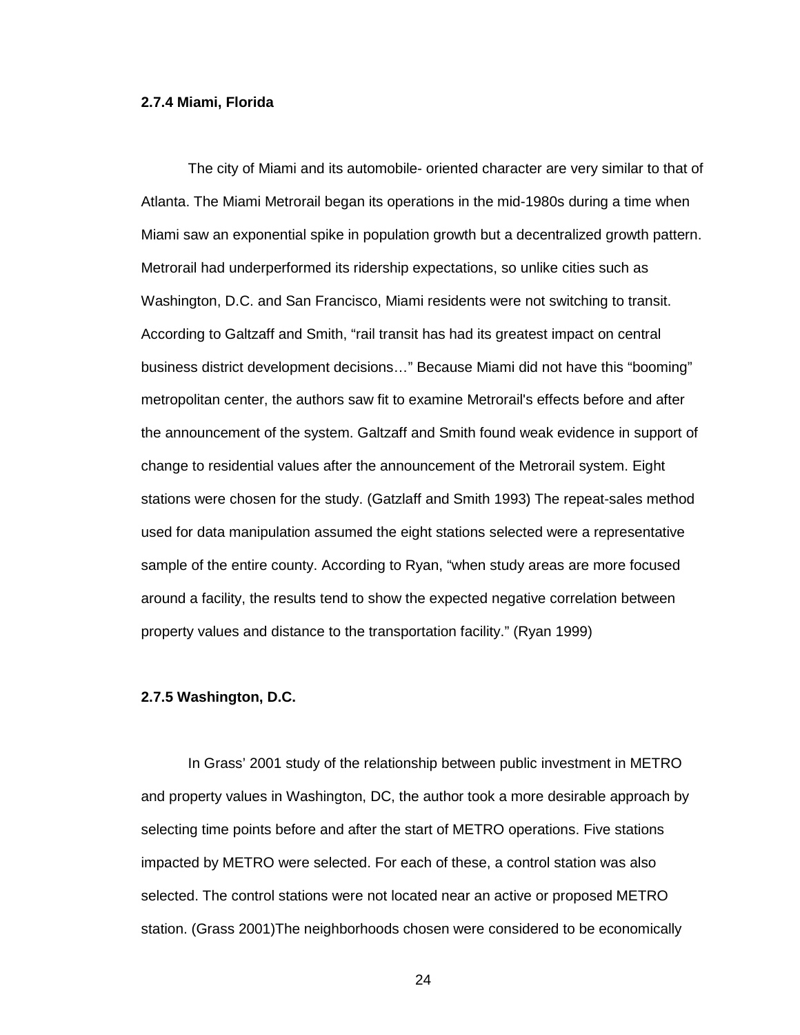### 2.7.4 Miami, Florida

The city of Miami and its automobile- oriented character are very similar to that of Atlanta. The Miami Metrorail began its operations in the mid-1980s during a time when Miami saw an exponential spike in population growth but a decentralized growth pattern. Metrorail had underperformed its ridership expectations, so unlike cities such as Washington, D.C. and San Francisco, Miami residents were not switching to transit. According to Galtzaff and Smith, "rail transit has had its greatest impact on central business district development decisions…" Because Miami did not have this "booming" metropolitan center, the authors saw fit to examine Metrorail's effects before and after the announcement of the system. Galtzaff and Smith found weak evidence in support of change to residential values after the announcement of the Metrorail system. Eight stations were chosen for the study. (Gatzlaff and Smith 1993) The repeat-sales method used for data manipulation assumed the eight stations selected were a representative sample of the entire county. According to Ryan, "when study areas are more focused around a facility, the results tend to show the expected negative correlation between property values and distance to the transportation facility." (Ryan 1999)

### 2.7.5 Washington, D.C.

In Grass' 2001 study of the relationship between public investment in METRO and property values in Washington, DC, the author took a more desirable approach by selecting time points before and after the start of METRO operations. Five stations impacted by METRO were selected. For each of these, a control station was also selected. The control stations were not located near an active or proposed METRO station. (Grass 2001)The neighborhoods chosen were considered to be economically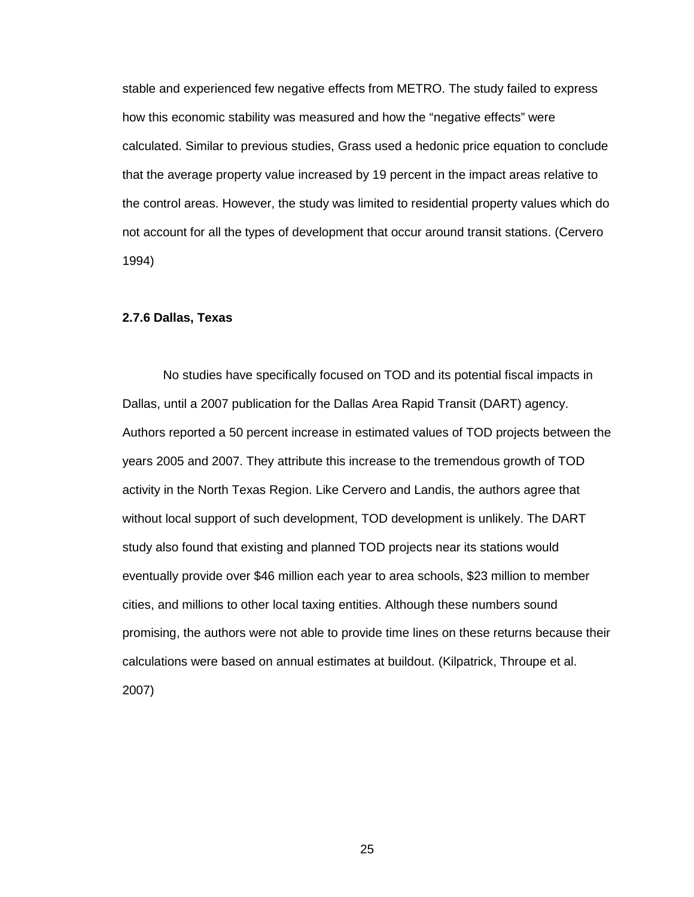stable and experienced few negative effects from METRO. The study failed to express how this economic stability was measured and how the "negative effects" were calculated. Similar to previous studies, Grass used a hedonic price equation to conclude that the average property value increased by 19 percent in the impact areas relative to the control areas. However, the study was limited to residential property values which do not account for all the types of development that occur around transit stations. (Cervero 1994)

### 2.7.6 Dallas, Texas

No studies have specifically focused on TOD and its potential fiscal impacts in Dallas, until a 2007 publication for the Dallas Area Rapid Transit (DART) agency. Authors reported a 50 percent increase in estimated values of TOD projects between the years 2005 and 2007. They attribute this increase to the tremendous growth of TOD activity in the North Texas Region. Like Cervero and Landis, the authors agree that without local support of such development, TOD development is unlikely. The DART study also found that existing and planned TOD projects near its stations would eventually provide over $46 million each year to area schools, $23 million to member cities, and millions to other local taxing entities. Although these numbers sound promising, the authors were not able to provide time lines on these returns because their calculations were based on annual estimates at buildout. (Kilpatrick, Throupe et al. 2007)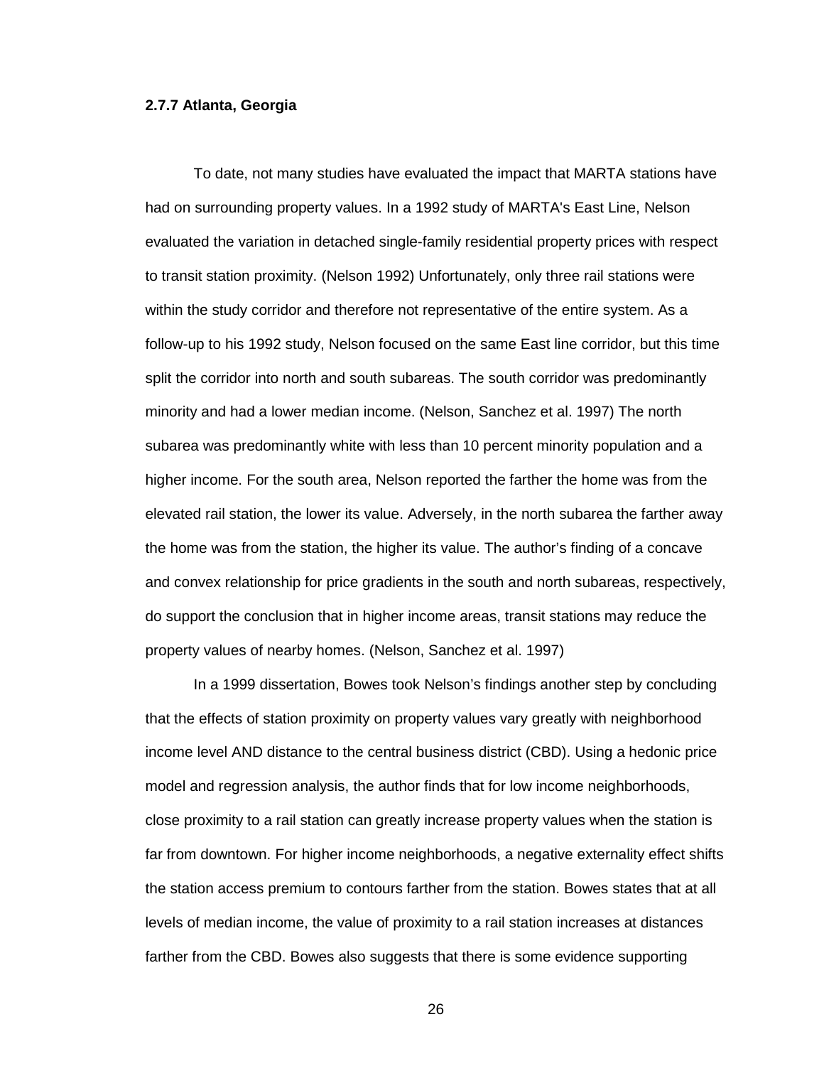### 2.7.7 Atlanta, Georgia

To date, not many studies have evaluated the impact that MARTA stations have had on surrounding property values. In a 1992 study of MARTA's East Line, Nelson evaluated the variation in detached single-family residential property prices with respect to transit station proximity. (Nelson 1992) Unfortunately, only three rail stations were within the study corridor and therefore not representative of the entire system. As a follow-up to his 1992 study, Nelson focused on the same East line corridor, but this time split the corridor into north and south subareas. The south corridor was predominantly minority and had a lower median income. (Nelson, Sanchez et al. 1997) The north subarea was predominantly white with less than 10 percent minority population and a higher income. For the south area, Nelson reported the farther the home was from the elevated rail station, the lower its value. Adversely, in the north subarea the farther away the home was from the station, the higher its value. The author's finding of a concave and convex relationship for price gradients in the south and north subareas, respectively, do support the conclusion that in higher income areas, transit stations may reduce the property values of nearby homes. (Nelson, Sanchez et al. 1997)

In a 1999 dissertation, Bowes took Nelson's findings another step by concluding that the effects of station proximity on property values vary greatly with neighborhood income level AND distance to the central business district (CBD). Using a hedonic price model and regression analysis, the author finds that for low income neighborhoods, close proximity to a rail station can greatly increase property values when the station is far from downtown. For higher income neighborhoods, a negative externality effect shifts the station access premium to contours farther from the station. Bowes states that at all levels of median income, the value of proximity to a rail station increases at distances farther from the CBD. Bowes also suggests that there is some evidence supporting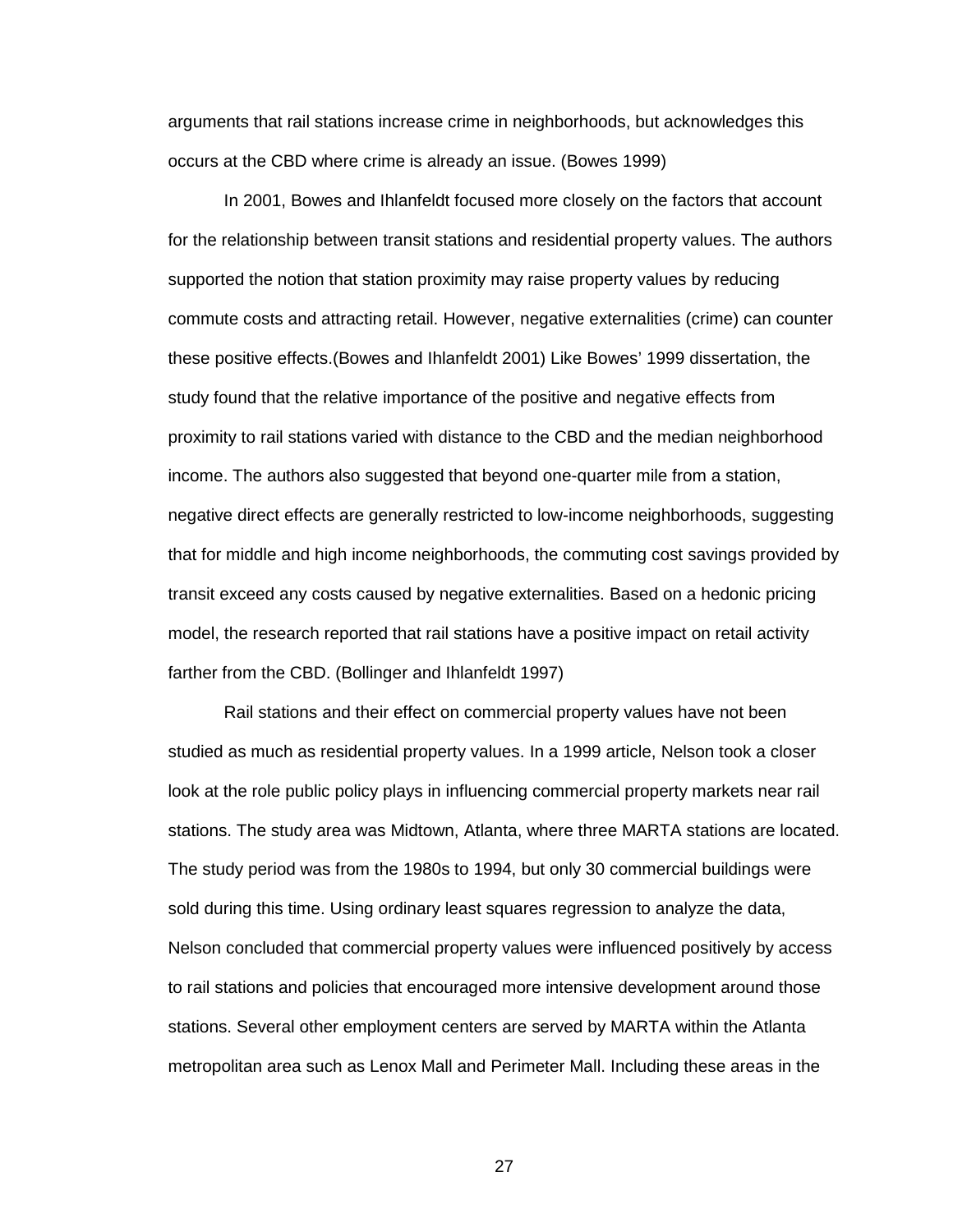arguments that rail stations increase crime in neighborhoods, but acknowledges this occurs at the CBD where crime is already an issue. (Bowes 1999)

In 2001, Bowes and Ihlanfeldt focused more closely on the factors that account for the relationship between transit stations and residential property values. The authors supported the notion that station proximity may raise property values by reducing commute costs and attracting retail. However, negative externalities (crime) can counter these positive effects.(Bowes and Ihlanfeldt 2001) Like Bowes' 1999 dissertation, the study found that the relative importance of the positive and negative effects from proximity to rail stations varied with distance to the CBD and the median neighborhood income. The authors also suggested that beyond one-quarter mile from a station, negative direct effects are generally restricted to low-income neighborhoods, suggesting that for middle and high income neighborhoods, the commuting cost savings provided by transit exceed any costs caused by negative externalities. Based on a hedonic pricing model, the research reported that rail stations have a positive impact on retail activity farther from the CBD. (Bollinger and Ihlanfeldt 1997)

Rail stations and their effect on commercial property values have not been studied as much as residential property values. In a 1999 article, Nelson took a closer look at the role public policy plays in influencing commercial property markets near rail stations. The study area was Midtown, Atlanta, where three MARTA stations are located. The study period was from the 1980s to 1994, but only 30 commercial buildings were sold during this time. Using ordinary least squares regression to analyze the data, Nelson concluded that commercial property values were influenced positively by access to rail stations and policies that encouraged more intensive development around those stations. Several other employment centers are served by MARTA within the Atlanta metropolitan area such as Lenox Mall and Perimeter Mall. Including these areas in the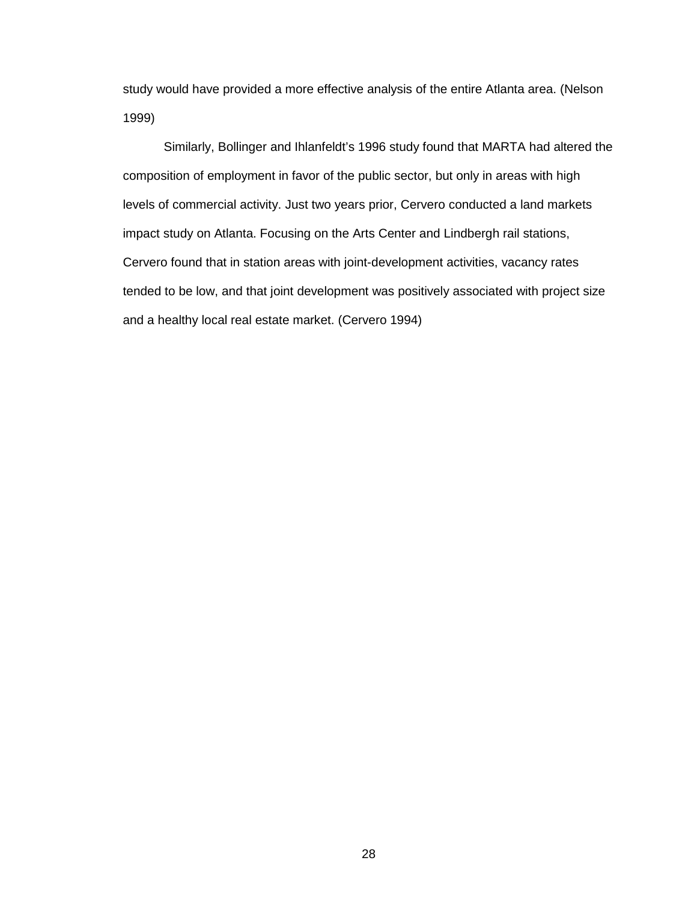study would have provided a more effective analysis of the entire Atlanta area. (Nelson 1999)

Similarly, Bollinger and Ihlanfeldt's 1996 study found that MARTA had altered the composition of employment in favor of the public sector, but only in areas with high levels of commercial activity. Just two years prior, Cervero conducted a land markets impact study on Atlanta. Focusing on the Arts Center and Lindbergh rail stations, Cervero found that in station areas with joint-development activities, vacancy rates tended to be low, and that joint development was positively associated with project size and a healthy local real estate market. (Cervero 1994)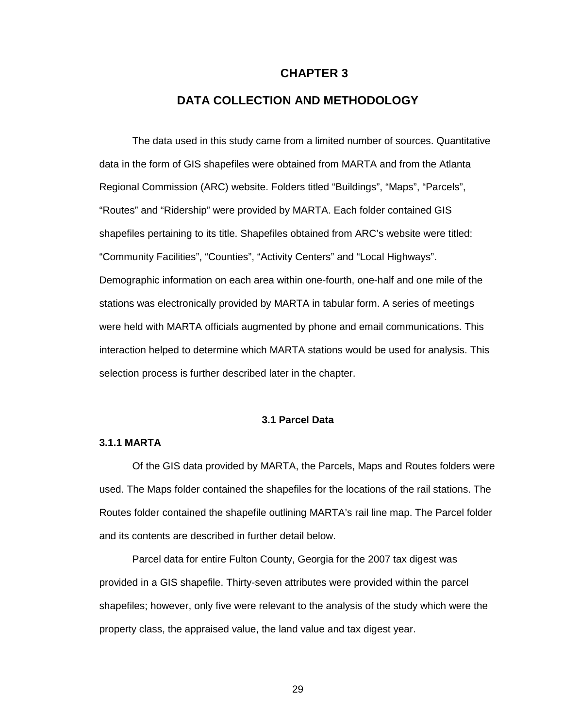# CHAPTER 3

# DATA COLLECTION AND METHODOLOGY

The data used in this study came from a limited number of sources. Quantitative data in the form of GIS shapefiles were obtained from MARTA and from the Atlanta Regional Commission (ARC) website. Folders titled “Buildings”, “Maps”, “Parcels”, “Routes” and “Ridership” were provided by MARTA. Each folder contained GIS shapefiles pertaining to its title. Shapefiles obtained from ARC’s website were titled: “Community Facilities”, “Counties”, “Activity Centers” and “Local Highways”. Demographic information on each area within one-fourth, one-half and one mile of the stations was electronically provided by MARTA in tabular form. A series of meetings were held with MARTA officials augmented by phone and email communications. This interaction helped to determine which MARTA stations would be used for analysis. This selection process is further described later in the chapter.

## 3.1 Parcel Data

### 3.1.1 MARTA

Of the GIS data provided by MARTA, the Parcels, Maps and Routes folders were used. The Maps folder contained the shapefiles for the locations of the rail stations. The Routes folder contained the shapefile outlining MARTA’s rail line map. The Parcel folder and its contents are described in further detail below.

Parcel data for entire Fulton County, Georgia for the 2007 tax digest was provided in a GIS shapefile. Thirty-seven attributes were provided within the parcel shapefiles; however, only five were relevant to the analysis of the study which were the property class, the appraised value, the land value and tax digest year.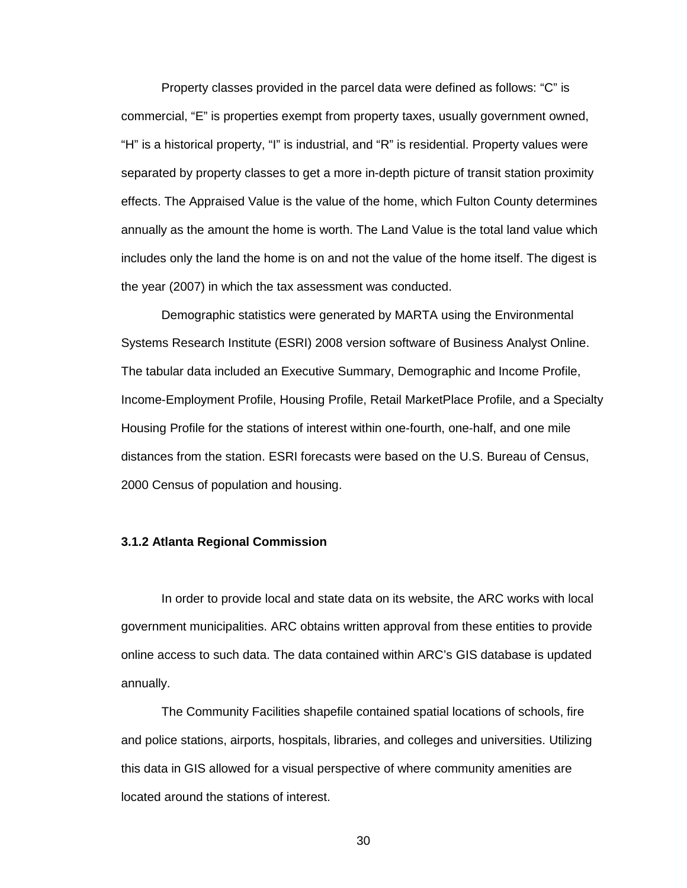Property classes provided in the parcel data were defined as follows: “C” is commercial, “E” is properties exempt from property taxes, usually government owned, “H” is a historical property, “I” is industrial, and “R” is residential. Property values were separated by property classes to get a more in-depth picture of transit station proximity effects. The Appraised Value is the value of the home, which Fulton County determines annually as the amount the home is worth. The Land Value is the total land value which includes only the land the home is on and not the value of the home itself. The digest is the year (2007) in which the tax assessment was conducted.

Demographic statistics were generated by MARTA using the Environmental Systems Research Institute (ESRI) 2008 version software of Business Analyst Online. The tabular data included an Executive Summary, Demographic and Income Profile, Income-Employment Profile, Housing Profile, Retail MarketPlace Profile, and a Specialty Housing Profile for the stations of interest within one-fourth, one-half, and one mile distances from the station. ESRI forecasts were based on the U.S. Bureau of Census, 2000 Census of population and housing.

### 3.1.2 Atlanta Regional Commission

In order to provide local and state data on its website, the ARC works with local government municipalities. ARC obtains written approval from these entities to provide online access to such data. The data contained within ARC’s GIS database is updated annually.

The Community Facilities shapefile contained spatial locations of schools, fire and police stations, airports, hospitals, libraries, and colleges and universities. Utilizing this data in GIS allowed for a visual perspective of where community amenities are located around the stations of interest.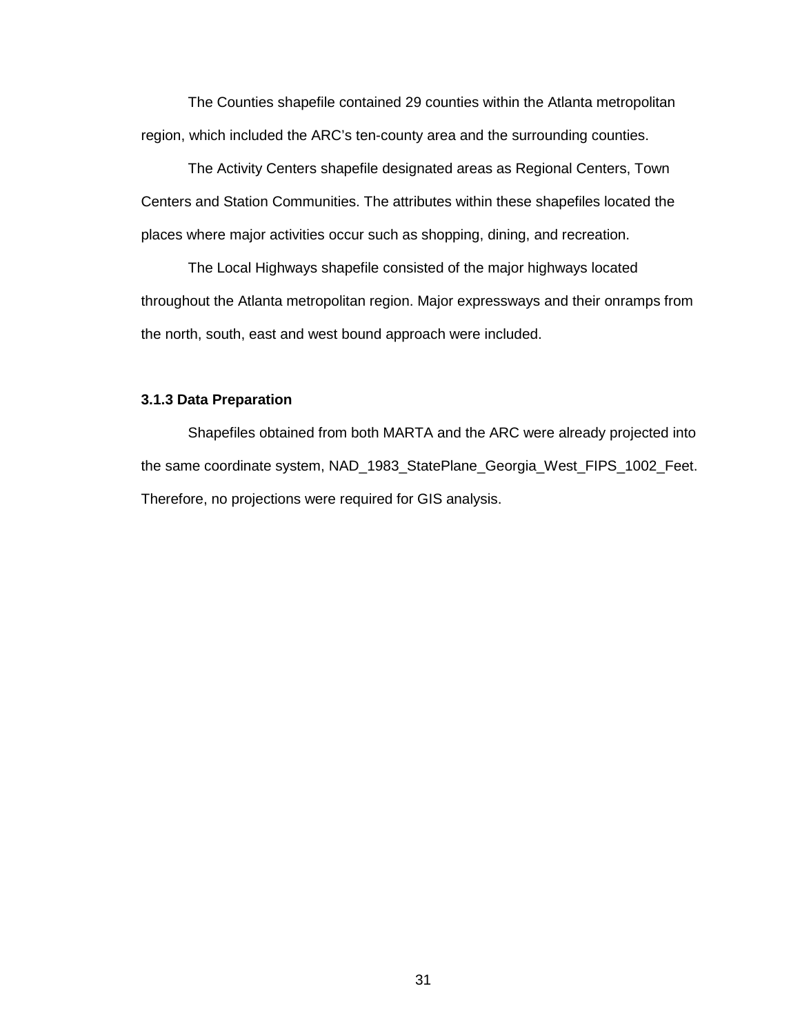The Counties shapefile contained 29 counties within the Atlanta metropolitan region, which included the ARC's ten-county area and the surrounding counties.

The Activity Centers shapefile designated areas as Regional Centers, Town Centers and Station Communities. The attributes within these shapefiles located the places where major activities occur such as shopping, dining, and recreation.

The Local Highways shapefile consisted of the major highways located throughout the Atlanta metropolitan region. Major expressways and their onramps from the north, south, east and west bound approach were included.

### 3.1.3 Data Preparation

Shapefiles obtained from both MARTA and the ARC were already projected into the same coordinate system, NAD_1983_StatePlane_Georgia_West_FIPS_1002_Feet. Therefore, no projections were required for GIS analysis.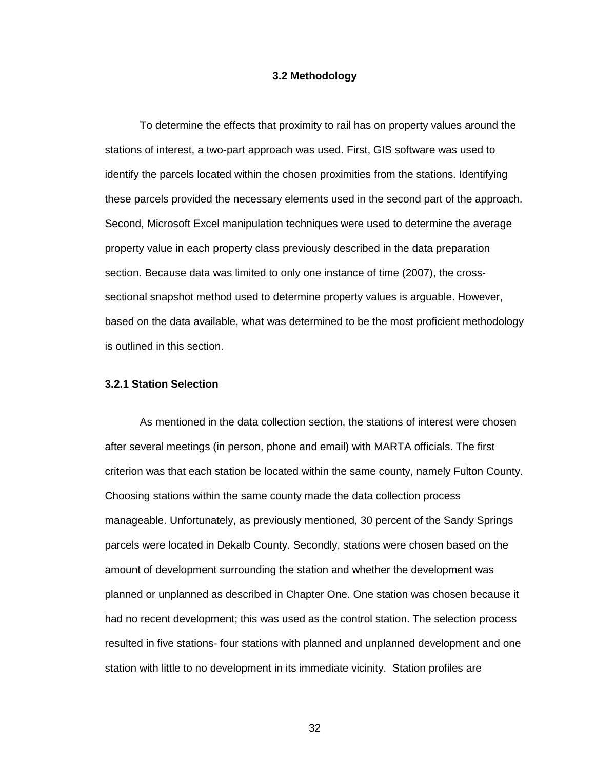## 3.2 Methodology

To determine the effects that proximity to rail has on property values around the stations of interest, a two-part approach was used. First, GIS software was used to identify the parcels located within the chosen proximities from the stations. Identifying these parcels provided the necessary elements used in the second part of the approach. Second, Microsoft Excel manipulation techniques were used to determine the average property value in each property class previously described in the data preparation section. Because data was limited to only one instance of time (2007), the cross-sectional snapshot method used to determine property values is arguable. However, based on the data available, what was determined to be the most proficient methodology is outlined in this section.

### 3.2.1 Station Selection

As mentioned in the data collection section, the stations of interest were chosen after several meetings (in person, phone and email) with MARTA officials. The first criterion was that each station be located within the same county, namely Fulton County. Choosing stations within the same county made the data collection process manageable. Unfortunately, as previously mentioned, 30 percent of the Sandy Springs parcels were located in Dekalb County. Secondly, stations were chosen based on the amount of development surrounding the station and whether the development was planned or unplanned as described in Chapter One. One station was chosen because it had no recent development; this was used as the control station. The selection process resulted in five stations- four stations with planned and unplanned development and one station with little to no development in its immediate vicinity. Station profiles are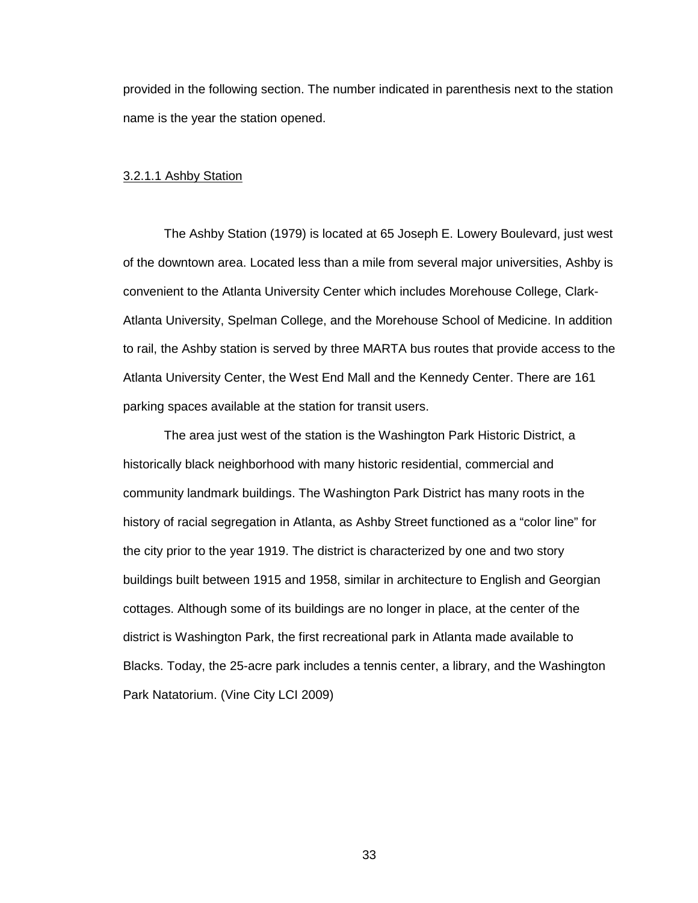provided in the following section. The number indicated in parenthesis next to the station name is the year the station opened.

### 3.2.1.1 Ashby Station

The Ashby Station (1979) is located at 65 Joseph E. Lowery Boulevard, just west of the downtown area. Located less than a mile from several major universities, Ashby is convenient to the Atlanta University Center which includes Morehouse College, Clark-Atlanta University, Spelman College, and the Morehouse School of Medicine. In addition to rail, the Ashby station is served by three MARTA bus routes that provide access to the Atlanta University Center, the West End Mall and the Kennedy Center. There are 161 parking spaces available at the station for transit users.

The area just west of the station is the Washington Park Historic District, a historically black neighborhood with many historic residential, commercial and community landmark buildings. The Washington Park District has many roots in the history of racial segregation in Atlanta, as Ashby Street functioned as a "color line" for the city prior to the year 1919. The district is characterized by one and two story buildings built between 1915 and 1958, similar in architecture to English and Georgian cottages. Although some of its buildings are no longer in place, at the center of the district is Washington Park, the first recreational park in Atlanta made available to Blacks. Today, the 25-acre park includes a tennis center, a library, and the Washington Park Natatorium. (Vine City LCI 2009)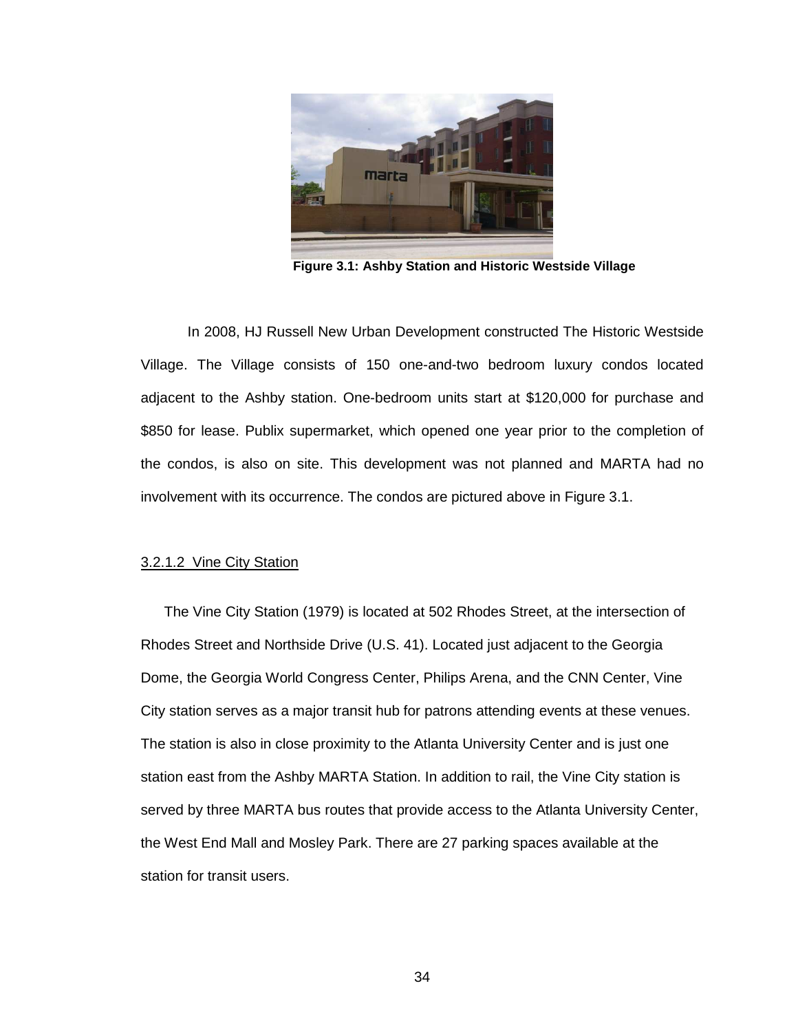**Figure 3.1: Ashby Station and Historic Westside Village**

In 2008, HJ Russell New Urban Development constructed The Historic Westside Village. The Village consists of 150 one-and-two bedroom luxury condos located adjacent to the Ashby station. One-bedroom units start at $120,000 for purchase and $850 for lease. Publix supermarket, which opened one year prior to the completion of the condos, is also on site. This development was not planned and MARTA had no involvement with its occurrence. The condos are pictured above in Figure 3.1.

#### 3.2.1.2 Vine City Station

The Vine City Station (1979) is located at 502 Rhodes Street, at the intersection of Rhodes Street and Northside Drive (U.S. 41). Located just adjacent to the Georgia Dome, the Georgia World Congress Center, Philips Arena, and the CNN Center, Vine City station serves as a major transit hub for patrons attending events at these venues. The station is also in close proximity to the Atlanta University Center and is just one station east from the Ashby MARTA Station. In addition to rail, the Vine City station is served by three MARTA bus routes that provide access to the Atlanta University Center, the West End Mall and Mosley Park. There are 27 parking spaces available at the station for transit users.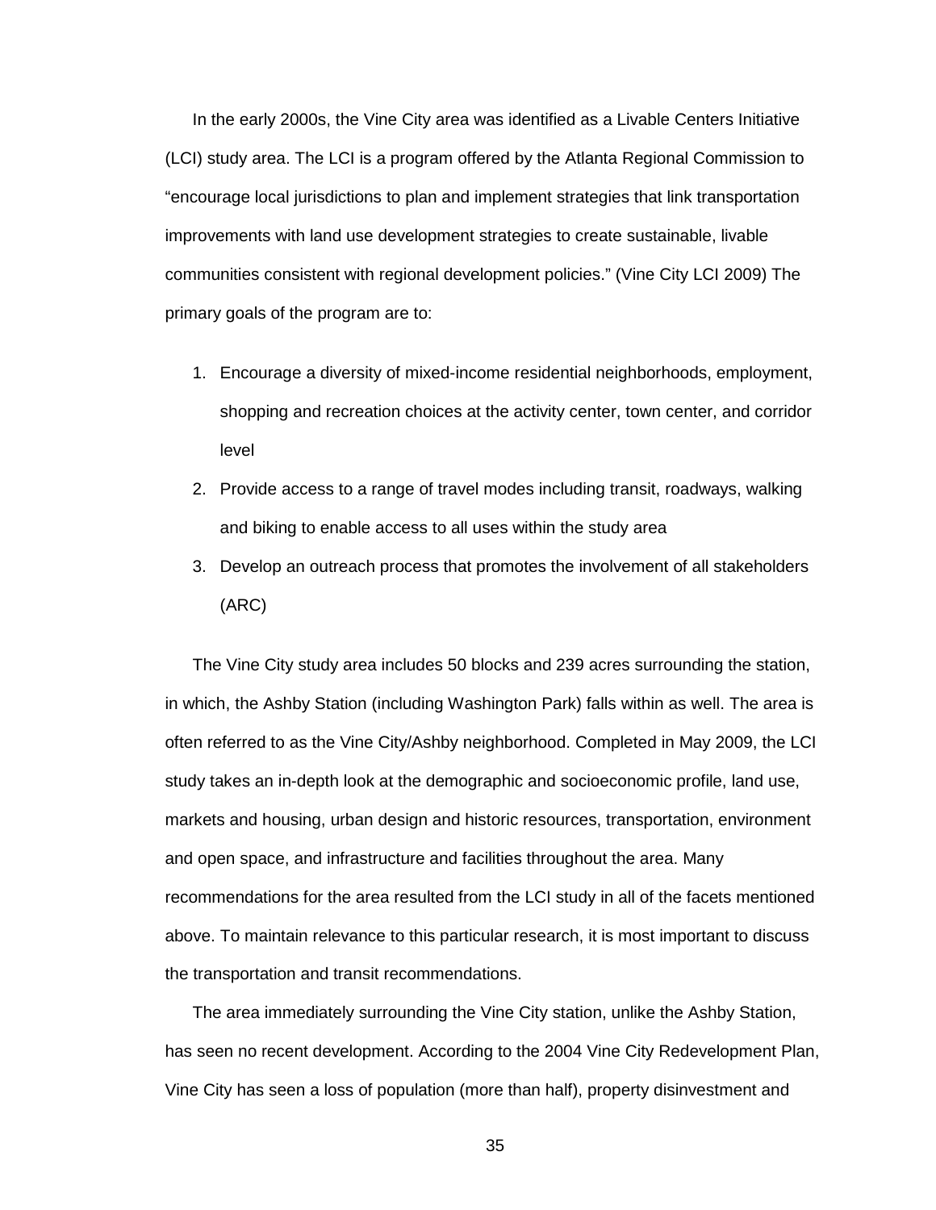In the early 2000s, the Vine City area was identified as a Livable Centers Initiative (LCI) study area. The LCI is a program offered by the Atlanta Regional Commission to "encourage local jurisdictions to plan and implement strategies that link transportation improvements with land use development strategies to create sustainable, livable communities consistent with regional development policies." (Vine City LCI 2009) The primary goals of the program are to:

1. Encourage a diversity of mixed-income residential neighborhoods, employment, shopping and recreation choices at the activity center, town center, and corridor level
2. Provide access to a range of travel modes including transit, roadways, walking and biking to enable access to all uses within the study area
3. Develop an outreach process that promotes the involvement of all stakeholders (ARC)

The Vine City study area includes 50 blocks and 239 acres surrounding the station, in which, the Ashby Station (including Washington Park) falls within as well. The area is often referred to as the Vine City/Ashby neighborhood. Completed in May 2009, the LCI study takes an in-depth look at the demographic and socioeconomic profile, land use, markets and housing, urban design and historic resources, transportation, environment and open space, and infrastructure and facilities throughout the area. Many recommendations for the area resulted from the LCI study in all of the facets mentioned above. To maintain relevance to this particular research, it is most important to discuss the transportation and transit recommendations.

The area immediately surrounding the Vine City station, unlike the Ashby Station, has seen no recent development. According to the 2004 Vine City Redevelopment Plan, Vine City has seen a loss of population (more than half), property disinvestment and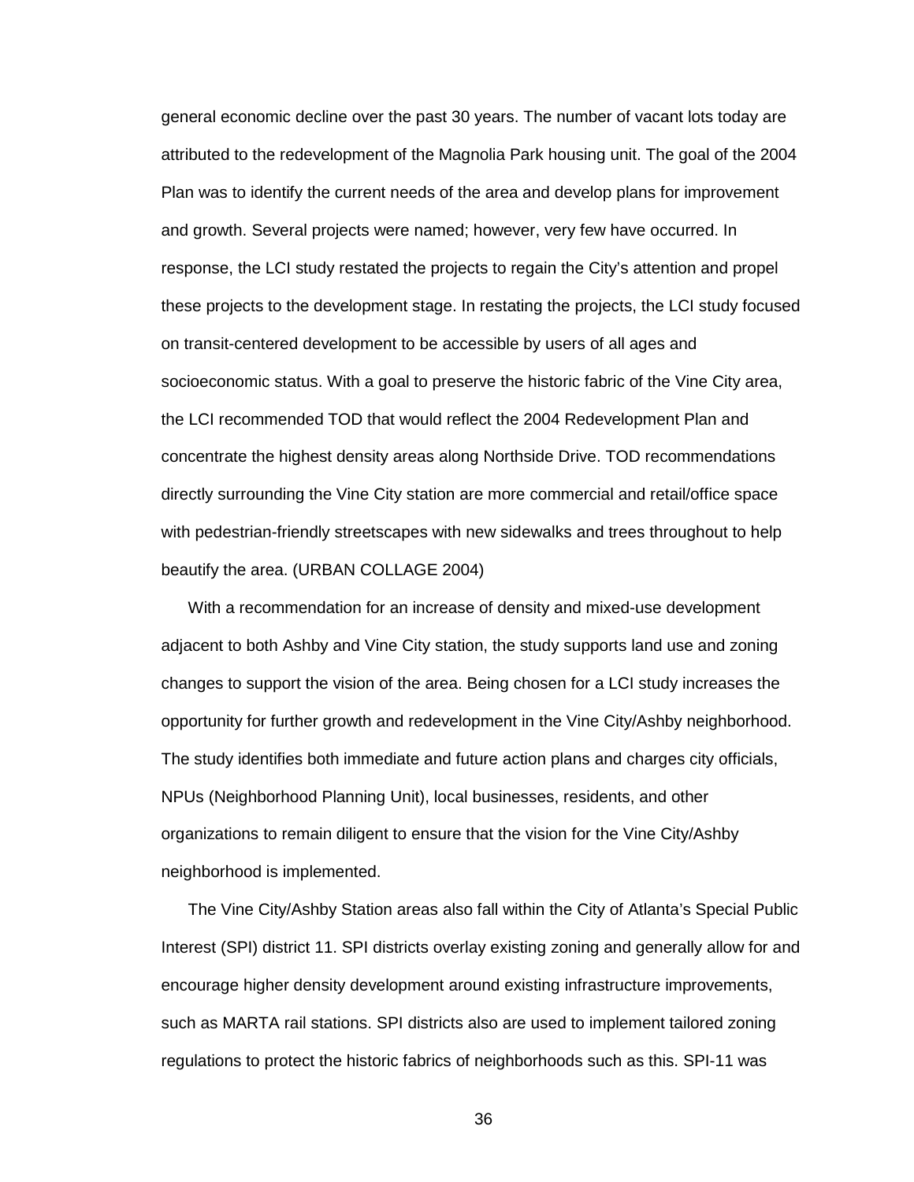general economic decline over the past 30 years. The number of vacant lots today are attributed to the redevelopment of the Magnolia Park housing unit. The goal of the 2004 Plan was to identify the current needs of the area and develop plans for improvement and growth. Several projects were named; however, very few have occurred. In response, the LCI study restated the projects to regain the City's attention and propel these projects to the development stage. In restating the projects, the LCI study focused on transit-centered development to be accessible by users of all ages and socioeconomic status. With a goal to preserve the historic fabric of the Vine City area, the LCI recommended TOD that would reflect the 2004 Redevelopment Plan and concentrate the highest density areas along Northside Drive. TOD recommendations directly surrounding the Vine City station are more commercial and retail/office space with pedestrian-friendly streetscapes with new sidewalks and trees throughout to help beautify the area. (URBAN COLLAGE 2004)

With a recommendation for an increase of density and mixed-use development adjacent to both Ashby and Vine City station, the study supports land use and zoning changes to support the vision of the area. Being chosen for a LCI study increases the opportunity for further growth and redevelopment in the Vine City/Ashby neighborhood. The study identifies both immediate and future action plans and charges city officials, NPUs (Neighborhood Planning Unit), local businesses, residents, and other organizations to remain diligent to ensure that the vision for the Vine City/Ashby neighborhood is implemented.

The Vine City/Ashby Station areas also fall within the City of Atlanta's Special Public Interest (SPI) district 11. SPI districts overlay existing zoning and generally allow for and encourage higher density development around existing infrastructure improvements, such as MARTA rail stations. SPI districts also are used to implement tailored zoning regulations to protect the historic fabrics of neighborhoods such as this. SPI-11 was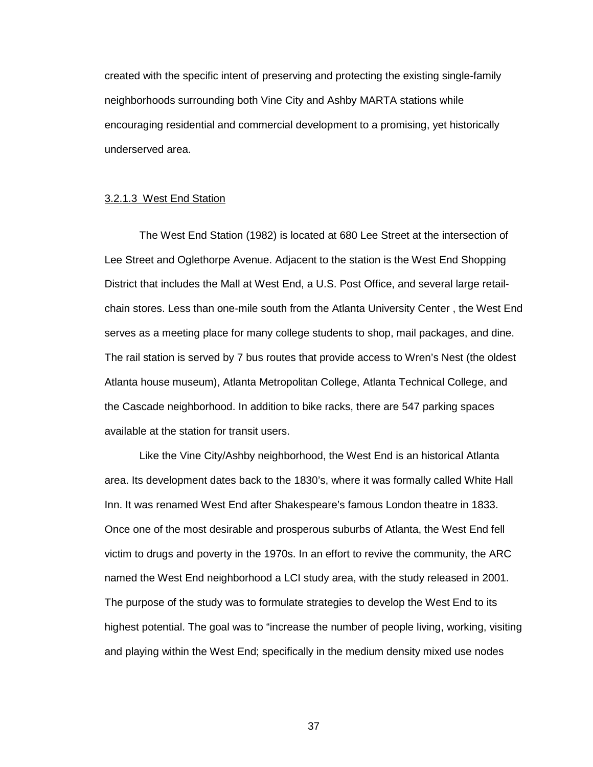created with the specific intent of preserving and protecting the existing single-family neighborhoods surrounding both Vine City and Ashby MARTA stations while encouraging residential and commercial development to a promising, yet historically underserved area.

#### 3.2.1.3 West End Station

The West End Station (1982) is located at 680 Lee Street at the intersection of Lee Street and Oglethorpe Avenue. Adjacent to the station is the West End Shopping District that includes the Mall at West End, a U.S. Post Office, and several large retail-chain stores. Less than one-mile south from the Atlanta University Center , the West End serves as a meeting place for many college students to shop, mail packages, and dine. The rail station is served by 7 bus routes that provide access to Wren's Nest (the oldest Atlanta house museum), Atlanta Metropolitan College, Atlanta Technical College, and the Cascade neighborhood. In addition to bike racks, there are 547 parking spaces available at the station for transit users.

Like the Vine City/Ashby neighborhood, the West End is an historical Atlanta area. Its development dates back to the 1830's, where it was formally called White Hall Inn. It was renamed West End after Shakespeare's famous London theatre in 1833. Once one of the most desirable and prosperous suburbs of Atlanta, the West End fell victim to drugs and poverty in the 1970s. In an effort to revive the community, the ARC named the West End neighborhood a LCI study area, with the study released in 2001. The purpose of the study was to formulate strategies to develop the West End to its highest potential. The goal was to "increase the number of people living, working, visiting and playing within the West End; specifically in the medium density mixed use nodes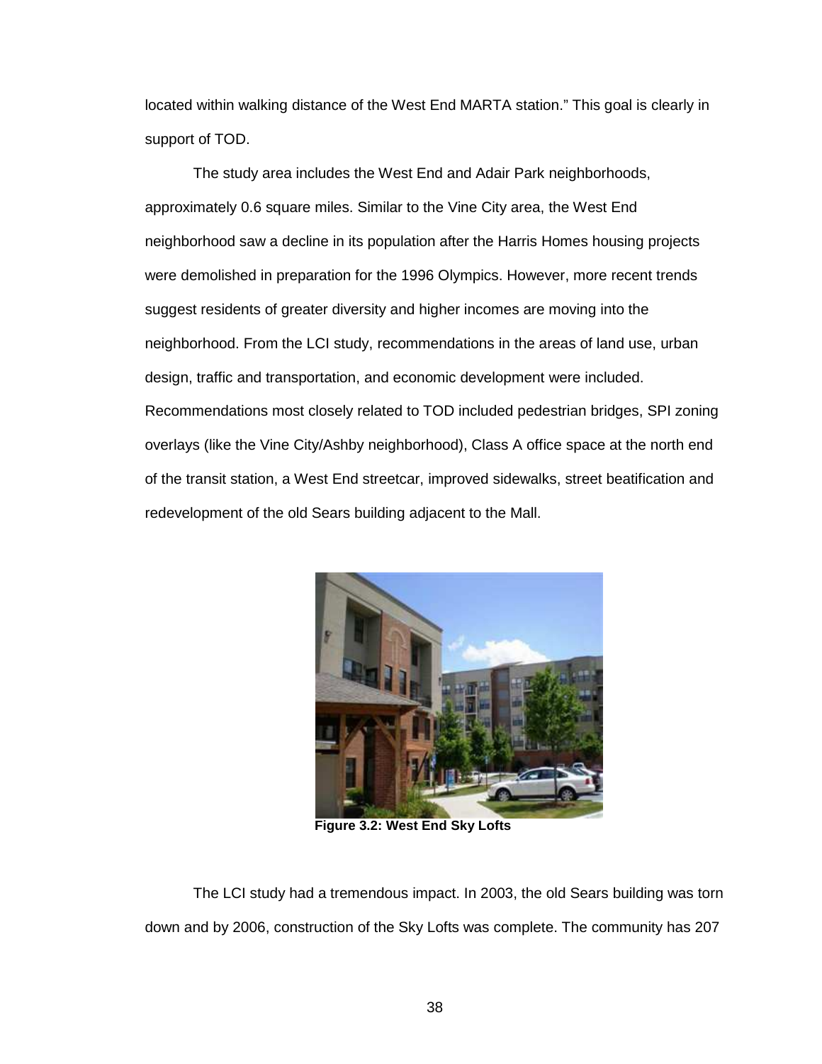located within walking distance of the West End MARTA station." This goal is clearly in support of TOD.

The study area includes the West End and Adair Park neighborhoods, approximately 0.6 square miles. Similar to the Vine City area, the West End neighborhood saw a decline in its population after the Harris Homes housing projects were demolished in preparation for the 1996 Olympics. However, more recent trends suggest residents of greater diversity and higher incomes are moving into the neighborhood. From the LCI study, recommendations in the areas of land use, urban design, traffic and transportation, and economic development were included. Recommendations most closely related to TOD included pedestrian bridges, SPI zoning overlays (like the Vine City/Ashby neighborhood), Class A office space at the north end of the transit station, a West End streetcar, improved sidewalks, street beatification and redevelopment of the old Sears building adjacent to the Mall.

**Figure 3.2: West End Sky Lofts**

The LCI study had a tremendous impact. In 2003, the old Sears building was torn down and by 2006, construction of the Sky Lofts was complete. The community has 207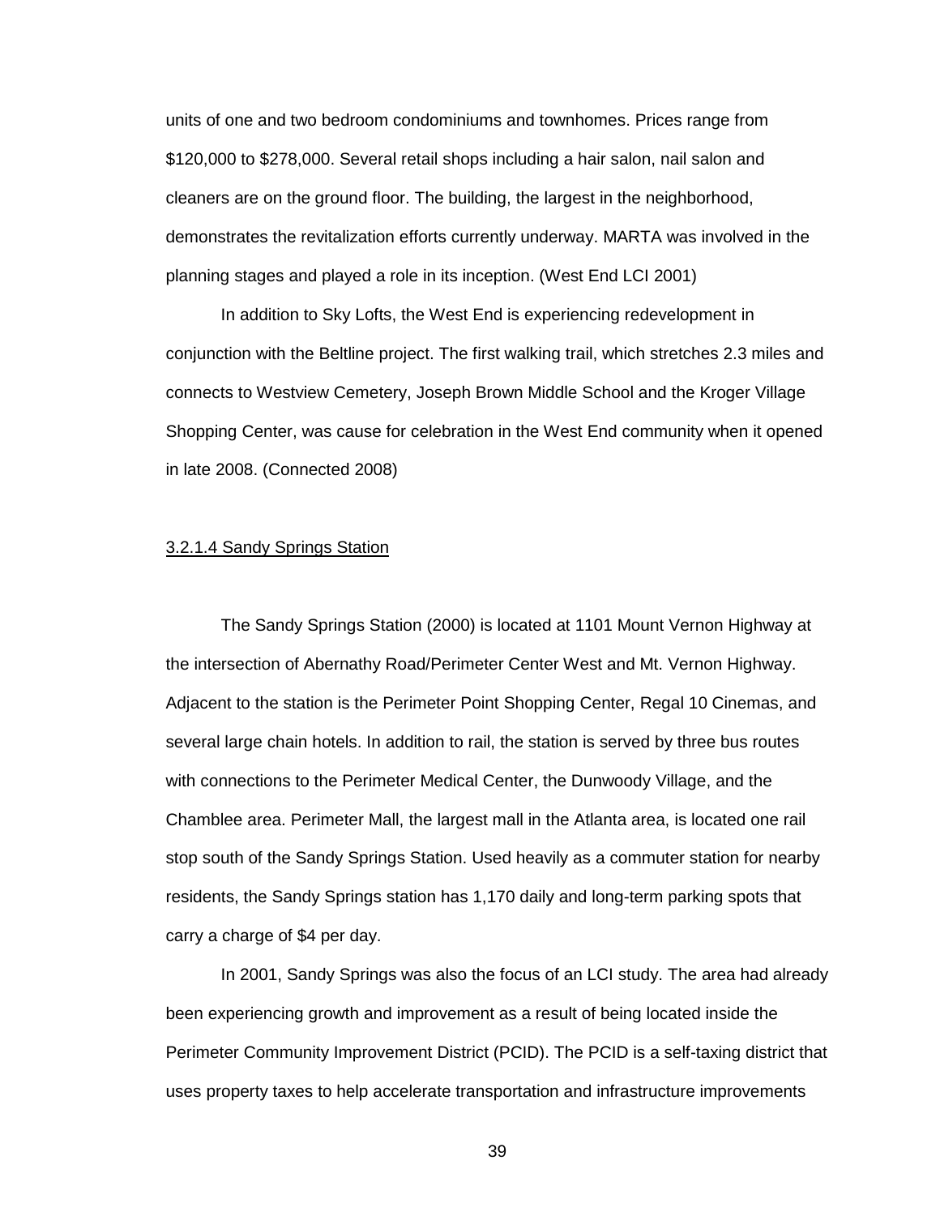units of one and two bedroom condominiums and townhomes. Prices range from $120,000 to $278,000. Several retail shops including a hair salon, nail salon and cleaners are on the ground floor. The building, the largest in the neighborhood, demonstrates the revitalization efforts currently underway. MARTA was involved in the planning stages and played a role in its inception. (West End LCI 2001)

In addition to Sky Lofts, the West End is experiencing redevelopment in conjunction with the Beltline project. The first walking trail, which stretches 2.3 miles and connects to Westview Cemetery, Joseph Brown Middle School and the Kroger Village Shopping Center, was cause for celebration in the West End community when it opened in late 2008. (Connected 2008)

#### 3.2.1.4 Sandy Springs Station

The Sandy Springs Station (2000) is located at 1101 Mount Vernon Highway at the intersection of Abernathy Road/Perimeter Center West and Mt. Vernon Highway. Adjacent to the station is the Perimeter Point Shopping Center, Regal 10 Cinemas, and several large chain hotels. In addition to rail, the station is served by three bus routes with connections to the Perimeter Medical Center, the Dunwoody Village, and the Chamblee area. Perimeter Mall, the largest mall in the Atlanta area, is located one rail stop south of the Sandy Springs Station. Used heavily as a commuter station for nearby residents, the Sandy Springs station has 1,170 daily and long-term parking spots that carry a charge of $4 per day.

In 2001, Sandy Springs was also the focus of an LCI study. The area had already been experiencing growth and improvement as a result of being located inside the Perimeter Community Improvement District (PCID). The PCID is a self-taxing district that uses property taxes to help accelerate transportation and infrastructure improvements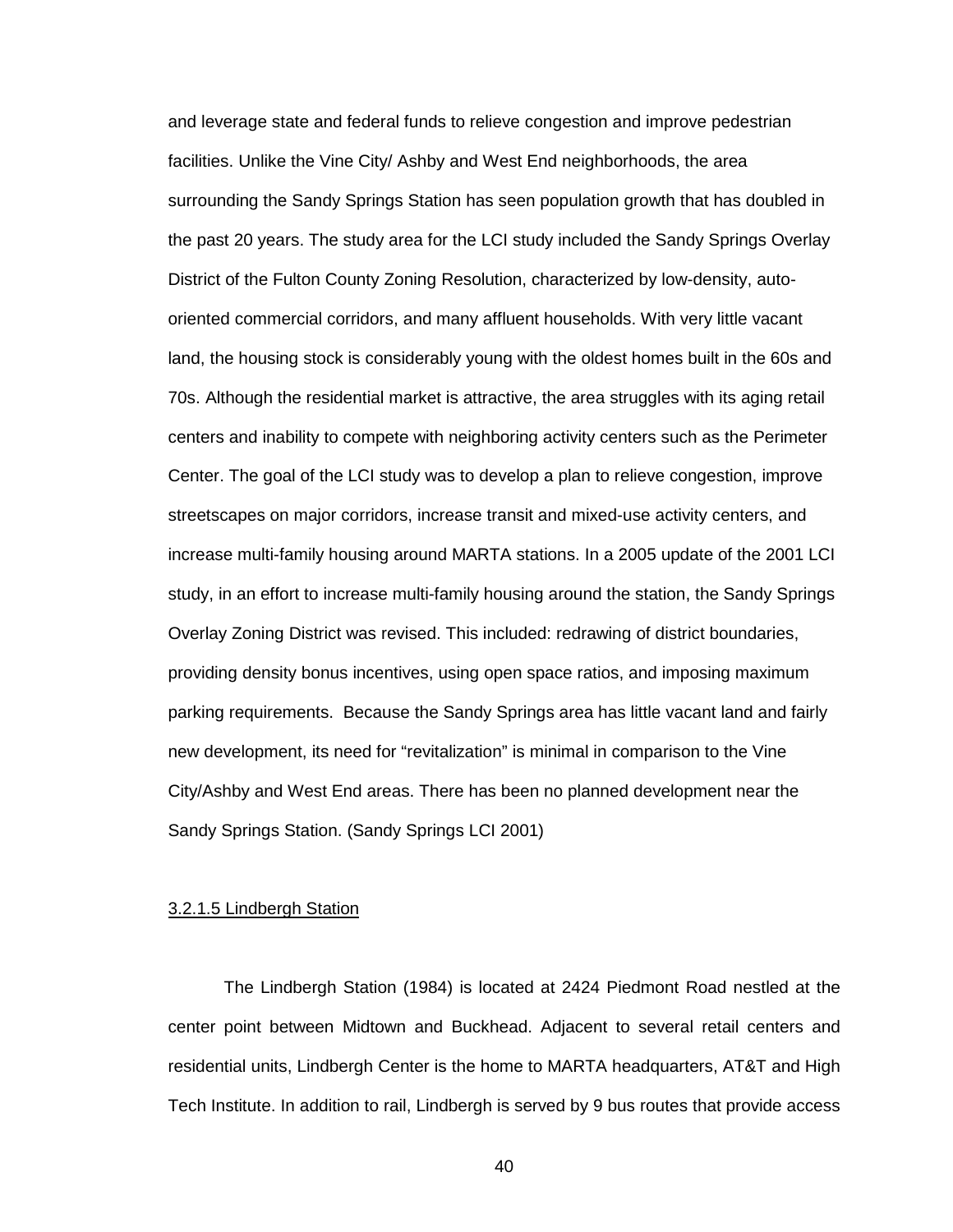and leverage state and federal funds to relieve congestion and improve pedestrian facilities. Unlike the Vine City/ Ashby and West End neighborhoods, the area surrounding the Sandy Springs Station has seen population growth that has doubled in the past 20 years. The study area for the LCI study included the Sandy Springs Overlay District of the Fulton County Zoning Resolution, characterized by low-density, auto-oriented commercial corridors, and many affluent households. With very little vacant land, the housing stock is considerably young with the oldest homes built in the 60s and 70s. Although the residential market is attractive, the area struggles with its aging retail centers and inability to compete with neighboring activity centers such as the Perimeter Center. The goal of the LCI study was to develop a plan to relieve congestion, improve streetscapes on major corridors, increase transit and mixed-use activity centers, and increase multi-family housing around MARTA stations. In a 2005 update of the 2001 LCI study, in an effort to increase multi-family housing around the station, the Sandy Springs Overlay Zoning District was revised. This included: redrawing of district boundaries, providing density bonus incentives, using open space ratios, and imposing maximum parking requirements. Because the Sandy Springs area has little vacant land and fairly new development, its need for "revitalization" is minimal in comparison to the Vine City/Ashby and West End areas. There has been no planned development near the Sandy Springs Station. (Sandy Springs LCI 2001)

#### 3.2.1.5 Lindbergh Station

The Lindbergh Station (1984) is located at 2424 Piedmont Road nestled at the center point between Midtown and Buckhead. Adjacent to several retail centers and residential units, Lindbergh Center is the home to MARTA headquarters, AT&T and High Tech Institute. In addition to rail, Lindbergh is served by 9 bus routes that provide access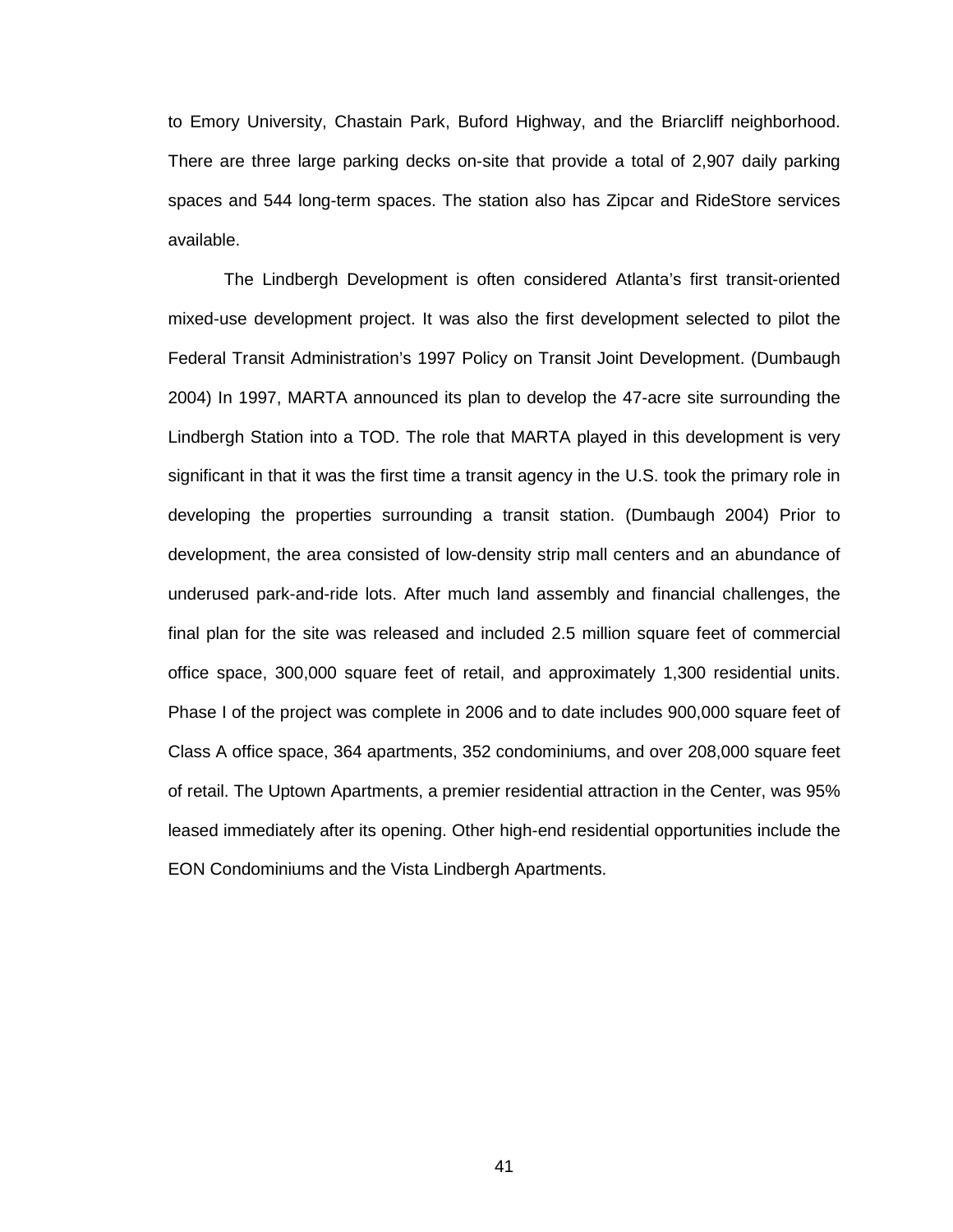to Emory University, Chastain Park, Buford Highway, and the Briarcliff neighborhood. There are three large parking decks on-site that provide a total of 2,907 daily parking spaces and 544 long-term spaces. The station also has Zipcar and RideStore services available.

The Lindbergh Development is often considered Atlanta's first transit-oriented mixed-use development project. It was also the first development selected to pilot the Federal Transit Administration's 1997 Policy on Transit Joint Development. (Dumbaugh 2004) In 1997, MARTA announced its plan to develop the 47-acre site surrounding the Lindbergh Station into a TOD. The role that MARTA played in this development is very significant in that it was the first time a transit agency in the U.S. took the primary role in developing the properties surrounding a transit station. (Dumbaugh 2004) Prior to development, the area consisted of low-density strip mall centers and an abundance of underused park-and-ride lots. After much land assembly and financial challenges, the final plan for the site was released and included 2.5 million square feet of commercial office space, 300,000 square feet of retail, and approximately 1,300 residential units. Phase I of the project was complete in 2006 and to date includes 900,000 square feet of Class A office space, 364 apartments, 352 condominiums, and over 208,000 square feet of retail. The Uptown Apartments, a premier residential attraction in the Center, was 95% leased immediately after its opening. Other high-end residential opportunities include the EON Condominiums and the Vista Lindbergh Apartments.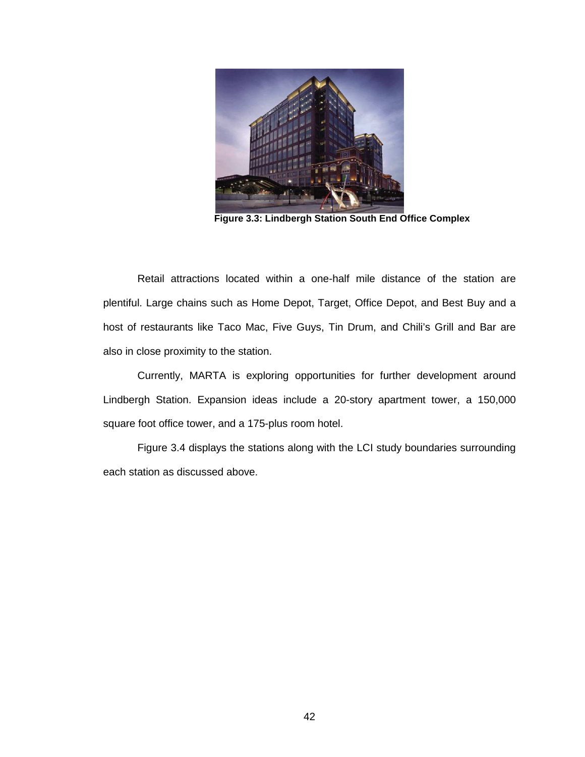Figure 3.3: Lindbergh Station South End Office Complex

Retail attractions located within a one-half mile distance of the station are plentiful. Large chains such as Home Depot, Target, Office Depot, and Best Buy and a host of restaurants like Taco Mac, Five Guys, Tin Drum, and Chili's Grill and Bar are also in close proximity to the station.

Currently, MARTA is exploring opportunities for further development around Lindbergh Station. Expansion ideas include a 20-story apartment tower, a 150,000 square foot office tower, and a 175-plus room hotel.

Figure 3.4 displays the stations along with the LCI study boundaries surrounding each station as discussed above.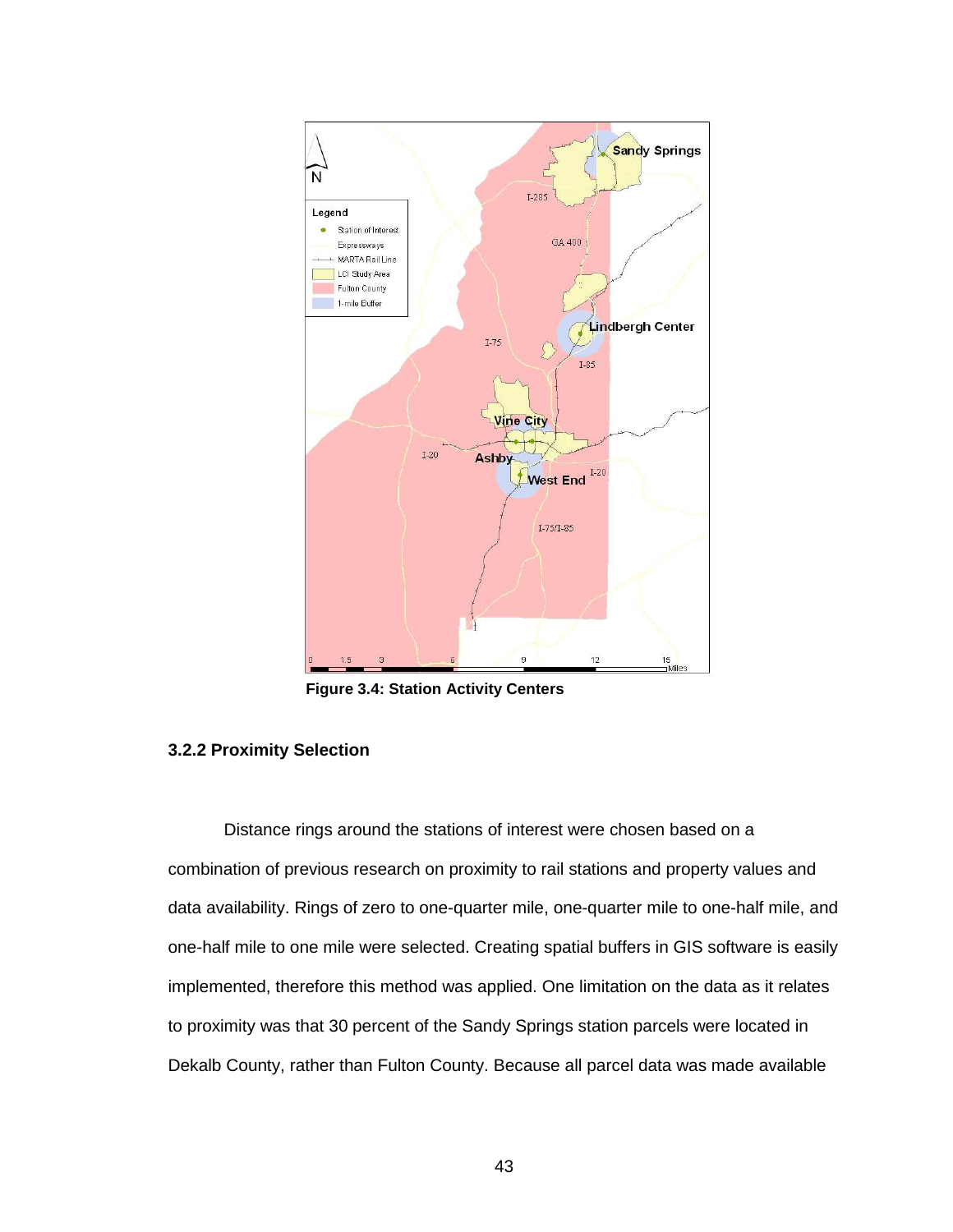**Figure 3.4: Station Activity Centers**

### 3.2.2 Proximity Selection

Distance rings around the stations of interest were chosen based on a combination of previous research on proximity to rail stations and property values and data availability. Rings of zero to one-quarter mile, one-quarter mile to one-half mile, and one-half mile to one mile were selected. Creating spatial buffers in GIS software is easily implemented, therefore this method was applied. One limitation on the data as it relates to proximity was that 30 percent of the Sandy Springs station parcels were located in Dekalb County, rather than Fulton County. Because all parcel data was made available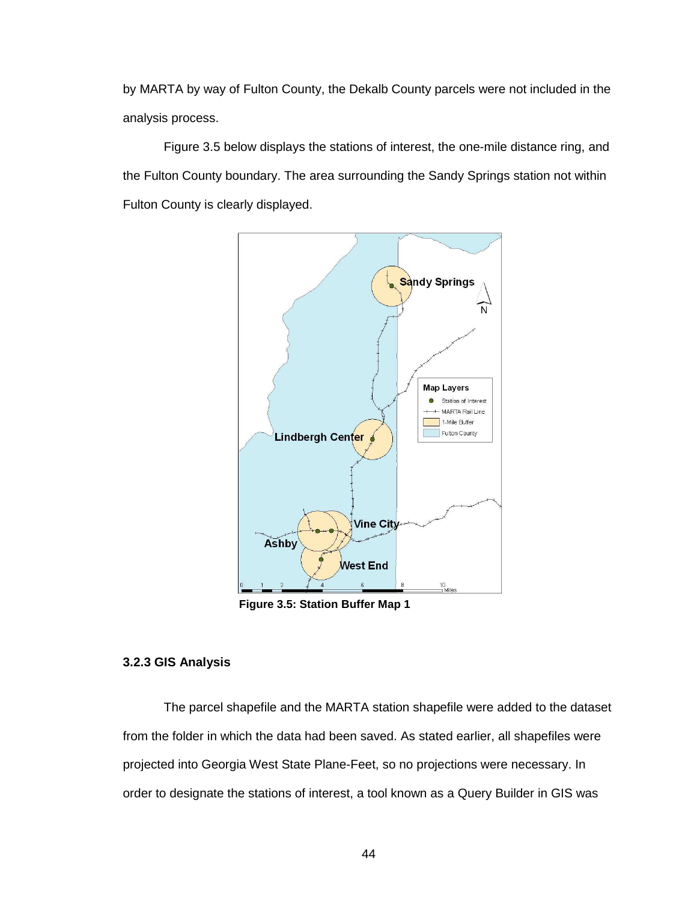by MARTA by way of Fulton County, the Dekalb County parcels were not included in the analysis process.

Figure 3.5 below displays the stations of interest, the one-mile distance ring, and the Fulton County boundary. The area surrounding the Sandy Springs station not within Fulton County is clearly displayed.

**Figure 3.5: Station Buffer Map 1**

### 3.2.3 GIS Analysis

The parcel shapefile and the MARTA station shapefile were added to the dataset from the folder in which the data had been saved. As stated earlier, all shapefiles were projected into Georgia West State Plane-Feet, so no projections were necessary. In order to designate the stations of interest, a tool known as a Query Builder in GIS was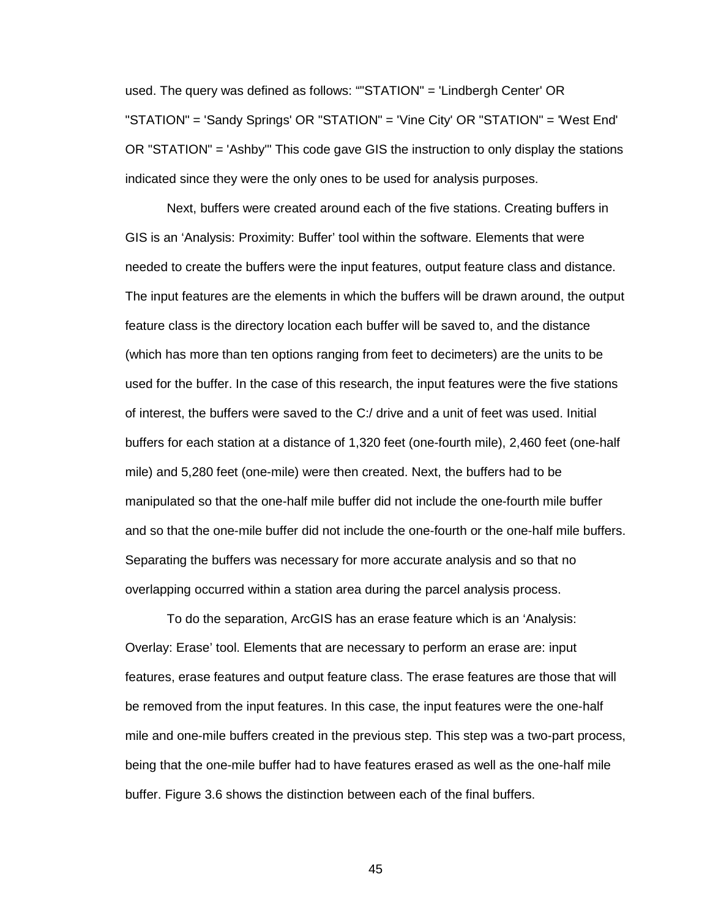used. The query was defined as follows: ""STATION" = 'Lindbergh Center' OR "STATION" = 'Sandy Springs' OR "STATION" = 'Vine City' OR "STATION" = 'West End' OR "STATION" = 'Ashby'" This code gave GIS the instruction to only display the stations indicated since they were the only ones to be used for analysis purposes.

Next, buffers were created around each of the five stations. Creating buffers in GIS is an 'Analysis: Proximity: Buffer' tool within the software. Elements that were needed to create the buffers were the input features, output feature class and distance. The input features are the elements in which the buffers will be drawn around, the output feature class is the directory location each buffer will be saved to, and the distance (which has more than ten options ranging from feet to decimeters) are the units to be used for the buffer. In the case of this research, the input features were the five stations of interest, the buffers were saved to the C:/ drive and a unit of feet was used. Initial buffers for each station at a distance of 1,320 feet (one-fourth mile), 2,460 feet (one-half mile) and 5,280 feet (one-mile) were then created. Next, the buffers had to be manipulated so that the one-half mile buffer did not include the one-fourth mile buffer and so that the one-mile buffer did not include the one-fourth or the one-half mile buffers. Separating the buffers was necessary for more accurate analysis and so that no overlapping occurred within a station area during the parcel analysis process.

To do the separation, ArcGIS has an erase feature which is an 'Analysis: Overlay: Erase' tool. Elements that are necessary to perform an erase are: input features, erase features and output feature class. The erase features are those that will be removed from the input features. In this case, the input features were the one-half mile and one-mile buffers created in the previous step. This step was a two-part process, being that the one-mile buffer had to have features erased as well as the one-half mile buffer. Figure 3.6 shows the distinction between each of the final buffers.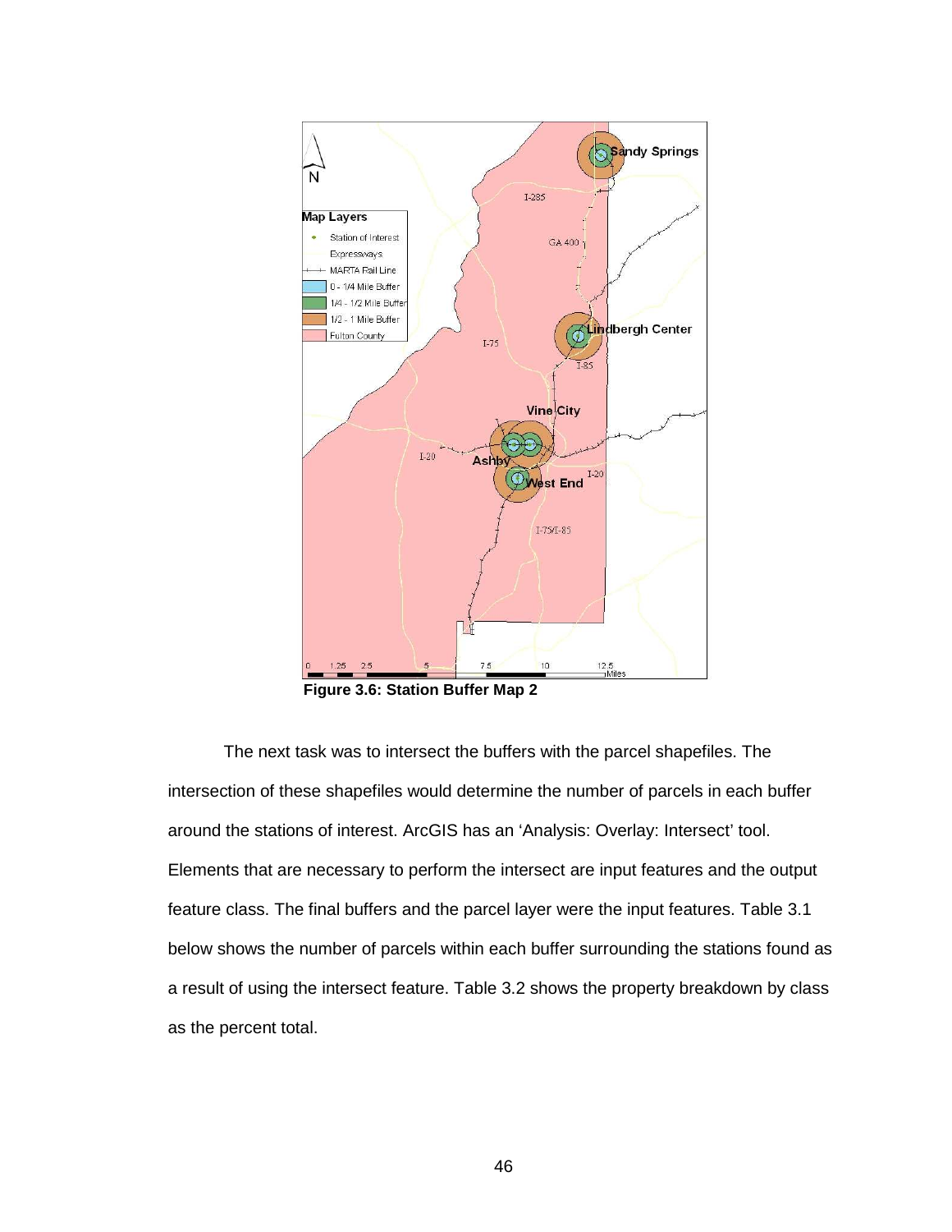**Figure 3.6: Station Buffer Map 2**

The next task was to intersect the buffers with the parcel shapefiles. The intersection of these shapefiles would determine the number of parcels in each buffer around the stations of interest. ArcGIS has an 'Analysis: Overlay: Intersect' tool. Elements that are necessary to perform the intersect are input features and the output feature class. The final buffers and the parcel layer were the input features. Table 3.1 below shows the number of parcels within each buffer surrounding the stations found as a result of using the intersect feature. Table 3.2 shows the property breakdown by class as the percent total.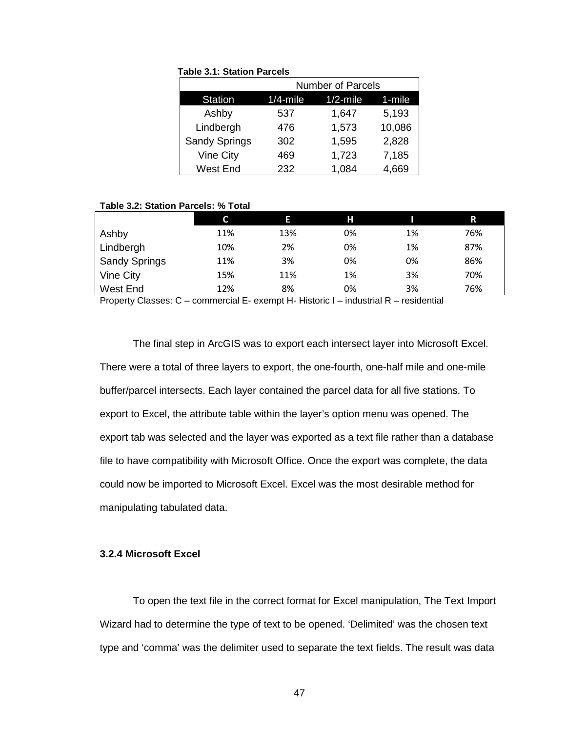**Table 3.1: Station Parcels**

| | Number of Parcels | | |
|---|---|---|---|
| Station | 1/4-mile | 1/2-mile | 1-mile |
| Ashby | 537 | 1,647 | 5,193 |
| Lindbergh | 476 | 1,573 | 10,086 |
| Sandy Springs | 302 | 1,595 | 2,828 |
| Vine City | 469 | 1,723 | 7,185 |
| West End | 232 | 1,084 | 4,669 |

**Table 3.2: Station Parcels: % Total**

| | C | E | H | I | R |
|---|---|---|---|---|---|
| Ashby | 11% | 13% | 0% | 1% | 76% |
| Lindbergh | 10% | 2% | 0% | 1% | 87% |
| Sandy Springs | 11% | 3% | 0% | 0% | 86% |
| Vine City | 15% | 11% | 1% | 3% | 70% |
| West End | 12% | 8% | 0% | 3% | 76% |

Property Classes: C – commercial E- exempt H- Historic I – industrial R – residential

The final step in ArcGIS was to export each intersect layer into Microsoft Excel. There were a total of three layers to export, the one-fourth, one-half mile and one-mile buffer/parcel intersects. Each layer contained the parcel data for all five stations. To export to Excel, the attribute table within the layer's option menu was opened. The export tab was selected and the layer was exported as a text file rather than a database file to have compatibility with Microsoft Office. Once the export was complete, the data could now be imported to Microsoft Excel. Excel was the most desirable method for manipulating tabulated data.

### 3.2.4 Microsoft Excel

To open the text file in the correct format for Excel manipulation, The Text Import Wizard had to determine the type of text to be opened. 'Delimited' was the chosen text type and 'comma' was the delimiter used to separate the text fields. The result was data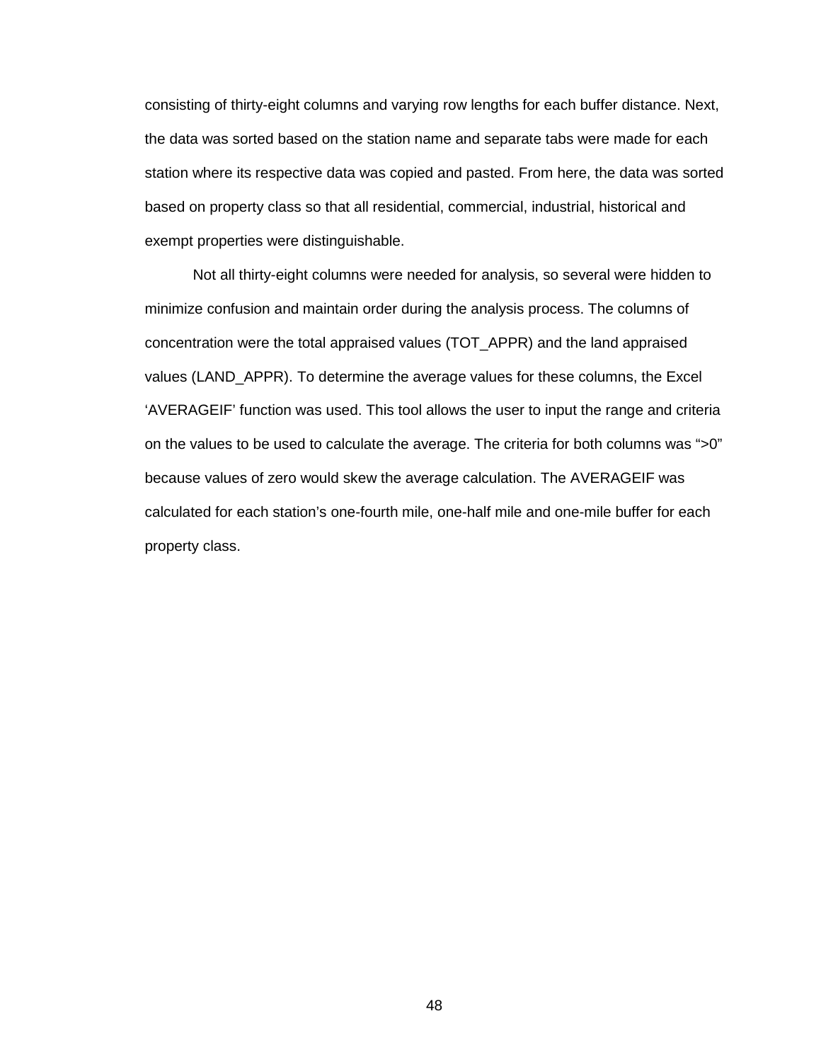consisting of thirty-eight columns and varying row lengths for each buffer distance. Next, the data was sorted based on the station name and separate tabs were made for each station where its respective data was copied and pasted. From here, the data was sorted based on property class so that all residential, commercial, industrial, historical and exempt properties were distinguishable.

Not all thirty-eight columns were needed for analysis, so several were hidden to minimize confusion and maintain order during the analysis process. The columns of concentration were the total appraised values (TOT_APPR) and the land appraised values (LAND_APPR). To determine the average values for these columns, the Excel 'AVERAGEIF' function was used. This tool allows the user to input the range and criteria on the values to be used to calculate the average. The criteria for both columns was ">0" because values of zero would skew the average calculation. The AVERAGEIF was calculated for each station's one-fourth mile, one-half mile and one-mile buffer for each property class.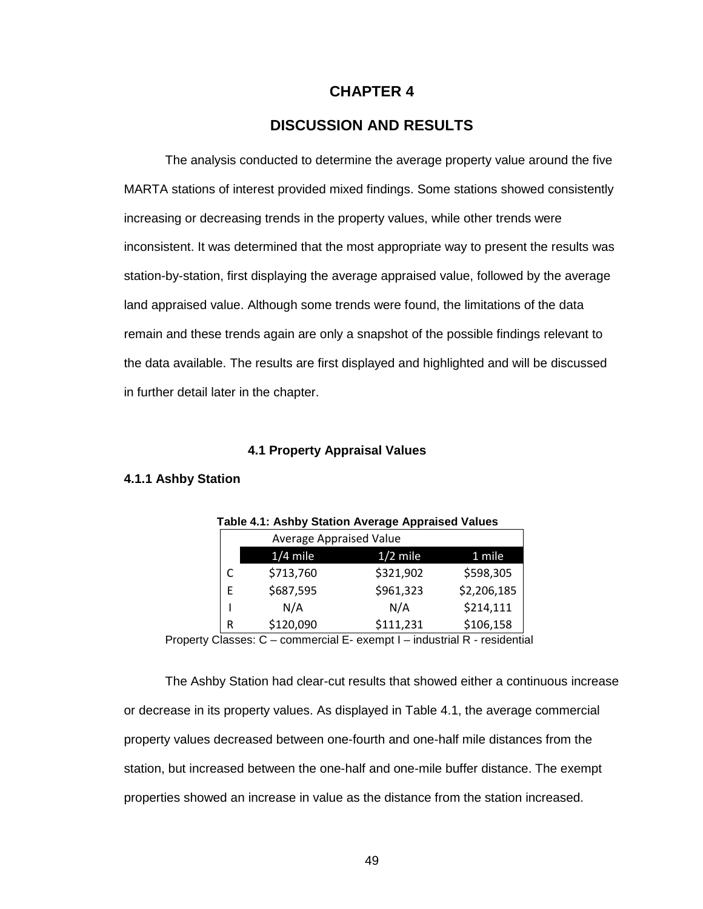# CHAPTER 4

# DISCUSSION AND RESULTS

The analysis conducted to determine the average property value around the five MARTA stations of interest provided mixed findings. Some stations showed consistently increasing or decreasing trends in the property values, while other trends were inconsistent. It was determined that the most appropriate way to present the results was station-by-station, first displaying the average appraised value, followed by the average land appraised value. Although some trends were found, the limitations of the data remain and these trends again are only a snapshot of the possible findings relevant to the data available. The results are first displayed and highlighted and will be discussed in further detail later in the chapter.

## 4.1 Property Appraisal Values

### 4.1.1 Ashby Station

**Table 4.1: Ashby Station Average Appraised Values**

| | Average Appraised Value | | |
|---|---|---|---|
| | 1/4 mile | 1/2 mile | 1 mile |
| C | $713,760 | $321,902 | $598,305 |
| E | $687,595 | $961,323 | $2,206,185 |
| I | N/A | N/A | $214,111 |
| R | $120,090 | $111,231 | $106,158 |

Property Classes: C – commercial E- exempt I – industrial R - residential

The Ashby Station had clear-cut results that showed either a continuous increase or decrease in its property values. As displayed in Table 4.1, the average commercial property values decreased between one-fourth and one-half mile distances from the station, but increased between the one-half and one-mile buffer distance. The exempt properties showed an increase in value as the distance from the station increased.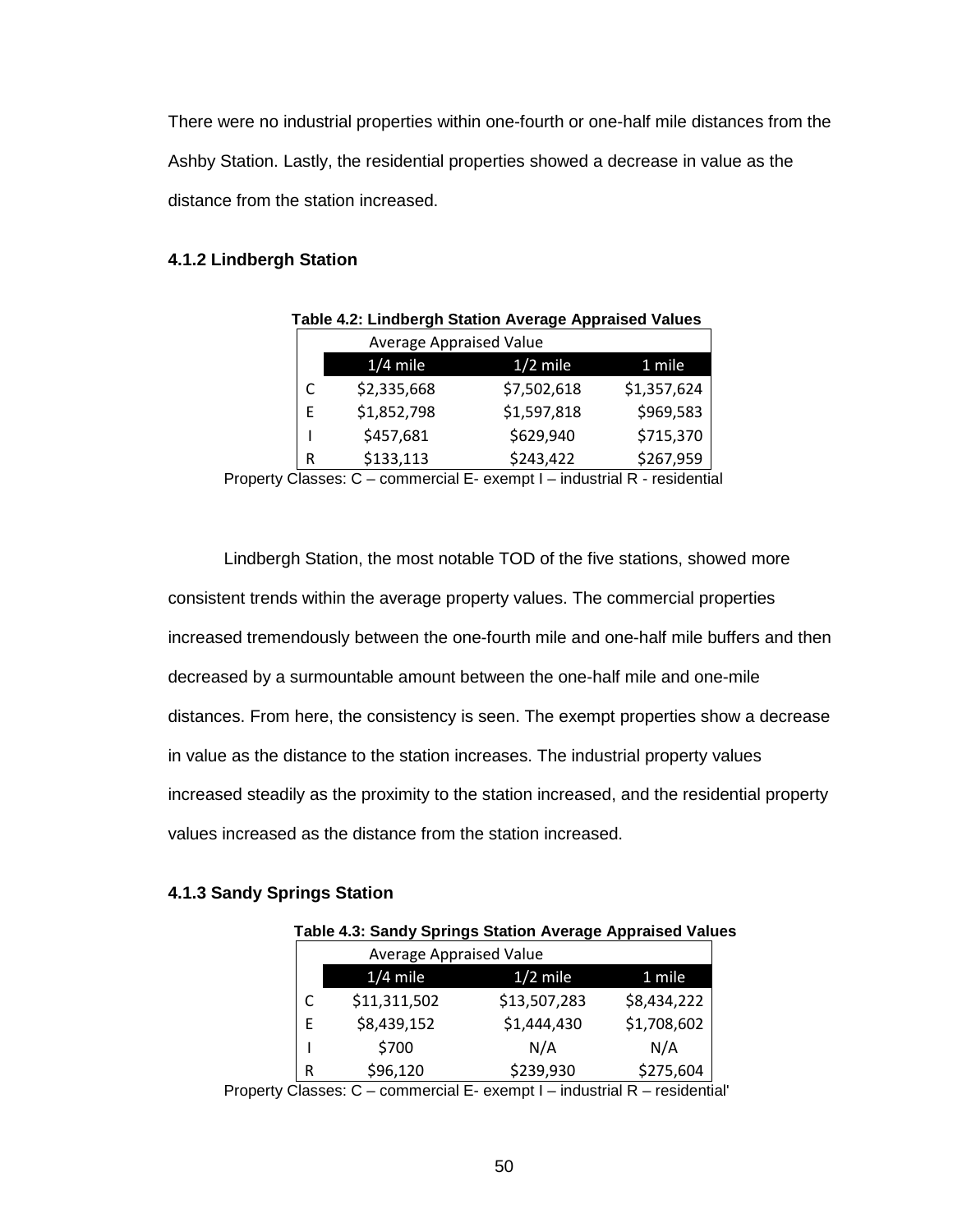There were no industrial properties within one-fourth or one-half mile distances from the Ashby Station. Lastly, the residential properties showed a decrease in value as the distance from the station increased.

### 4.1.2 Lindbergh Station

**Table 4.2: Lindbergh Station Average Appraised Values**

| | Average Appraised Value | | |
|---|---|---|---|
| | 1/4 mile | 1/2 mile | 1 mile |
| C | $2,335,668 | $7,502,618 | $1,357,624 |
| E | $1,852,798 | $1,597,818 | $969,583 |
| I | $457,681 | $629,940 | $715,370 |
| R | $133,113 | $243,422 | $267,959 |

Property Classes: C – commercial E- exempt I – industrial R - residential

Lindbergh Station, the most notable TOD of the five stations, showed more consistent trends within the average property values. The commercial properties increased tremendously between the one-fourth mile and one-half mile buffers and then decreased by a surmountable amount between the one-half mile and one-mile distances. From here, the consistency is seen. The exempt properties show a decrease in value as the distance to the station increases. The industrial property values increased steadily as the proximity to the station increased, and the residential property values increased as the distance from the station increased.

### 4.1.3 Sandy Springs Station

**Table 4.3: Sandy Springs Station Average Appraised Values**

| | Average Appraised Value | | |
|---|---|---|---|
| | 1/4 mile | 1/2 mile | 1 mile |
| C | $11,311,502 | $13,507,283 | $8,434,222 |
| E | $8,439,152 | $1,444,430 | $1,708,602 |
| I | $700 | N/A | N/A |
| R | $96,120 | $239,930 | $275,604 |

Property Classes: C – commercial E- exempt I – industrial R – residential'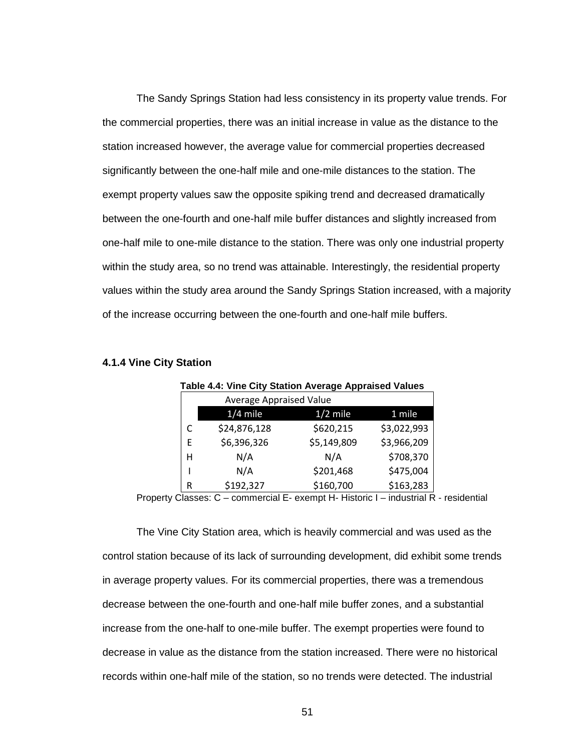The Sandy Springs Station had less consistency in its property value trends. For the commercial properties, there was an initial increase in value as the distance to the station increased however, the average value for commercial properties decreased significantly between the one-half mile and one-mile distances to the station. The exempt property values saw the opposite spiking trend and decreased dramatically between the one-fourth and one-half mile buffer distances and slightly increased from one-half mile to one-mile distance to the station. There was only one industrial property within the study area, so no trend was attainable. Interestingly, the residential property values within the study area around the Sandy Springs Station increased, with a majority of the increase occurring between the one-fourth and one-half mile buffers.

### 4.1.4 Vine City Station

**Table 4.4: Vine City Station Average Appraised Values**

| | Average Appraised Value | | |
|---|---|---|---|
| | 1/4 mile | 1/2 mile | 1 mile |
| C | $24,876,128 | $620,215 | $3,022,993 |
| E | $6,396,326 | $5,149,809 | $3,966,209 |
| H | N/A | N/A | $708,370 |
| I | N/A | $201,468 | $475,004 |
| R | $192,327 | $160,700 | $163,283 |

Property Classes: C – commercial E- exempt H- Historic I – industrial R - residential

The Vine City Station area, which is heavily commercial and was used as the control station because of its lack of surrounding development, did exhibit some trends in average property values. For its commercial properties, there was a tremendous decrease between the one-fourth and one-half mile buffer zones, and a substantial increase from the one-half to one-mile buffer. The exempt properties were found to decrease in value as the distance from the station increased. There were no historical records within one-half mile of the station, so no trends were detected. The industrial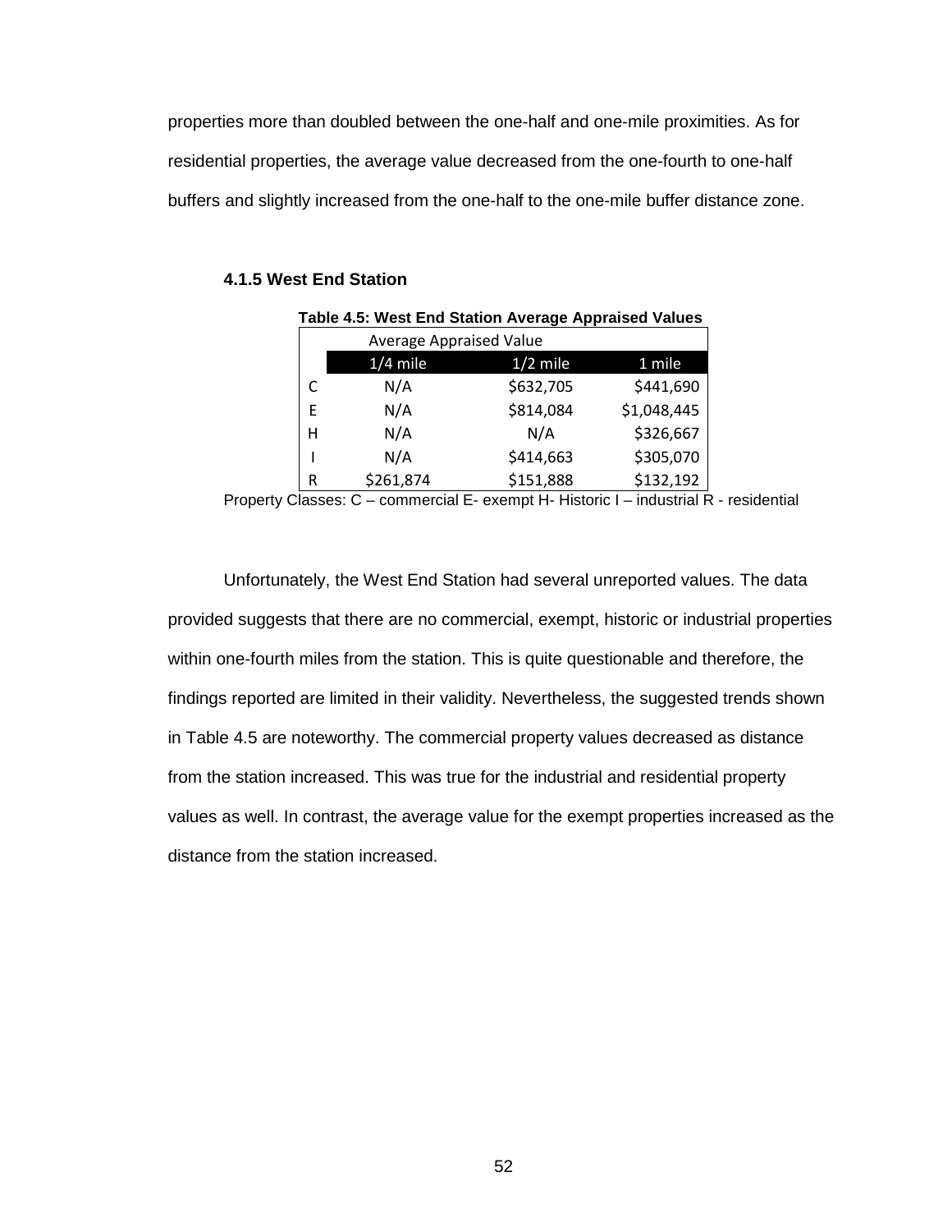properties more than doubled between the one-half and one-mile proximities. As for residential properties, the average value decreased from the one-fourth to one-half buffers and slightly increased from the one-half to the one-mile buffer distance zone.

### 4.1.5 West End Station

**Table 4.5: West End Station Average Appraised Values**

| | Average Appraised Value | | |
|---|---|---|---|
| | 1/4 mile | 1/2 mile | 1 mile |
| C | N/A | $632,705 | $441,690 |
| E | N/A | $814,084 | $1,048,445 |
| H | N/A | N/A | $326,667 |
| I | N/A | $414,663 | $305,070 |
| R | $261,874 | $151,888 | $132,192 |

Property Classes: C – commercial E- exempt H- Historic I – industrial R - residential

Unfortunately, the West End Station had several unreported values. The data provided suggests that there are no commercial, exempt, historic or industrial properties within one-fourth miles from the station. This is quite questionable and therefore, the findings reported are limited in their validity. Nevertheless, the suggested trends shown in Table 4.5 are noteworthy. The commercial property values decreased as distance from the station increased. This was true for the industrial and residential property values as well. In contrast, the average value for the exempt properties increased as the distance from the station increased.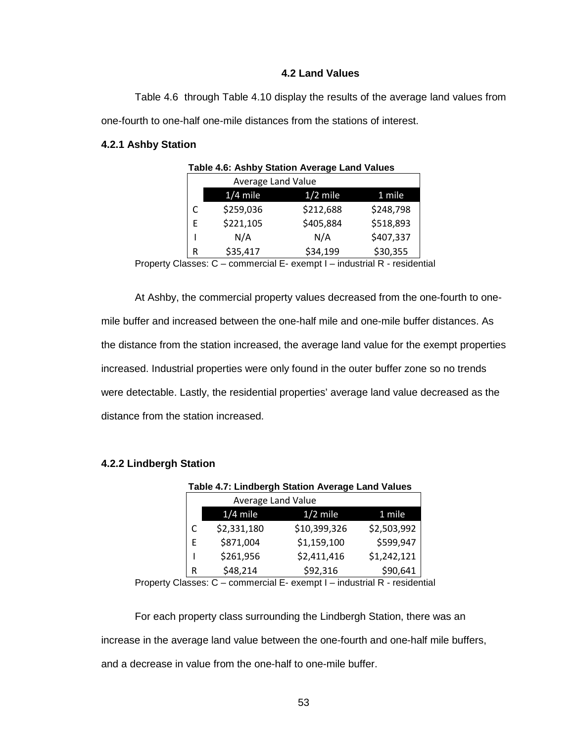## 4.2 Land Values

Table 4.6 through Table 4.10 display the results of the average land values from one-fourth to one-half one-mile distances from the stations of interest.

### 4.2.1 Ashby Station

**Table 4.6: Ashby Station Average Land Values**

| | Average Land Value | | |
|---|---|---|---|
| | 1/4 mile | 1/2 mile | 1 mile |
| C | $259,036 | $212,688 | $248,798 |
| E | $221,105 | $405,884 | $518,893 |
| I | N/A | N/A | $407,337 |
| R | $35,417 | $34,199 | $30,355 |

Property Classes: C – commercial E- exempt I – industrial R - residential

At Ashby, the commercial property values decreased from the one-fourth to one-mile buffer and increased between the one-half mile and one-mile buffer distances. As the distance from the station increased, the average land value for the exempt properties increased. Industrial properties were only found in the outer buffer zone so no trends were detectable. Lastly, the residential properties' average land value decreased as the distance from the station increased.

### 4.2.2 Lindbergh Station

**Table 4.7: Lindbergh Station Average Land Values**

| | Average Land Value | | |
|---|---|---|---|
| | 1/4 mile | 1/2 mile | 1 mile |
| C | $2,331,180 | $10,399,326 | $2,503,992 |
| E | $871,004 | $1,159,100 | $599,947 |
| I | $261,956 | $2,411,416 | $1,242,121 |
| R | $48,214 | $92,316 | $90,641 |

Property Classes: C – commercial E- exempt I – industrial R - residential

For each property class surrounding the Lindbergh Station, there was an increase in the average land value between the one-fourth and one-half mile buffers, and a decrease in value from the one-half to one-mile buffer.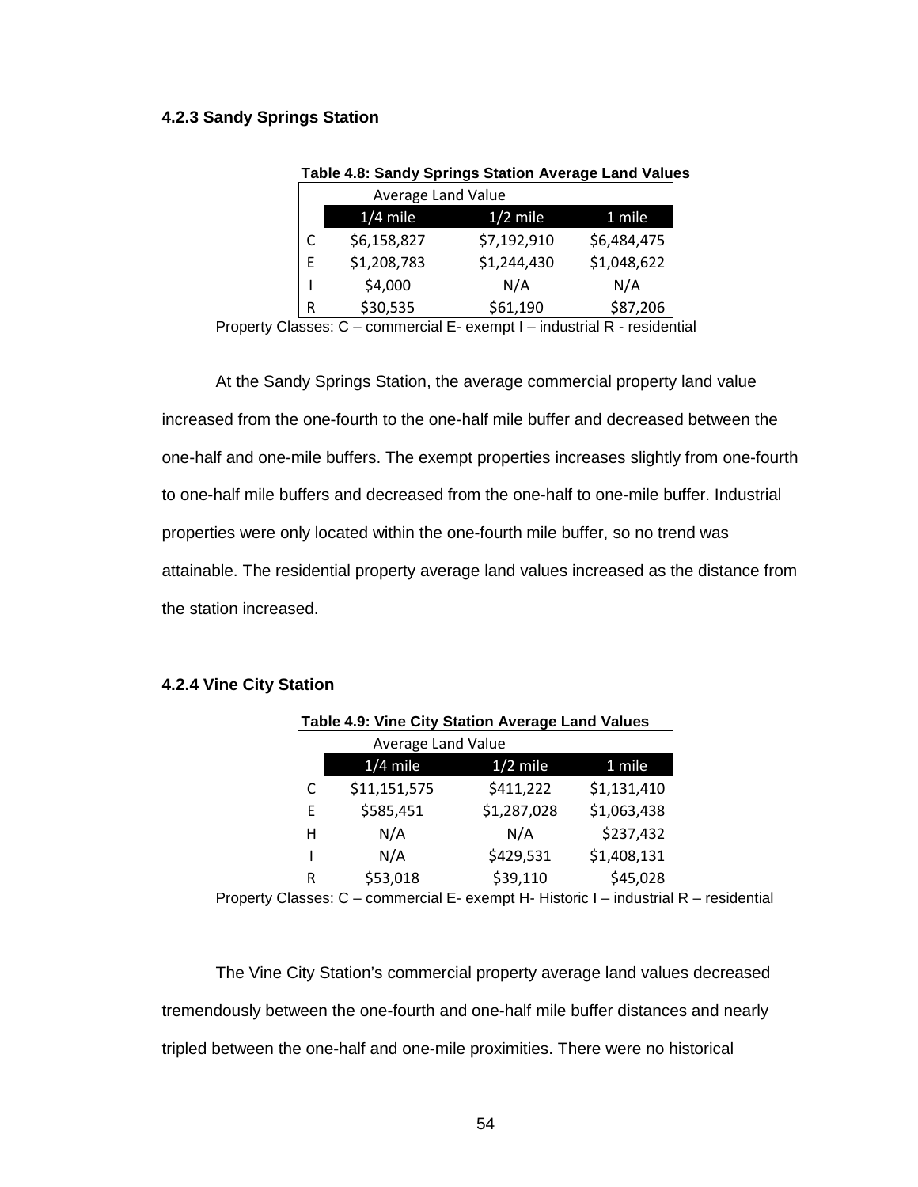### 4.2.3 Sandy Springs Station

**Table 4.8: Sandy Springs Station Average Land Values**

| | Average Land Value | | |
|---|---|---|---|
| | 1/4 mile | 1/2 mile | 1 mile |
| C | $6,158,827 | $7,192,910 | $6,484,475 |
| E | $1,208,783 | $1,244,430 | $1,048,622 |
| I | $4,000 | N/A | N/A |
| R | $30,535 | $61,190 | $87,206 |

Property Classes: C – commercial E- exempt I – industrial R - residential

At the Sandy Springs Station, the average commercial property land value increased from the one-fourth to the one-half mile buffer and decreased between the one-half and one-mile buffers. The exempt properties increases slightly from one-fourth to one-half mile buffers and decreased from the one-half to one-mile buffer. Industrial properties were only located within the one-fourth mile buffer, so no trend was attainable. The residential property average land values increased as the distance from the station increased.

### 4.2.4 Vine City Station

**Table 4.9: Vine City Station Average Land Values**

| | Average Land Value | | |
|---|---|---|---|
| | 1/4 mile | 1/2 mile | 1 mile |
| C | $11,151,575 | $411,222 | $1,131,410 |
| E | $585,451 | $1,287,028 | $1,063,438 |
| H | N/A | N/A | $237,432 |
| I | N/A | $429,531 | $1,408,131 |
| R | $53,018 | $39,110 | $45,028 |

Property Classes: C – commercial E- exempt H- Historic I – industrial R – residential

The Vine City Station's commercial property average land values decreased tremendously between the one-fourth and one-half mile buffer distances and nearly tripled between the one-half and one-mile proximities. There were no historical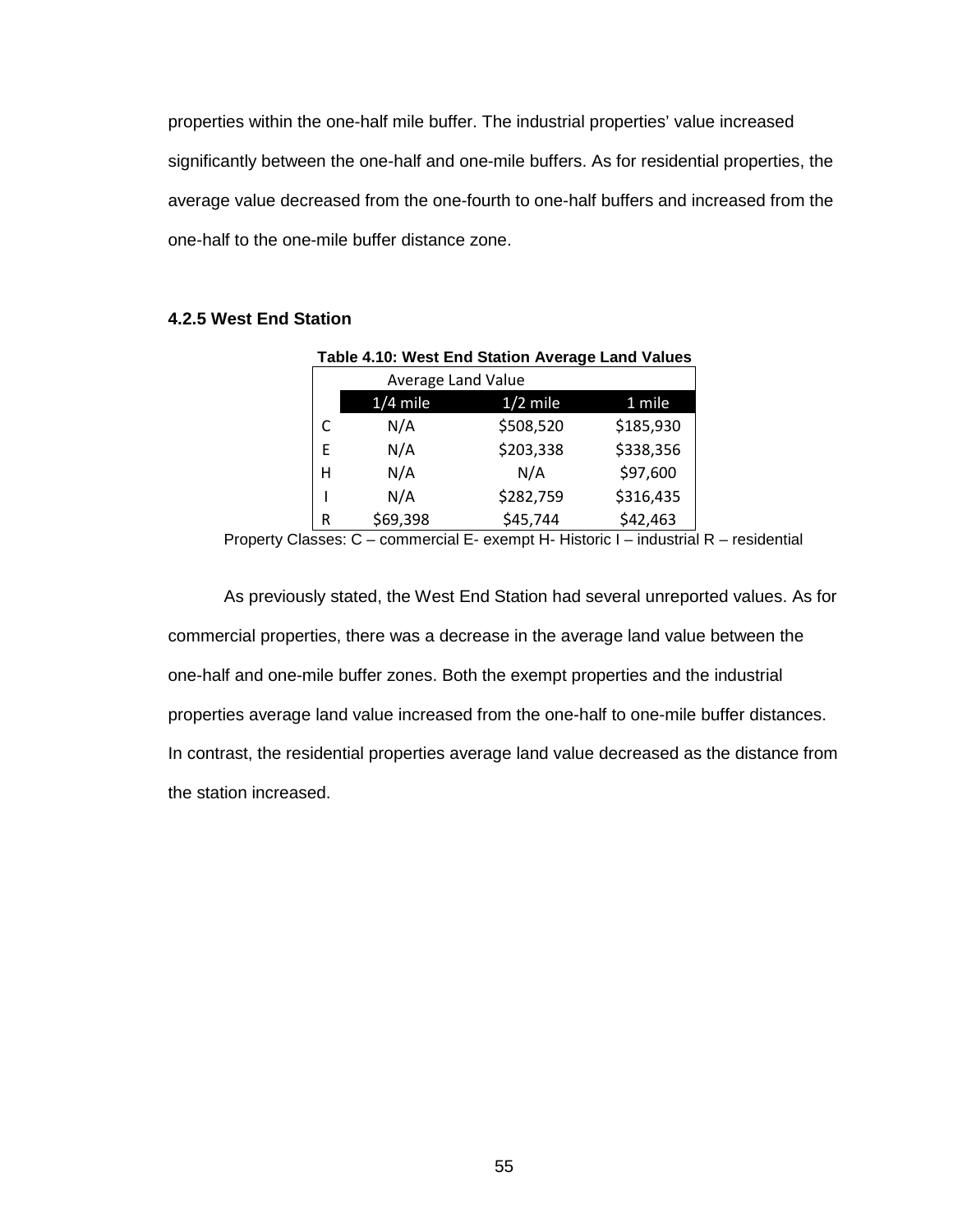properties within the one-half mile buffer. The industrial properties' value increased significantly between the one-half and one-mile buffers. As for residential properties, the average value decreased from the one-fourth to one-half buffers and increased from the one-half to the one-mile buffer distance zone.

### 4.2.5 West End Station

**Table 4.10: West End Station Average Land Values**

| | Average Land Value | | |
|---|---|---|---|
| | 1/4 mile | 1/2 mile | 1 mile |
| C | N/A | $508,520 | $185,930 |
| E | N/A | $203,338 | $338,356 |
| H | N/A | N/A | $97,600 |
| I | N/A | $282,759 | $316,435 |
| R | $69,398 | $45,744 | $42,463 |

Property Classes: C – commercial E- exempt H- Historic I – industrial R – residential

As previously stated, the West End Station had several unreported values. As for commercial properties, there was a decrease in the average land value between the one-half and one-mile buffer zones. Both the exempt properties and the industrial properties average land value increased from the one-half to one-mile buffer distances. In contrast, the residential properties average land value decreased as the distance from the station increased.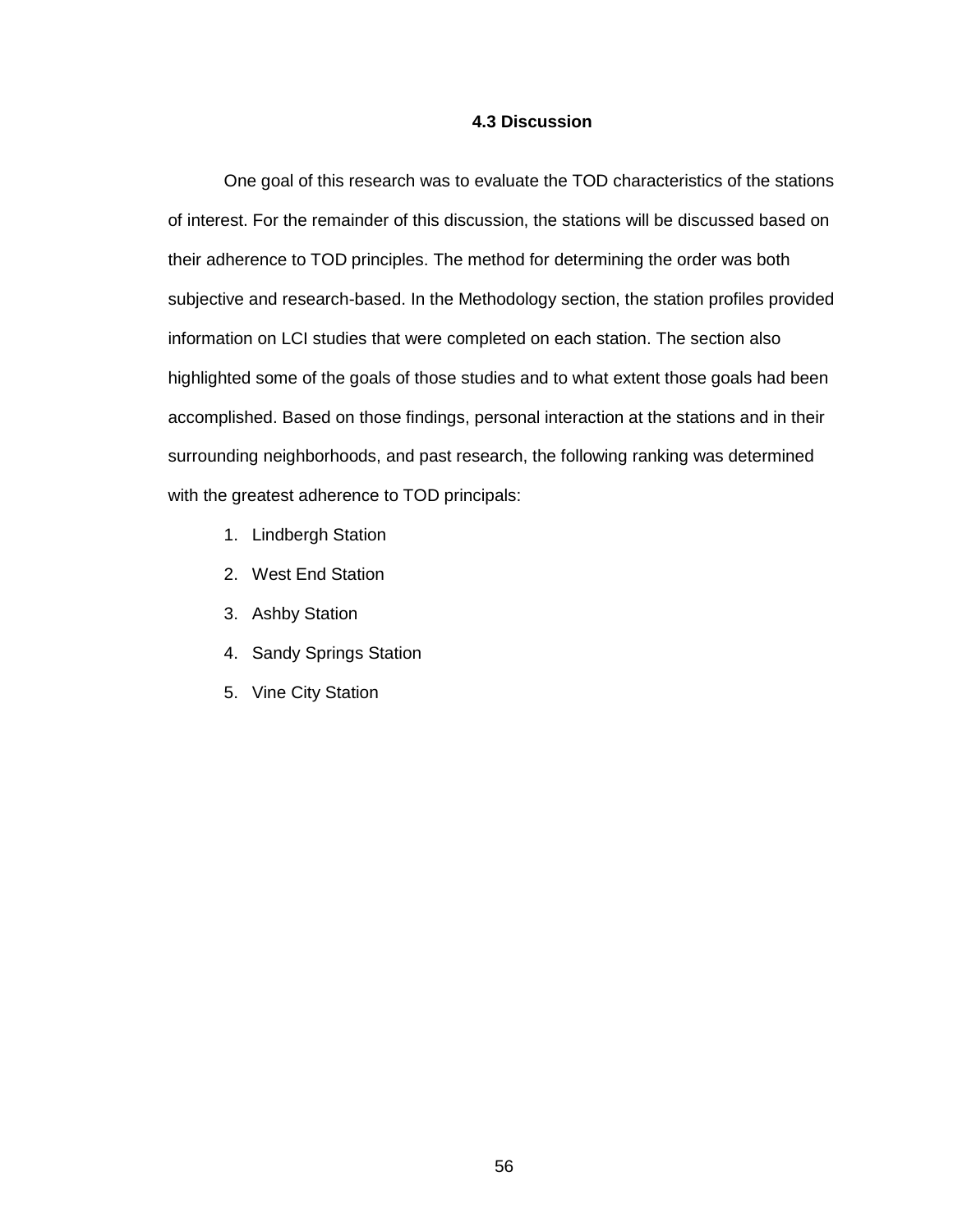### 4.3 Discussion

One goal of this research was to evaluate the TOD characteristics of the stations of interest. For the remainder of this discussion, the stations will be discussed based on their adherence to TOD principles. The method for determining the order was both subjective and research-based. In the Methodology section, the station profiles provided information on LCI studies that were completed on each station. The section also highlighted some of the goals of those studies and to what extent those goals had been accomplished. Based on those findings, personal interaction at the stations and in their surrounding neighborhoods, and past research, the following ranking was determined with the greatest adherence to TOD principals:

1. Lindbergh Station
2. West End Station
3. Ashby Station
4. Sandy Springs Station
5. Vine City Station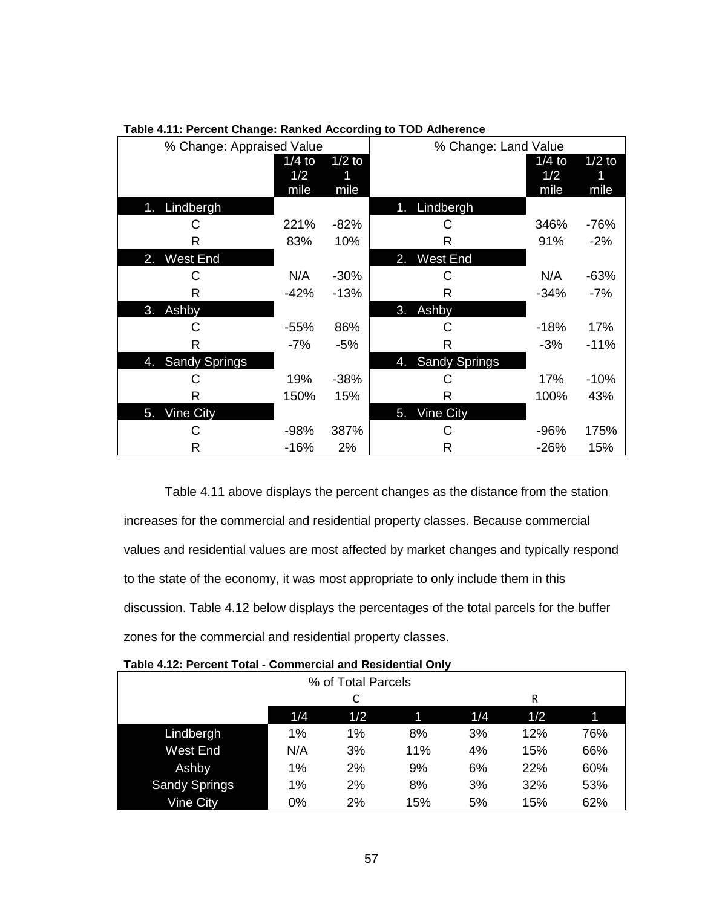**Table 4.11: Percent Change: Ranked According to TOD Adherence**

| % Change: Appraised Value | | | % Change: Land Value | | |
|---|---|---|---|---|---|
| | 1/4 to 1/2 mile | 1/2 to 1 mile | | 1/4 to 1/2 mile | 1/2 to 1 mile |
| 1. Lindbergh | | | 1. Lindbergh | | |
| C | 221% | -82% | C | 346% | -76% |
| R | 83% | 10% | R | 91% | -2% |
| 2. West End | | | 2. West End | | |
| C | N/A | -30% | C | N/A | -63% |
| R | -42% | -13% | R | -34% | -7% |
| 3. Ashby | | | 3. Ashby | | |
| C | -55% | 86% | C | -18% | 17% |
| R | -7% | -5% | R | -3% | -11% |
| 4. Sandy Springs | | | 4. Sandy Springs | | |
| C | 19% | -38% | C | 17% | -10% |
| R | 150% | 15% | R | 100% | 43% |
| 5. Vine City | | | 5. Vine City | | |
| C | -98% | 387% | C | -96% | 175% |
| R | -16% | 2% | R | -26% | 15% |

Table 4.11 above displays the percent changes as the distance from the station increases for the commercial and residential property classes. Because commercial values and residential values are most affected by market changes and typically respond to the state of the economy, it was most appropriate to only include them in this discussion. Table 4.12 below displays the percentages of the total parcels for the buffer zones for the commercial and residential property classes.

**Table 4.12: Percent Total - Commercial and Residential Only**

| % of Total Parcels | C | | | R | | |
|---|---|---|---|---|---|---|
| | 1/4 | 1/2 | 1 | 1/4 | 1/2 | 1 |
| Lindbergh | 1% | 1% | 8% | 3% | 12% | 76% |
| West End | N/A | 3% | 11% | 4% | 15% | 66% |
| Ashby | 1% | 2% | 9% | 6% | 22% | 60% |
| Sandy Springs | 1% | 2% | 8% | 3% | 32% | 53% |
| Vine City | 0% | 2% | 15% | 5% | 15% | 62% |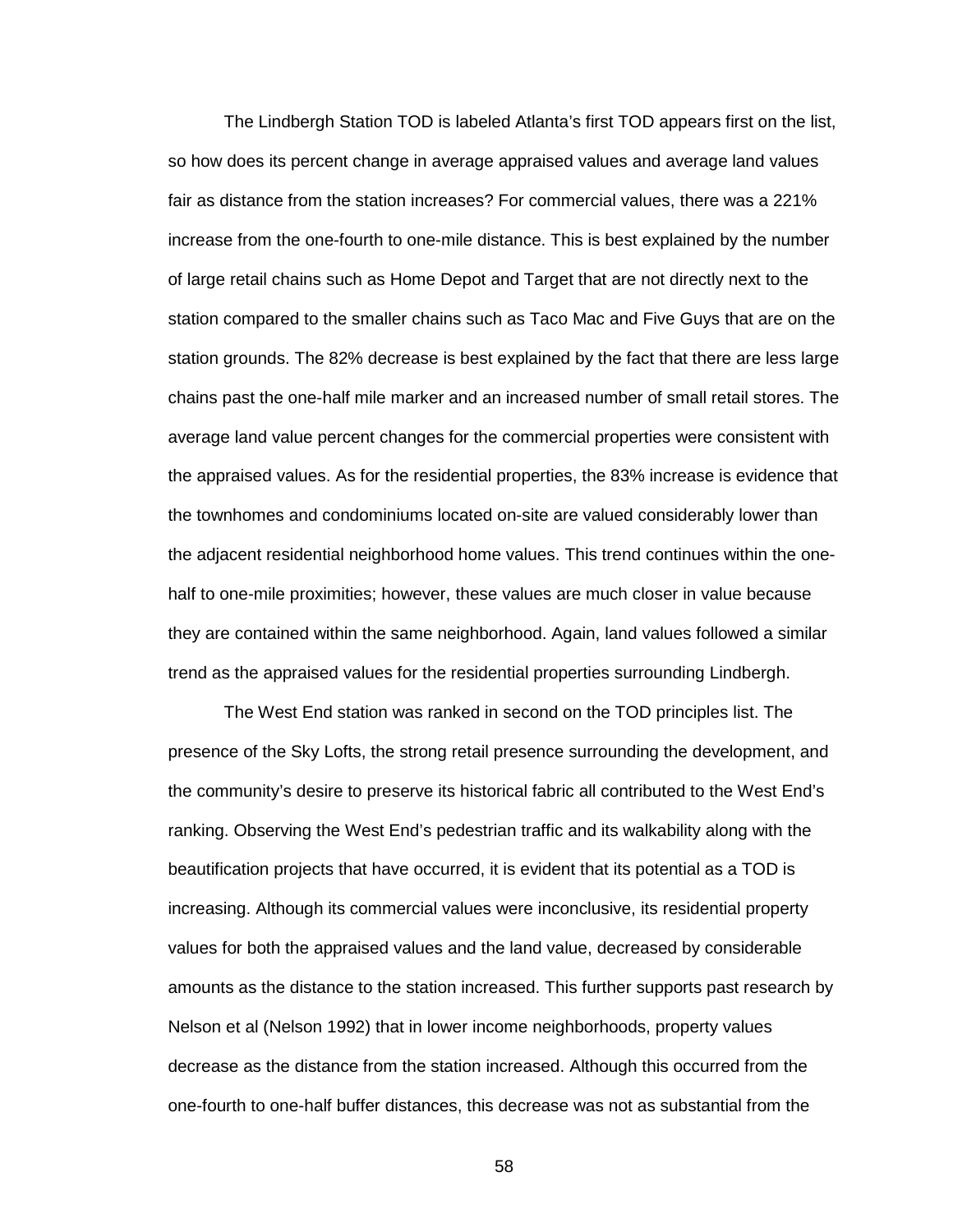The Lindbergh Station TOD is labeled Atlanta's first TOD appears first on the list, so how does its percent change in average appraised values and average land values fair as distance from the station increases? For commercial values, there was a 221% increase from the one-fourth to one-mile distance. This is best explained by the number of large retail chains such as Home Depot and Target that are not directly next to the station compared to the smaller chains such as Taco Mac and Five Guys that are on the station grounds. The 82% decrease is best explained by the fact that there are less large chains past the one-half mile marker and an increased number of small retail stores. The average land value percent changes for the commercial properties were consistent with the appraised values. As for the residential properties, the 83% increase is evidence that the townhomes and condominiums located on-site are valued considerably lower than the adjacent residential neighborhood home values. This trend continues within the one-half to one-mile proximities; however, these values are much closer in value because they are contained within the same neighborhood. Again, land values followed a similar trend as the appraised values for the residential properties surrounding Lindbergh.

The West End station was ranked in second on the TOD principles list. The presence of the Sky Lofts, the strong retail presence surrounding the development, and the community's desire to preserve its historical fabric all contributed to the West End's ranking. Observing the West End's pedestrian traffic and its walkability along with the beautification projects that have occurred, it is evident that its potential as a TOD is increasing. Although its commercial values were inconclusive, its residential property values for both the appraised values and the land value, decreased by considerable amounts as the distance to the station increased. This further supports past research by Nelson et al (Nelson 1992) that in lower income neighborhoods, property values decrease as the distance from the station increased. Although this occurred from the one-fourth to one-half buffer distances, this decrease was not as substantial from the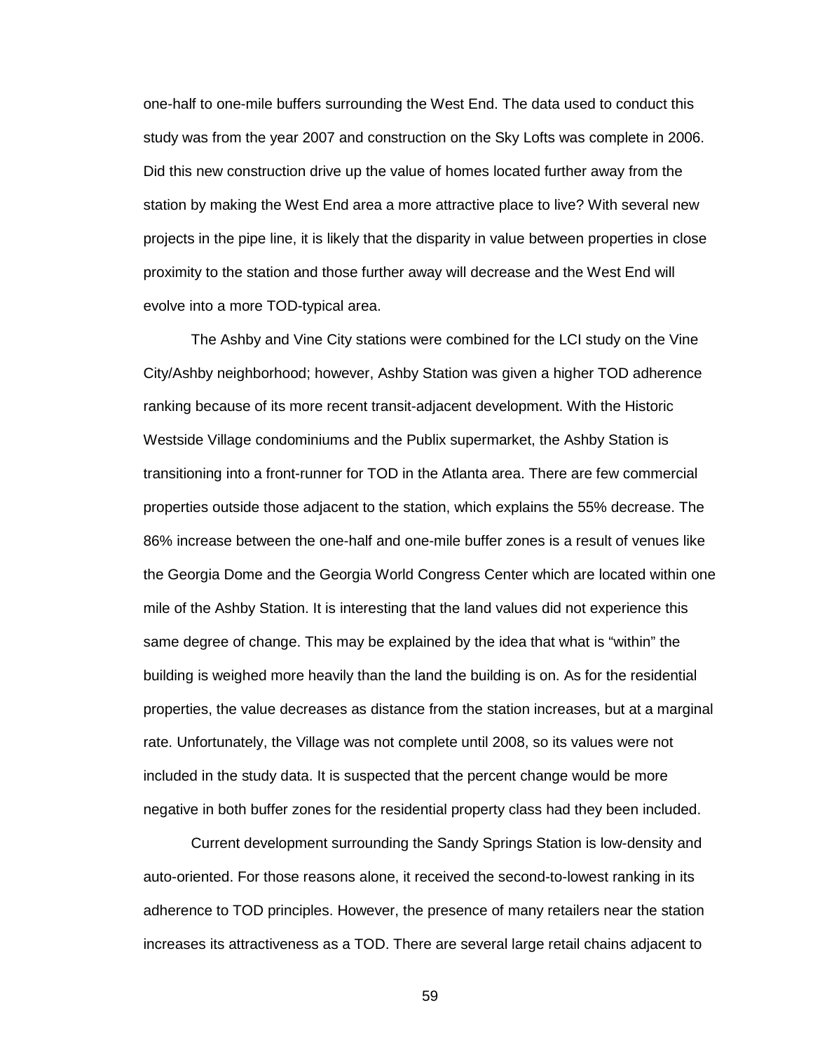one-half to one-mile buffers surrounding the West End. The data used to conduct this study was from the year 2007 and construction on the Sky Lofts was complete in 2006. Did this new construction drive up the value of homes located further away from the station by making the West End area a more attractive place to live? With several new projects in the pipe line, it is likely that the disparity in value between properties in close proximity to the station and those further away will decrease and the West End will evolve into a more TOD-typical area.

The Ashby and Vine City stations were combined for the LCI study on the Vine City/Ashby neighborhood; however, Ashby Station was given a higher TOD adherence ranking because of its more recent transit-adjacent development. With the Historic Westside Village condominiums and the Publix supermarket, the Ashby Station is transitioning into a front-runner for TOD in the Atlanta area. There are few commercial properties outside those adjacent to the station, which explains the 55% decrease. The 86% increase between the one-half and one-mile buffer zones is a result of venues like the Georgia Dome and the Georgia World Congress Center which are located within one mile of the Ashby Station. It is interesting that the land values did not experience this same degree of change. This may be explained by the idea that what is "within" the building is weighed more heavily than the land the building is on. As for the residential properties, the value decreases as distance from the station increases, but at a marginal rate. Unfortunately, the Village was not complete until 2008, so its values were not included in the study data. It is suspected that the percent change would be more negative in both buffer zones for the residential property class had they been included.

Current development surrounding the Sandy Springs Station is low-density and auto-oriented. For those reasons alone, it received the second-to-lowest ranking in its adherence to TOD principles. However, the presence of many retailers near the station increases its attractiveness as a TOD. There are several large retail chains adjacent to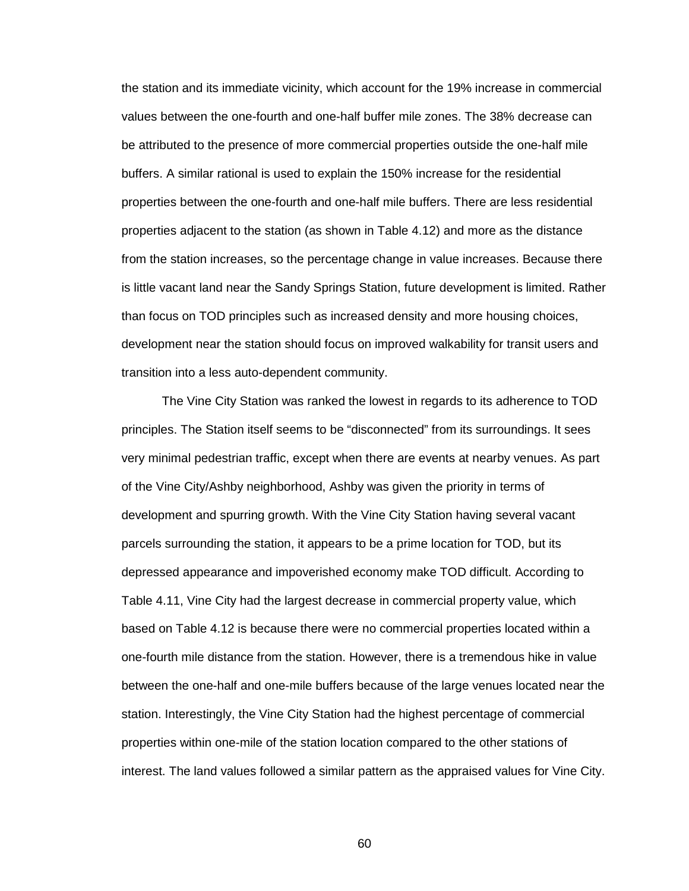the station and its immediate vicinity, which account for the 19% increase in commercial values between the one-fourth and one-half buffer mile zones. The 38% decrease can be attributed to the presence of more commercial properties outside the one-half mile buffers. A similar rational is used to explain the 150% increase for the residential properties between the one-fourth and one-half mile buffers. There are less residential properties adjacent to the station (as shown in Table 4.12) and more as the distance from the station increases, so the percentage change in value increases. Because there is little vacant land near the Sandy Springs Station, future development is limited. Rather than focus on TOD principles such as increased density and more housing choices, development near the station should focus on improved walkability for transit users and transition into a less auto-dependent community.

The Vine City Station was ranked the lowest in regards to its adherence to TOD principles. The Station itself seems to be "disconnected" from its surroundings. It sees very minimal pedestrian traffic, except when there are events at nearby venues. As part of the Vine City/Ashby neighborhood, Ashby was given the priority in terms of development and spurring growth. With the Vine City Station having several vacant parcels surrounding the station, it appears to be a prime location for TOD, but its depressed appearance and impoverished economy make TOD difficult. According to Table 4.11, Vine City had the largest decrease in commercial property value, which based on Table 4.12 is because there were no commercial properties located within a one-fourth mile distance from the station. However, there is a tremendous hike in value between the one-half and one-mile buffers because of the large venues located near the station. Interestingly, the Vine City Station had the highest percentage of commercial properties within one-mile of the station location compared to the other stations of interest. The land values followed a similar pattern as the appraised values for Vine City.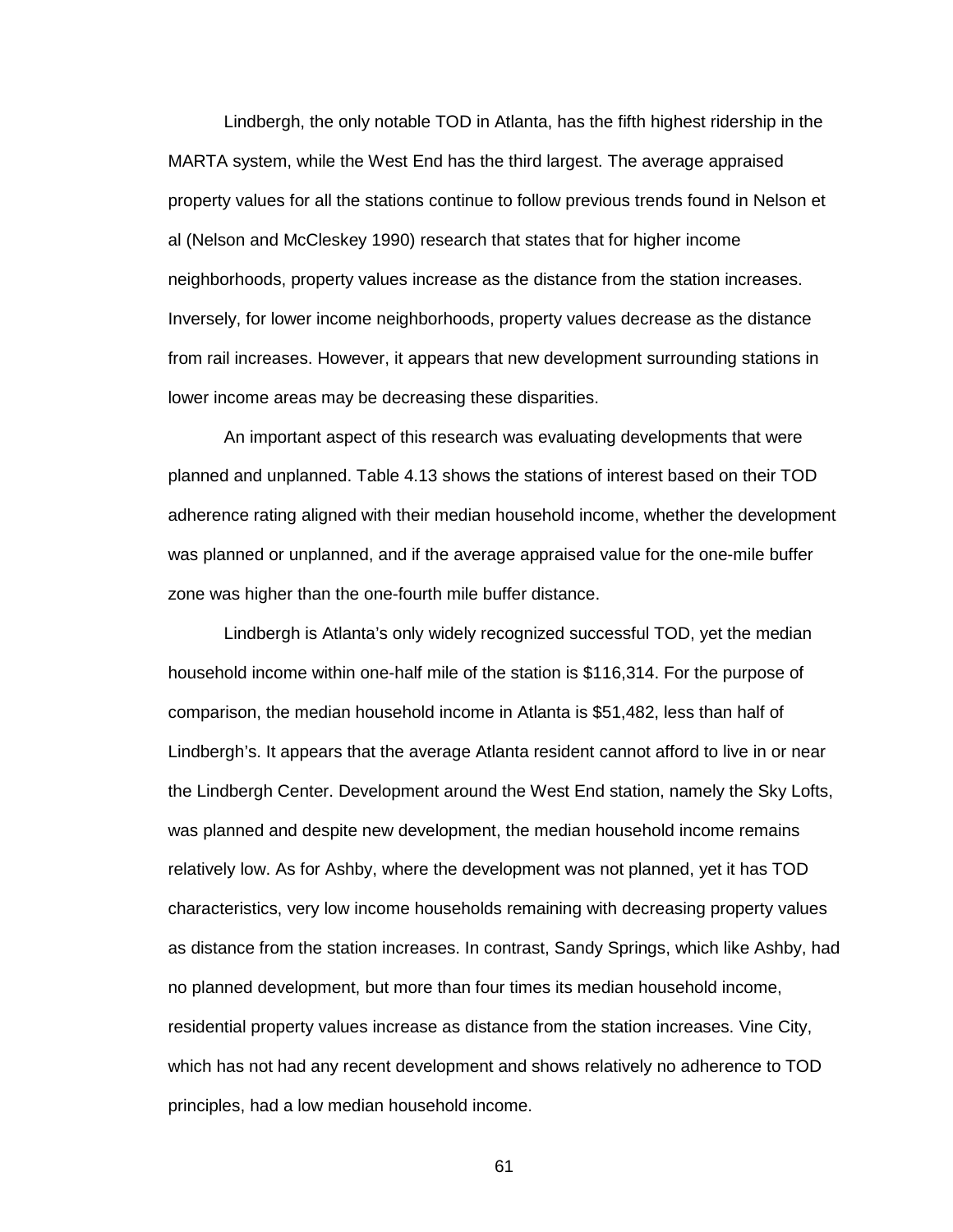Lindbergh, the only notable TOD in Atlanta, has the fifth highest ridership in the MARTA system, while the West End has the third largest. The average appraised property values for all the stations continue to follow previous trends found in Nelson et al (Nelson and McCleskey 1990) research that states that for higher income neighborhoods, property values increase as the distance from the station increases. Inversely, for lower income neighborhoods, property values decrease as the distance from rail increases. However, it appears that new development surrounding stations in lower income areas may be decreasing these disparities.

An important aspect of this research was evaluating developments that were planned and unplanned. Table 4.13 shows the stations of interest based on their TOD adherence rating aligned with their median household income, whether the development was planned or unplanned, and if the average appraised value for the one-mile buffer zone was higher than the one-fourth mile buffer distance.

Lindbergh is Atlanta's only widely recognized successful TOD, yet the median household income within one-half mile of the station is $116,314. For the purpose of comparison, the median household income in Atlanta is $51,482, less than half of Lindbergh's. It appears that the average Atlanta resident cannot afford to live in or near the Lindbergh Center. Development around the West End station, namely the Sky Lofts, was planned and despite new development, the median household income remains relatively low. As for Ashby, where the development was not planned, yet it has TOD characteristics, very low income households remaining with decreasing property values as distance from the station increases. In contrast, Sandy Springs, which like Ashby, had no planned development, but more than four times its median household income, residential property values increase as distance from the station increases. Vine City, which has not had any recent development and shows relatively no adherence to TOD principles, had a low median household income.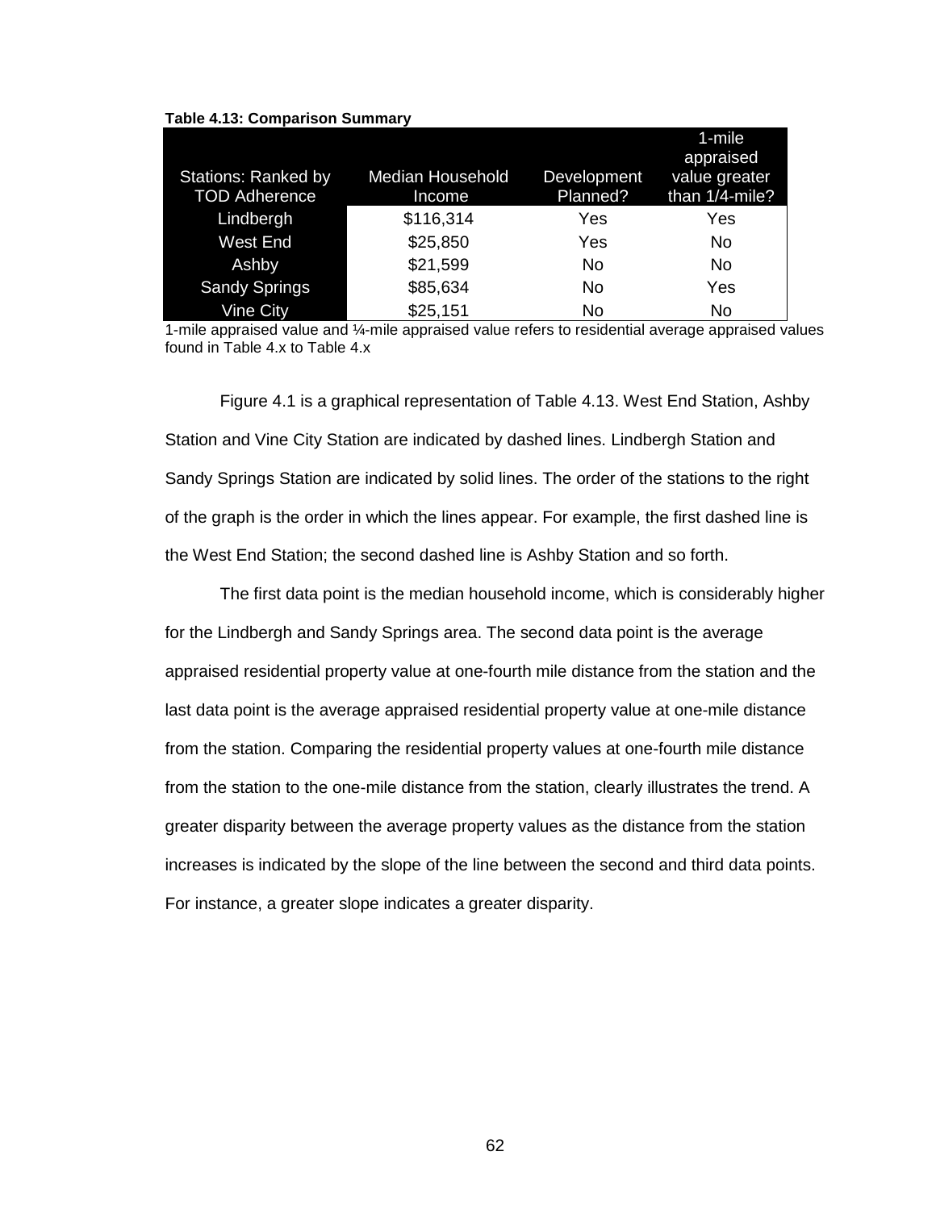**Table 4.13: Comparison Summary**

| Stations: Ranked by TOD Adherence | Median Household Income | Development Planned? | 1-mile appraised value greater than 1/4-mile? |
|---|---|---|---|
| Lindbergh | $116,314 | Yes | Yes |
| West End | $25,850 | Yes | No |
| Ashby | $21,599 | No | No |
| Sandy Springs | $85,634 | No | Yes |
| Vine City | $25,151 | No | No |

1-mile appraised value and ¼-mile appraised value refers to residential average appraised values found in Table 4.x to Table 4.x

Figure 4.1 is a graphical representation of Table 4.13. West End Station, Ashby Station and Vine City Station are indicated by dashed lines. Lindbergh Station and Sandy Springs Station are indicated by solid lines. The order of the stations to the right of the graph is the order in which the lines appear. For example, the first dashed line is the West End Station; the second dashed line is Ashby Station and so forth.

The first data point is the median household income, which is considerably higher for the Lindbergh and Sandy Springs area. The second data point is the average appraised residential property value at one-fourth mile distance from the station and the last data point is the average appraised residential property value at one-mile distance from the station. Comparing the residential property values at one-fourth mile distance from the station to the one-mile distance from the station, clearly illustrates the trend. A greater disparity between the average property values as the distance from the station increases is indicated by the slope of the line between the second and third data points. For instance, a greater slope indicates a greater disparity.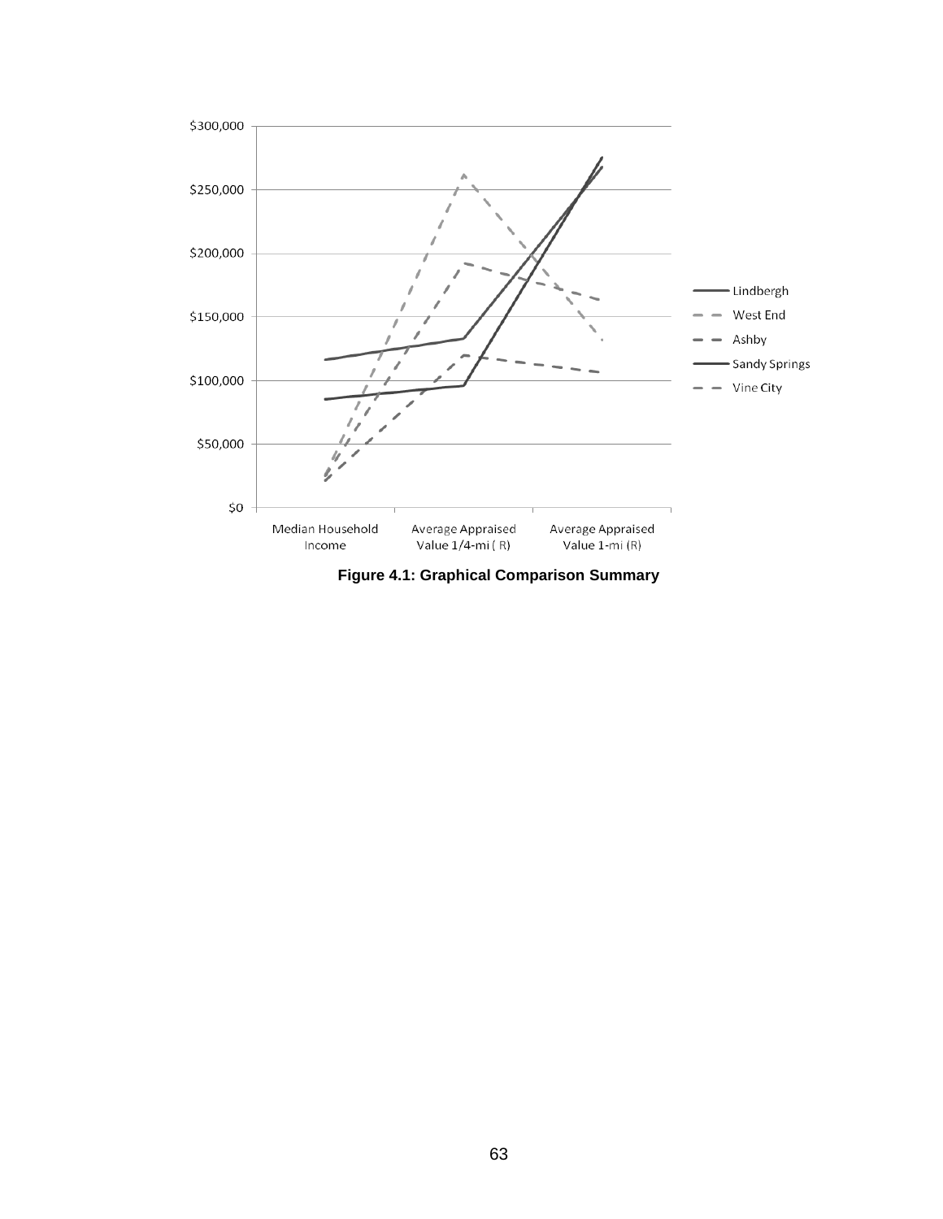**Figure 4.1: Graphical Comparison Summary**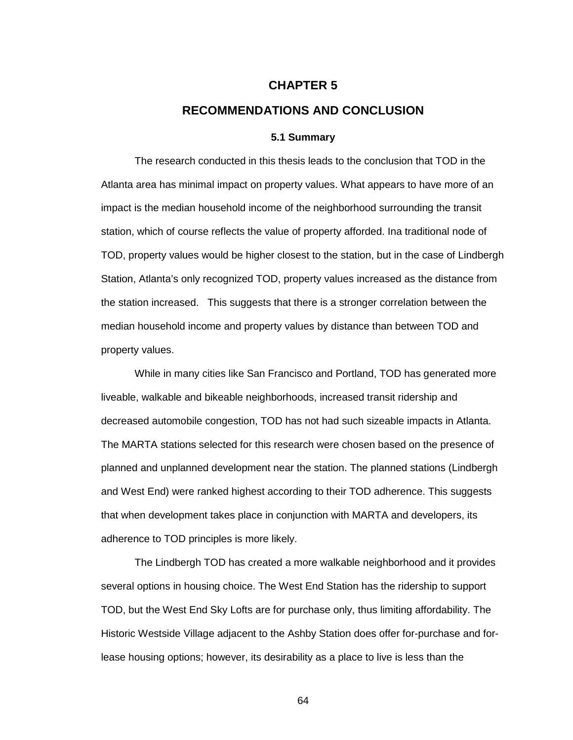# CHAPTER 5

# RECOMMENDATIONS AND CONCLUSION

### 5.1 Summary

The research conducted in this thesis leads to the conclusion that TOD in the Atlanta area has minimal impact on property values. What appears to have more of an impact is the median household income of the neighborhood surrounding the transit station, which of course reflects the value of property afforded. Ina traditional node of TOD, property values would be higher closest to the station, but in the case of Lindbergh Station, Atlanta's only recognized TOD, property values increased as the distance from the station increased. This suggests that there is a stronger correlation between the median household income and property values by distance than between TOD and property values.

While in many cities like San Francisco and Portland, TOD has generated more liveable, walkable and bikeable neighborhoods, increased transit ridership and decreased automobile congestion, TOD has not had such sizeable impacts in Atlanta. The MARTA stations selected for this research were chosen based on the presence of planned and unplanned development near the station. The planned stations (Lindbergh and West End) were ranked highest according to their TOD adherence. This suggests that when development takes place in conjunction with MARTA and developers, its adherence to TOD principles is more likely.

The Lindbergh TOD has created a more walkable neighborhood and it provides several options in housing choice. The West End Station has the ridership to support TOD, but the West End Sky Lofts are for purchase only, thus limiting affordability. The Historic Westside Village adjacent to the Ashby Station does offer for-purchase and for-lease housing options; however, its desirability as a place to live is less than the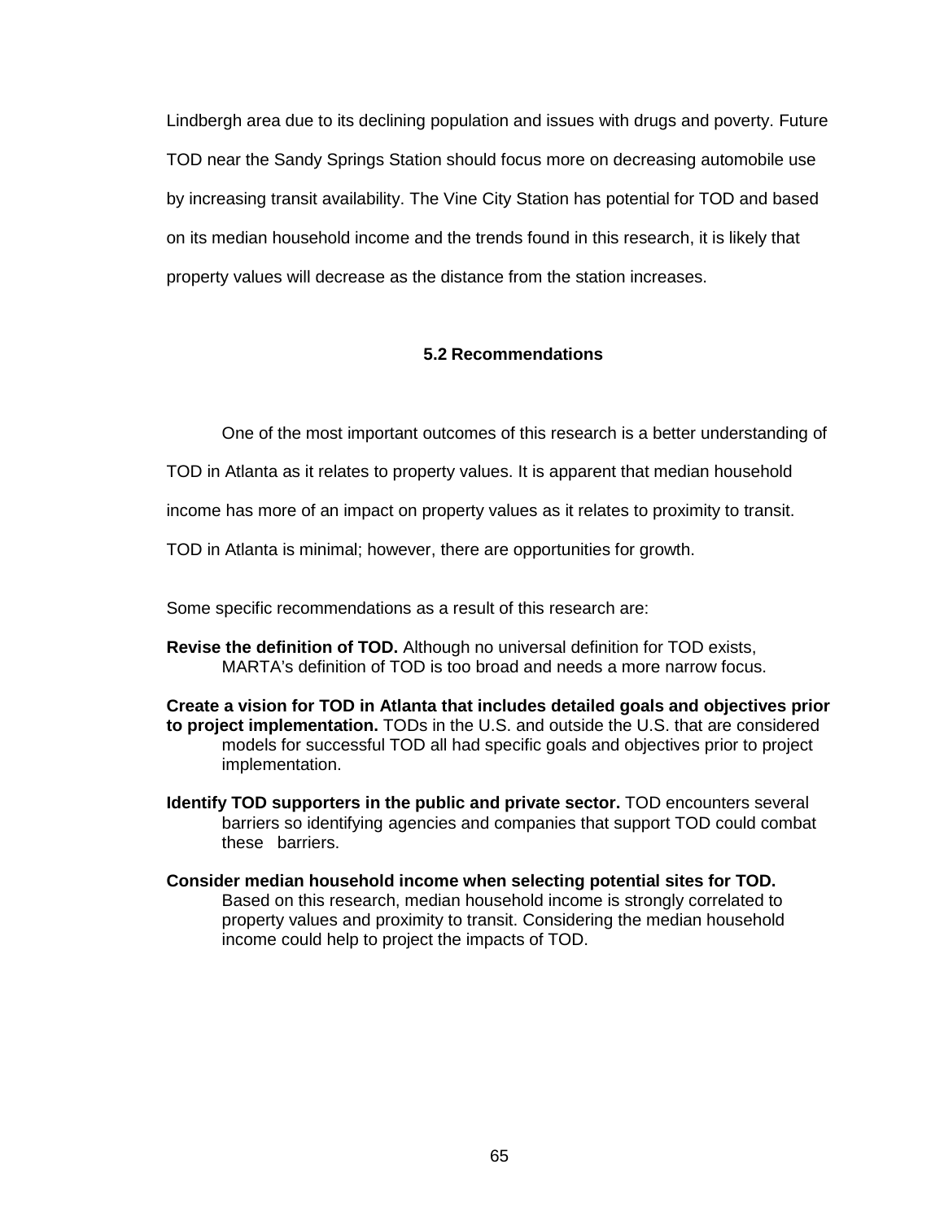Lindbergh area due to its declining population and issues with drugs and poverty. Future TOD near the Sandy Springs Station should focus more on decreasing automobile use by increasing transit availability. The Vine City Station has potential for TOD and based on its median household income and the trends found in this research, it is likely that property values will decrease as the distance from the station increases.

### 5.2 Recommendations

One of the most important outcomes of this research is a better understanding of TOD in Atlanta as it relates to property values. It is apparent that median household income has more of an impact on property values as it relates to proximity to transit. TOD in Atlanta is minimal; however, there are opportunities for growth.

Some specific recommendations as a result of this research are:

**Revise the definition of TOD.** Although no universal definition for TOD exists, MARTA's definition of TOD is too broad and needs a more narrow focus.

**Create a vision for TOD in Atlanta that includes detailed goals and objectives prior to project implementation.** TODs in the U.S. and outside the U.S. that are considered models for successful TOD all had specific goals and objectives prior to project implementation.

**Identify TOD supporters in the public and private sector.** TOD encounters several barriers so identifying agencies and companies that support TOD could combat these barriers.

**Consider median household income when selecting potential sites for TOD.** Based on this research, median household income is strongly correlated to property values and proximity to transit. Considering the median household income could help to project the impacts of TOD.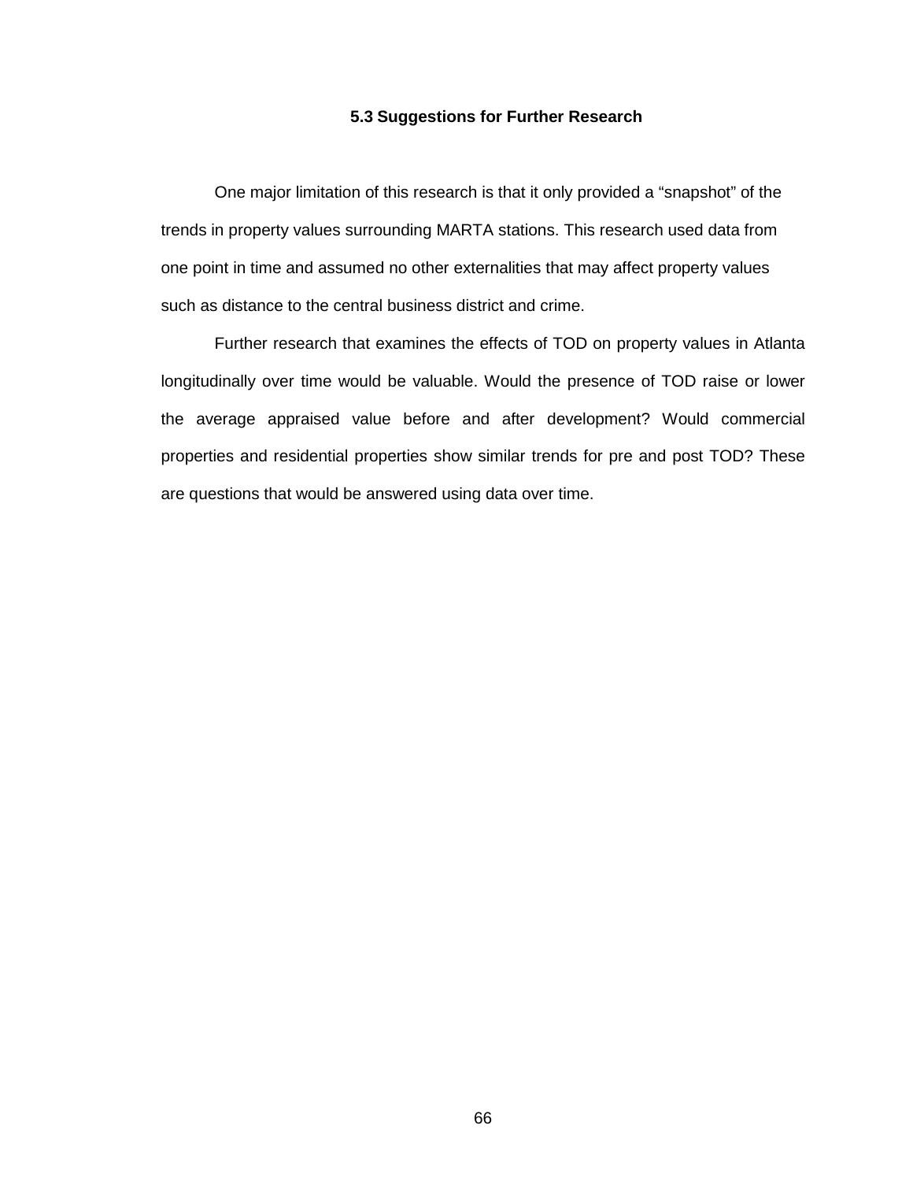### 5.3 Suggestions for Further Research

One major limitation of this research is that it only provided a “snapshot” of the trends in property values surrounding MARTA stations. This research used data from one point in time and assumed no other externalities that may affect property values such as distance to the central business district and crime.

Further research that examines the effects of TOD on property values in Atlanta longitudinally over time would be valuable. Would the presence of TOD raise or lower the average appraised value before and after development? Would commercial properties and residential properties show similar trends for pre and post TOD? These are questions that would be answered using data over time.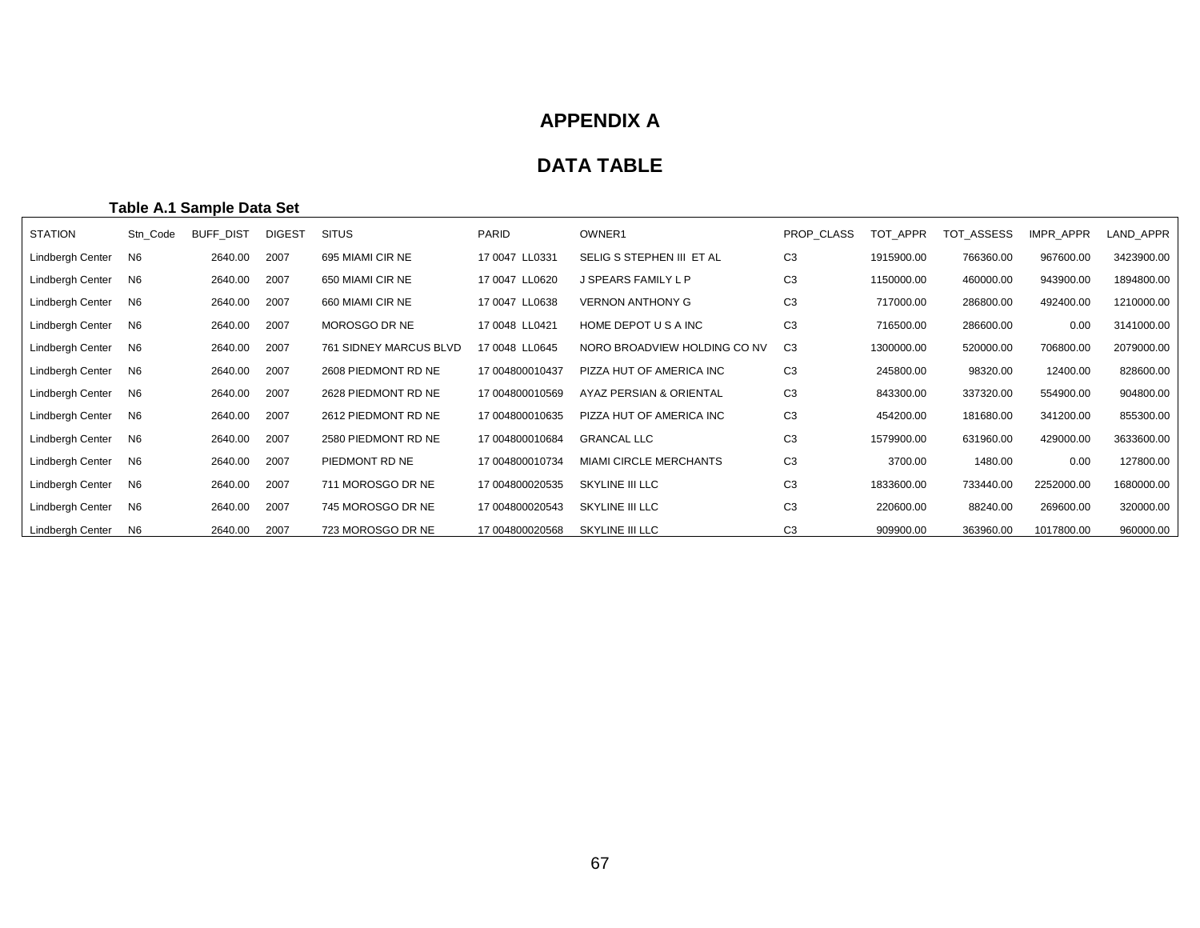# APPENDIX A

# DATA TABLE

**Table A.1 Sample Data Set**

| STATION | Stn_Code | BUFF_DIST | DIGEST | SITUS | PARID | OWNER1 | PROP_CLASS | TOT_APPR | TOT_ASSESS | IMPR_APPR | LAND_APPR |
|---|---|---|---|---|---|---|---|---|---|---|---|
| Lindbergh Center | N6 | 2640.00 | 2007 | 695 MIAMI CIR NE | 17 0047 LL0331 | SELIG S STEPHEN III ET AL | C3 | 1915900.00 | 766360.00 | 967600.00 | 3423900.00 |
| Lindbergh Center | N6 | 2640.00 | 2007 | 650 MIAMI CIR NE | 17 0047 LL0620 | J SPEARS FAMILY L P | C3 | 1150000.00 | 460000.00 | 943900.00 | 1894800.00 |
| Lindbergh Center | N6 | 2640.00 | 2007 | 660 MIAMI CIR NE | 17 0047 LL0638 | VERNON ANTHONY G | C3 | 717000.00 | 286800.00 | 492400.00 | 1210000.00 |
| Lindbergh Center | N6 | 2640.00 | 2007 | MOROSGO DR NE | 17 0048 LL0421 | HOME DEPOT U S A INC | C3 | 716500.00 | 286600.00 | 0.00 | 3141000.00 |
| Lindbergh Center | N6 | 2640.00 | 2007 | 761 SIDNEY MARCUS BLVD | 17 0048 LL0645 | NORO BROADVIEW HOLDING CO NV | C3 | 1300000.00 | 520000.00 | 706800.00 | 2079000.00 |
| Lindbergh Center | N6 | 2640.00 | 2007 | 2608 PIEDMONT RD NE | 17 004800010437 | PIZZA HUT OF AMERICA INC | C3 | 245800.00 | 98320.00 | 12400.00 | 828600.00 |
| Lindbergh Center | N6 | 2640.00 | 2007 | 2628 PIEDMONT RD NE | 17 004800010569 | AYAZ PERSIAN & ORIENTAL | C3 | 843300.00 | 337320.00 | 554900.00 | 904800.00 |
| Lindbergh Center | N6 | 2640.00 | 2007 | 2612 PIEDMONT RD NE | 17 004800010635 | PIZZA HUT OF AMERICA INC | C3 | 454200.00 | 181680.00 | 341200.00 | 855300.00 |
| Lindbergh Center | N6 | 2640.00 | 2007 | 2580 PIEDMONT RD NE | 17 004800010684 | GRANCAL LLC | C3 | 1579900.00 | 631960.00 | 429000.00 | 3633600.00 |
| Lindbergh Center | N6 | 2640.00 | 2007 | PIEDMONT RD NE | 17 004800010734 | MIAMI CIRCLE MERCHANTS | C3 | 3700.00 | 1480.00 | 0.00 | 127800.00 |
| Lindbergh Center | N6 | 2640.00 | 2007 | 711 MOROSGO DR NE | 17 004800020535 | SKYLINE III LLC | C3 | 1833600.00 | 733440.00 | 2252000.00 | 1680000.00 |
| Lindbergh Center | N6 | 2640.00 | 2007 | 745 MOROSGO DR NE | 17 004800020543 | SKYLINE III LLC | C3 | 220600.00 | 88240.00 | 269600.00 | 320000.00 |
| Lindbergh Center | N6 | 2640.00 | 2007 | 723 MOROSGO DR NE | 17 004800020568 | SKYLINE III LLC | C3 | 909900.00 | 363960.00 | 1017800.00 | 960000.00 |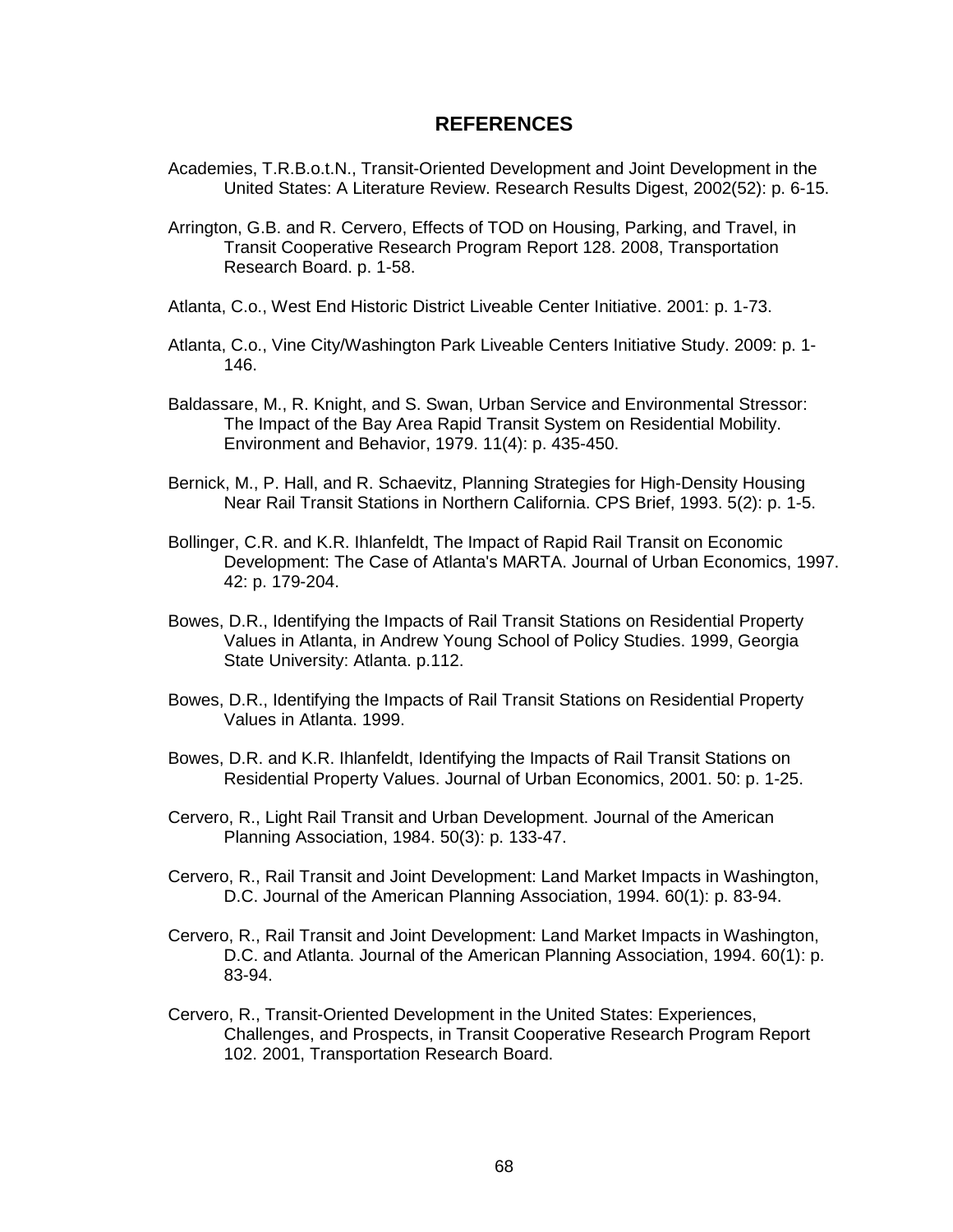# REFERENCES

Academies, T.R.B.o.t.N., Transit-Oriented Development and Joint Development in the United States: A Literature Review. Research Results Digest, 2002(52): p. 6-15.

Arrington, G.B. and R. Cervero, Effects of TOD on Housing, Parking, and Travel, in Transit Cooperative Research Program Report 128. 2008, Transportation Research Board. p. 1-58.

Atlanta, C.o., West End Historic District Liveable Center Initiative. 2001: p. 1-73.

Atlanta, C.o., Vine City/Washington Park Liveable Centers Initiative Study. 2009: p. 1-146.

Baldassare, M., R. Knight, and S. Swan, Urban Service and Environmental Stressor: The Impact of the Bay Area Rapid Transit System on Residential Mobility. Environment and Behavior, 1979. 11(4): p. 435-450.

Bernick, M., P. Hall, and R. Schaevitz, Planning Strategies for High-Density Housing Near Rail Transit Stations in Northern California. CPS Brief, 1993. 5(2): p. 1-5.

Bollinger, C.R. and K.R. Ihlanfeldt, The Impact of Rapid Rail Transit on Economic Development: The Case of Atlanta's MARTA. Journal of Urban Economics, 1997. 42: p. 179-204.

Bowes, D.R., Identifying the Impacts of Rail Transit Stations on Residential Property Values in Atlanta, in Andrew Young School of Policy Studies. 1999, Georgia State University: Atlanta. p.112.

Bowes, D.R., Identifying the Impacts of Rail Transit Stations on Residential Property Values in Atlanta. 1999.

Bowes, D.R. and K.R. Ihlanfeldt, Identifying the Impacts of Rail Transit Stations on Residential Property Values. Journal of Urban Economics, 2001. 50: p. 1-25.

Cervero, R., Light Rail Transit and Urban Development. Journal of the American Planning Association, 1984. 50(3): p. 133-47.

Cervero, R., Rail Transit and Joint Development: Land Market Impacts in Washington, D.C. Journal of the American Planning Association, 1994. 60(1): p. 83-94.

Cervero, R., Rail Transit and Joint Development: Land Market Impacts in Washington, D.C. and Atlanta. Journal of the American Planning Association, 1994. 60(1): p. 83-94.

Cervero, R., Transit-Oriented Development in the United States: Experiences, Challenges, and Prospects, in Transit Cooperative Research Program Report 102. 2001, Transportation Research Board.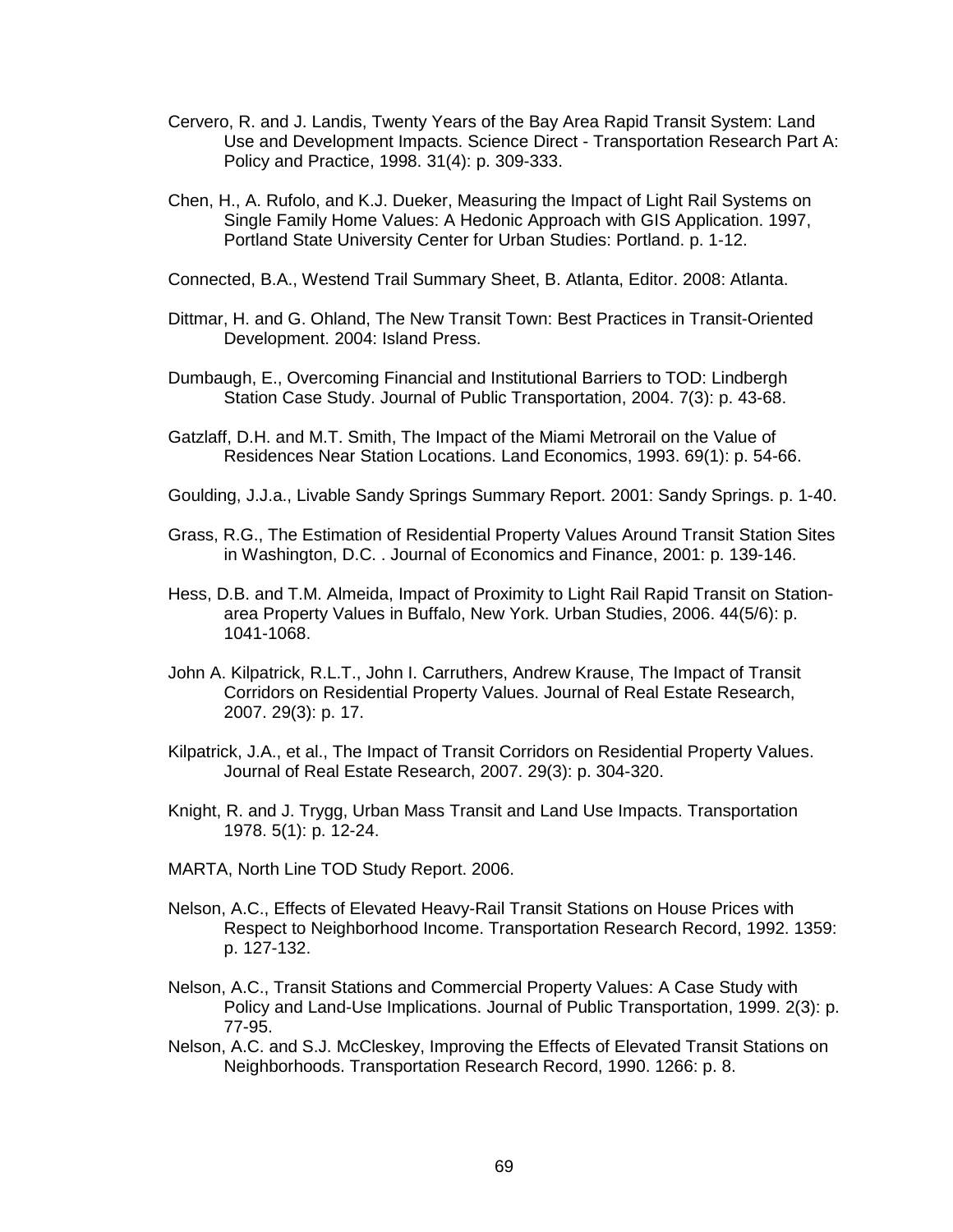Cervero, R. and J. Landis, Twenty Years of the Bay Area Rapid Transit System: Land Use and Development Impacts. Science Direct - Transportation Research Part A: Policy and Practice, 1998. 31(4): p. 309-333.

Chen, H., A. Rufolo, and K.J. Dueker, Measuring the Impact of Light Rail Systems on Single Family Home Values: A Hedonic Approach with GIS Application. 1997, Portland State University Center for Urban Studies: Portland. p. 1-12.

Connected, B.A., Westend Trail Summary Sheet, B. Atlanta, Editor. 2008: Atlanta.

Dittmar, H. and G. Ohland, The New Transit Town: Best Practices in Transit-Oriented Development. 2004: Island Press.

Dumbaugh, E., Overcoming Financial and Institutional Barriers to TOD: Lindbergh Station Case Study. Journal of Public Transportation, 2004. 7(3): p. 43-68.

Gatzlaff, D.H. and M.T. Smith, The Impact of the Miami Metrorail on the Value of Residences Near Station Locations. Land Economics, 1993. 69(1): p. 54-66.

Goulding, J.J.a., Livable Sandy Springs Summary Report. 2001: Sandy Springs. p. 1-40.

Grass, R.G., The Estimation of Residential Property Values Around Transit Station Sites in Washington, D.C. . Journal of Economics and Finance, 2001: p. 139-146.

Hess, D.B. and T.M. Almeida, Impact of Proximity to Light Rail Rapid Transit on Station-area Property Values in Buffalo, New York. Urban Studies, 2006. 44(5/6): p. 1041-1068.

John A. Kilpatrick, R.L.T., John I. Carruthers, Andrew Krause, The Impact of Transit Corridors on Residential Property Values. Journal of Real Estate Research, 2007. 29(3): p. 17.

Kilpatrick, J.A., et al., The Impact of Transit Corridors on Residential Property Values. Journal of Real Estate Research, 2007. 29(3): p. 304-320.

Knight, R. and J. Trygg, Urban Mass Transit and Land Use Impacts. Transportation 1978. 5(1): p. 12-24.

MARTA, North Line TOD Study Report. 2006.

Nelson, A.C., Effects of Elevated Heavy-Rail Transit Stations on House Prices with Respect to Neighborhood Income. Transportation Research Record, 1992. 1359: p. 127-132.

Nelson, A.C., Transit Stations and Commercial Property Values: A Case Study with Policy and Land-Use Implications. Journal of Public Transportation, 1999. 2(3): p. 77-95.

Nelson, A.C. and S.J. McCleskey, Improving the Effects of Elevated Transit Stations on Neighborhoods. Transportation Research Record, 1990. 1266: p. 8.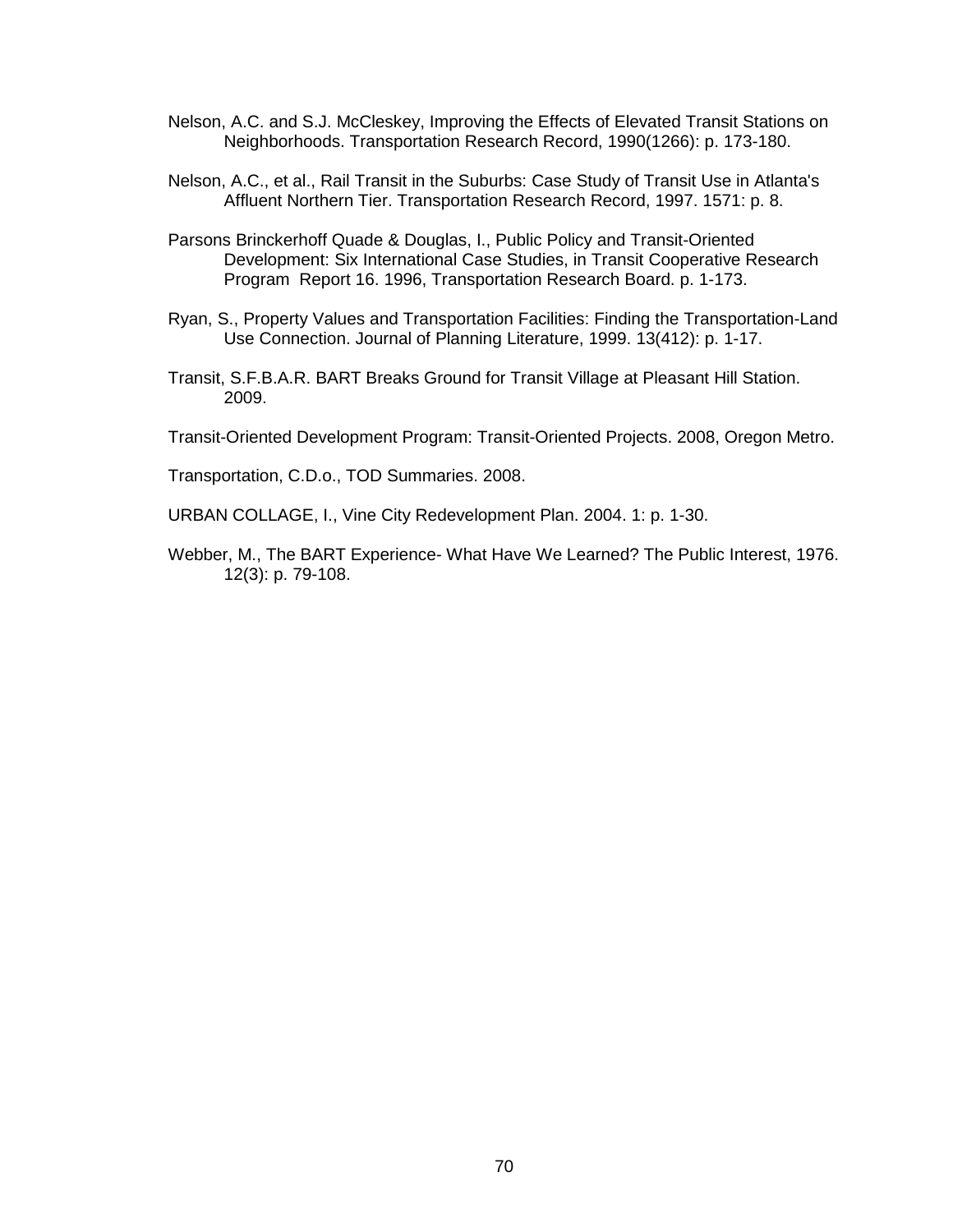Nelson, A.C. and S.J. McCleskey, Improving the Effects of Elevated Transit Stations on Neighborhoods. Transportation Research Record, 1990(1266): p. 173-180.

Nelson, A.C., et al., Rail Transit in the Suburbs: Case Study of Transit Use in Atlanta's Affluent Northern Tier. Transportation Research Record, 1997. 1571: p. 8.

Parsons Brinckerhoff Quade & Douglas, I., Public Policy and Transit-Oriented Development: Six International Case Studies, in Transit Cooperative Research Program Report 16. 1996, Transportation Research Board. p. 1-173.

Ryan, S., Property Values and Transportation Facilities: Finding the Transportation-Land Use Connection. Journal of Planning Literature, 1999. 13(412): p. 1-17.

Transit, S.F.B.A.R. BART Breaks Ground for Transit Village at Pleasant Hill Station. 2009.

Transit-Oriented Development Program: Transit-Oriented Projects. 2008, Oregon Metro.

Transportation, C.D.o., TOD Summaries. 2008.

URBAN COLLAGE, I., Vine City Redevelopment Plan. 2004. 1: p. 1-30.

Webber, M., The BART Experience- What Have We Learned? The Public Interest, 1976. 12(3): p. 79-108.